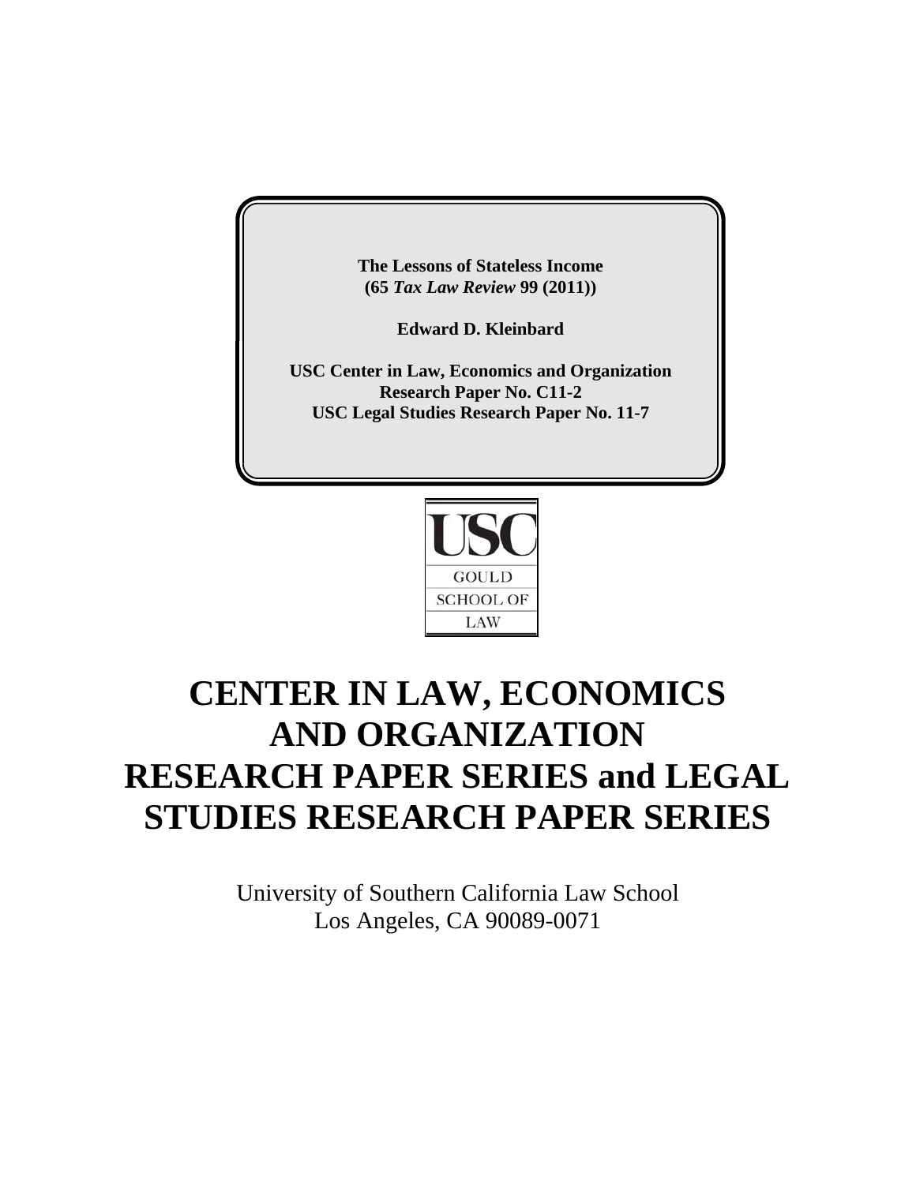**The Lessons of Stateless Income**
**(65 *Tax Law Review* 99 (2011))**

**Edward D. Kleinbard**

**USC Center in Law, Economics and Organization**
**Research Paper No. C11-2**
**USC Legal Studies Research Paper No. 11-7**

USC
GOULD
SCHOOL OF
LAW

# CENTER IN LAW, ECONOMICS AND ORGANIZATION RESEARCH PAPER SERIES and LEGAL STUDIES RESEARCH PAPER SERIES

University of Southern California Law School
Los Angeles, CA 90089-0071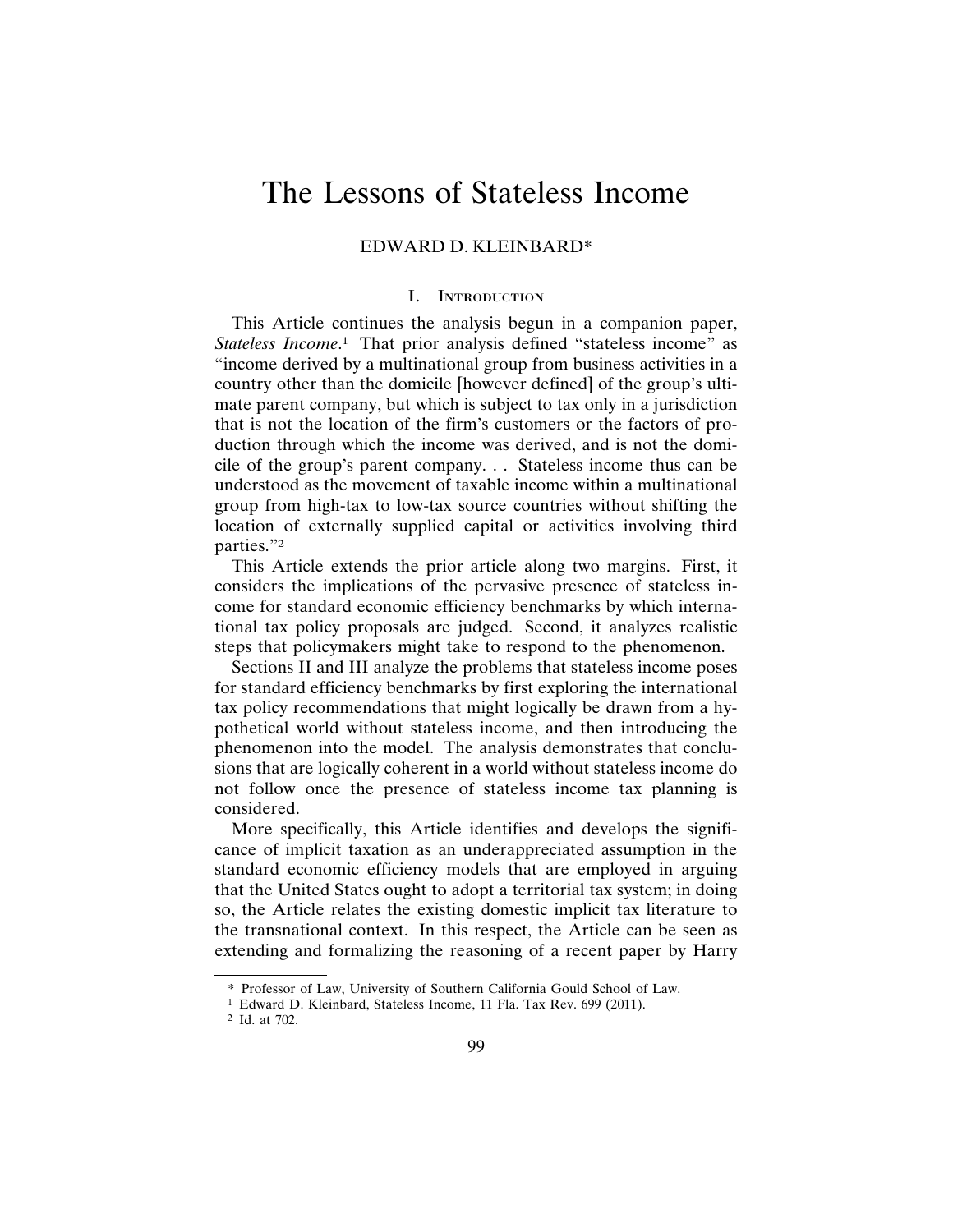# The Lessons of Stateless Income

EDWARD D. KLEINBARD*

## I. Introduction

This Article continues the analysis begun in a companion paper, *Stateless Income*.[1] That prior analysis defined "stateless income" as "income derived by a multinational group from business activities in a country other than the domicile [however defined] of the group's ultimate parent company, but which is subject to tax only in a jurisdiction that is not the location of the firm's customers or the factors of production through which the income was derived, and is not the domicile of the group's parent company. . . Stateless income thus can be understood as the movement of taxable income within a multinational group from high-tax to low-tax source countries without shifting the location of externally supplied capital or activities involving third parties."[2]

This Article extends the prior article along two margins. First, it considers the implications of the pervasive presence of stateless income for standard economic efficiency benchmarks by which international tax policy proposals are judged. Second, it analyzes realistic steps that policymakers might take to respond to the phenomenon.

Sections II and III analyze the problems that stateless income poses for standard efficiency benchmarks by first exploring the international tax policy recommendations that might logically be drawn from a hypothetical world without stateless income, and then introducing the phenomenon into the model. The analysis demonstrates that conclusions that are logically coherent in a world without stateless income do not follow once the presence of stateless income tax planning is considered.

More specifically, this Article identifies and develops the significance of implicit taxation as an underappreciated assumption in the standard economic efficiency models that are employed in arguing that the United States ought to adopt a territorial tax system; in doing so, the Article relates the existing domestic implicit tax literature to the transnational context. In this respect, the Article can be seen as extending and formalizing the reasoning of a recent paper by Harry

---

\* Professor of Law, University of Southern California Gould School of Law.

[1] Edward D. Kleinbard, Stateless Income, 11 Fla. Tax Rev. 699 (2011).

[2] Id. at 702.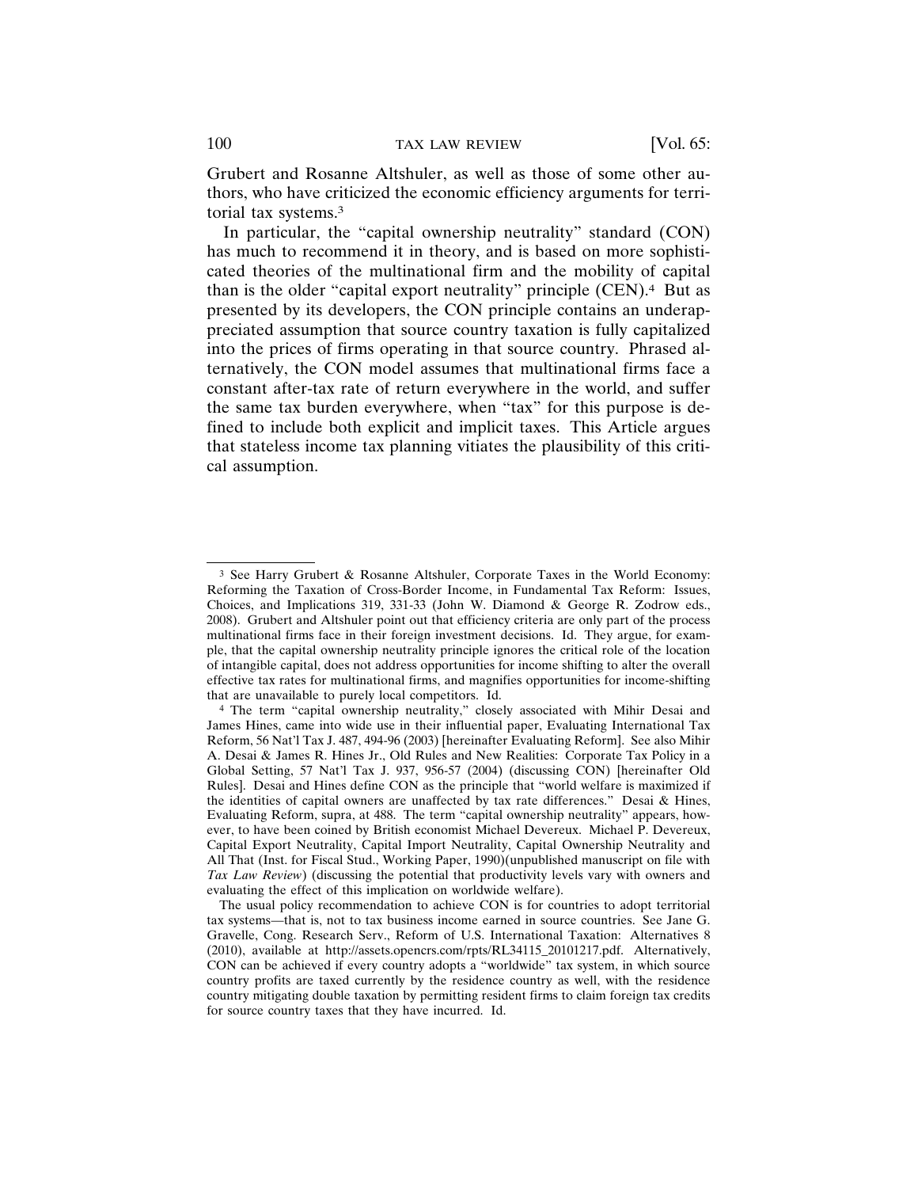Grubert and Rosanne Altshuler, as well as those of some other authors, who have criticized the economic efficiency arguments for territorial tax systems.[3]

In particular, the "capital ownership neutrality" standard (CON) has much to recommend it in theory, and is based on more sophisticated theories of the multinational firm and the mobility of capital than is the older "capital export neutrality" principle (CEN).[4] But as presented by its developers, the CON principle contains an underappreciated assumption that source country taxation is fully capitalized into the prices of firms operating in that source country. Phrased alternatively, the CON model assumes that multinational firms face a constant after-tax rate of return everywhere in the world, and suffer the same tax burden everywhere, when "tax" for this purpose is defined to include both explicit and implicit taxes. This Article argues that stateless income tax planning vitiates the plausibility of this critical assumption.

---

[3] See Harry Grubert & Rosanne Altshuler, Corporate Taxes in the World Economy: Reforming the Taxation of Cross-Border Income, in Fundamental Tax Reform: Issues, Choices, and Implications 319, 331-33 (John W. Diamond & George R. Zodrow eds., 2008). Grubert and Altshuler point out that efficiency criteria are only part of the process multinational firms face in their foreign investment decisions. Id. They argue, for example, that the capital ownership neutrality principle ignores the critical role of the location of intangible capital, does not address opportunities for income shifting to alter the overall effective tax rates for multinational firms, and magnifies opportunities for income-shifting that are unavailable to purely local competitors. Id.

[4] The term "capital ownership neutrality," closely associated with Mihir Desai and James Hines, came into wide use in their influential paper, Evaluating International Tax Reform, 56 Nat'l Tax J. 487, 494-96 (2003) [hereinafter Evaluating Reform]. See also Mihir A. Desai & James R. Hines Jr., Old Rules and New Realities: Corporate Tax Policy in a Global Setting, 57 Nat'l Tax J. 937, 956-57 (2004) (discussing CON) [hereinafter Old Rules]. Desai and Hines define CON as the principle that "world welfare is maximized if the identities of capital owners are unaffected by tax rate differences." Desai & Hines, Evaluating Reform, supra, at 488. The term "capital ownership neutrality" appears, however, to have been coined by British economist Michael Devereux. Michael P. Devereux, Capital Export Neutrality, Capital Import Neutrality, Capital Ownership Neutrality and All That (Inst. for Fiscal Stud., Working Paper, 1990)(unpublished manuscript on file with *Tax Law Review*) (discussing the potential that productivity levels vary with owners and evaluating the effect of this implication on worldwide welfare).

The usual policy recommendation to achieve CON is for countries to adopt territorial tax systems—that is, not to tax business income earned in source countries. See Jane G. Gravelle, Cong. Research Serv., Reform of U.S. International Taxation: Alternatives 8 (2010), available at http://assets.opencrs.com/rpts/RL34115_20101217.pdf. Alternatively, CON can be achieved if every country adopts a "worldwide" tax system, in which source country profits are taxed currently by the residence country as well, with the residence country mitigating double taxation by permitting resident firms to claim foreign tax credits for source country taxes that they have incurred. Id.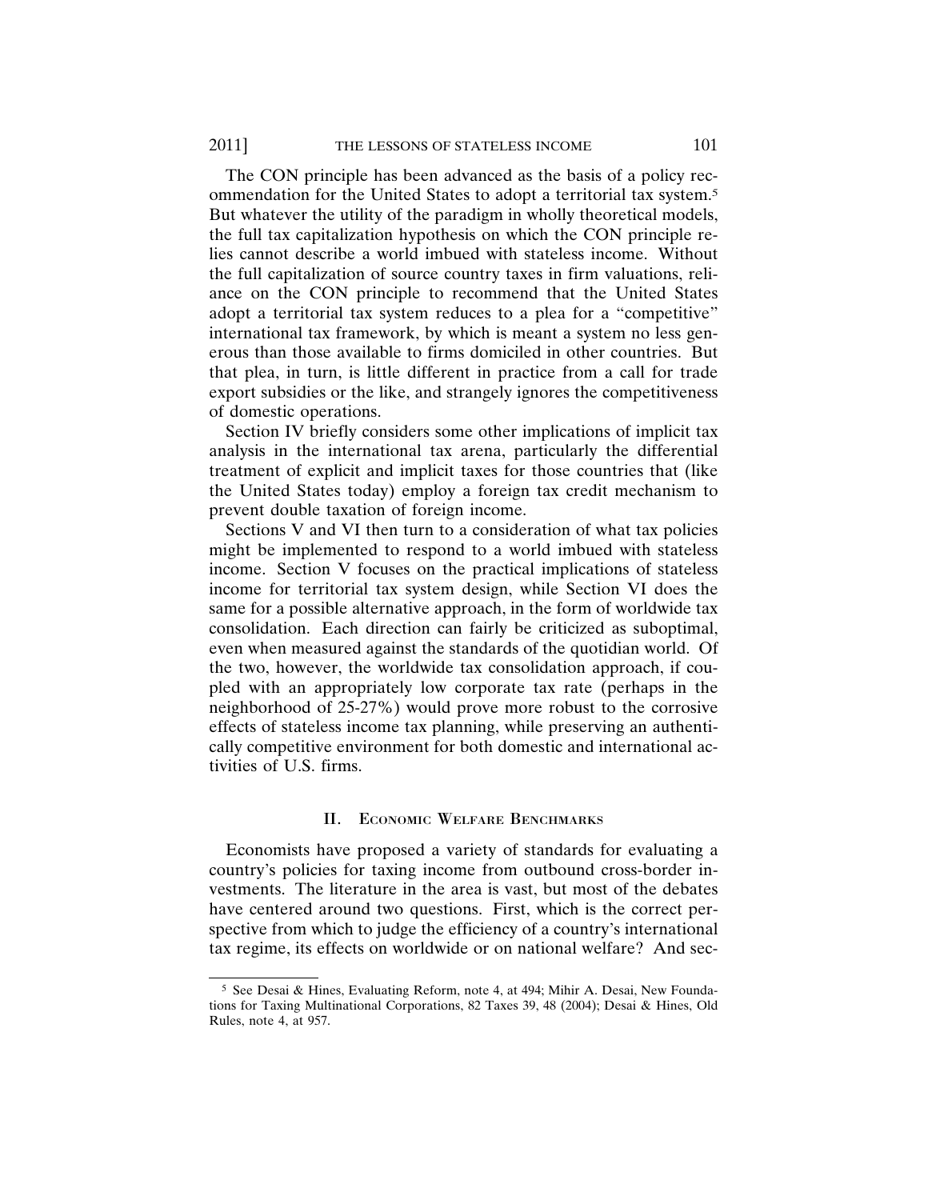The CON principle has been advanced as the basis of a policy recommendation for the United States to adopt a territorial tax system.[5] But whatever the utility of the paradigm in wholly theoretical models, the full tax capitalization hypothesis on which the CON principle relies cannot describe a world imbued with stateless income. Without the full capitalization of source country taxes in firm valuations, reliance on the CON principle to recommend that the United States adopt a territorial tax system reduces to a plea for a "competitive" international tax framework, by which is meant a system no less generous than those available to firms domiciled in other countries. But that plea, in turn, is little different in practice from a call for trade export subsidies or the like, and strangely ignores the competitiveness of domestic operations.

Section IV briefly considers some other implications of implicit tax analysis in the international tax arena, particularly the differential treatment of explicit and implicit taxes for those countries that (like the United States today) employ a foreign tax credit mechanism to prevent double taxation of foreign income.

Sections V and VI then turn to a consideration of what tax policies might be implemented to respond to a world imbued with stateless income. Section V focuses on the practical implications of stateless income for territorial tax system design, while Section VI does the same for a possible alternative approach, in the form of worldwide tax consolidation. Each direction can fairly be criticized as suboptimal, even when measured against the standards of the quotidian world. Of the two, however, the worldwide tax consolidation approach, if coupled with an appropriately low corporate tax rate (perhaps in the neighborhood of 25-27%) would prove more robust to the corrosive effects of stateless income tax planning, while preserving an authentically competitive environment for both domestic and international activities of U.S. firms.

## II. Economic Welfare Benchmarks

Economists have proposed a variety of standards for evaluating a country's policies for taxing income from outbound cross-border investments. The literature in the area is vast, but most of the debates have centered around two questions. First, which is the correct perspective from which to judge the efficiency of a country's international tax regime, its effects on worldwide or on national welfare? And sec-

[5] See Desai & Hines, Evaluating Reform, note 4, at 494; Mihir A. Desai, New Foundations for Taxing Multinational Corporations, 82 Taxes 39, 48 (2004); Desai & Hines, Old Rules, note 4, at 957.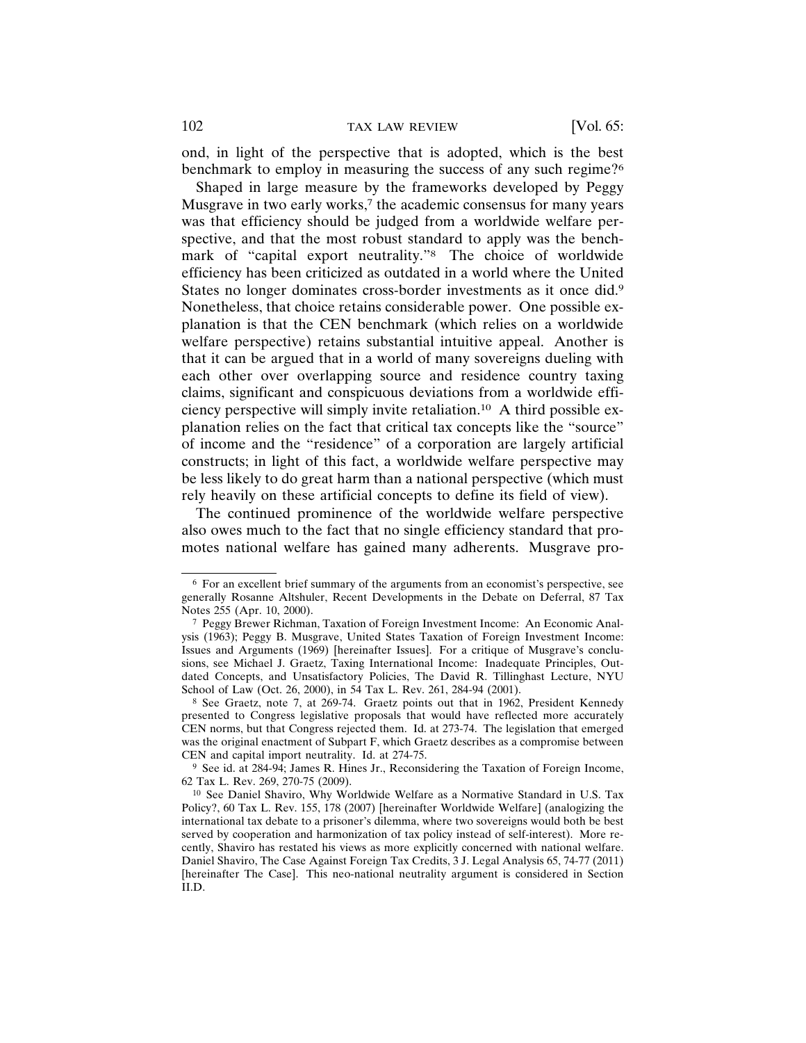ond, in light of the perspective that is adopted, which is the best benchmark to employ in measuring the success of any such regime?[6]

Shaped in large measure by the frameworks developed by Peggy Musgrave in two early works,[7] the academic consensus for many years was that efficiency should be judged from a worldwide welfare perspective, and that the most robust standard to apply was the benchmark of "capital export neutrality."[8] The choice of worldwide efficiency has been criticized as outdated in a world where the United States no longer dominates cross-border investments as it once did.[9] Nonetheless, that choice retains considerable power. One possible explanation is that the CEN benchmark (which relies on a worldwide welfare perspective) retains substantial intuitive appeal. Another is that it can be argued that in a world of many sovereigns dueling with each other over overlapping source and residence country taxing claims, significant and conspicuous deviations from a worldwide efficiency perspective will simply invite retaliation.[10] A third possible explanation relies on the fact that critical tax concepts like the "source" of income and the "residence" of a corporation are largely artificial constructs; in light of this fact, a worldwide welfare perspective may be less likely to do great harm than a national perspective (which must rely heavily on these artificial concepts to define its field of view).

The continued prominence of the worldwide welfare perspective also owes much to the fact that no single efficiency standard that promotes national welfare has gained many adherents. Musgrave pro-

---

[6] For an excellent brief summary of the arguments from an economist's perspective, see generally Rosanne Altshuler, Recent Developments in the Debate on Deferral, 87 Tax Notes 255 (Apr. 10, 2000).

[7] Peggy Brewer Richman, Taxation of Foreign Investment Income: An Economic Analysis (1963); Peggy B. Musgrave, United States Taxation of Foreign Investment Income: Issues and Arguments (1969) [hereinafter Issues]. For a critique of Musgrave's conclusions, see Michael J. Graetz, Taxing International Income: Inadequate Principles, Outdated Concepts, and Unsatisfactory Policies, The David R. Tillinghast Lecture, NYU School of Law (Oct. 26, 2000), in 54 Tax L. Rev. 261, 284-94 (2001).

[8] See Graetz, note 7, at 269-74. Graetz points out that in 1962, President Kennedy presented to Congress legislative proposals that would have reflected more accurately CEN norms, but that Congress rejected them. Id. at 273-74. The legislation that emerged was the original enactment of Subpart F, which Graetz describes as a compromise between CEN and capital import neutrality. Id. at 274-75.

[9] See id. at 284-94; James R. Hines Jr., Reconsidering the Taxation of Foreign Income, 62 Tax L. Rev. 269, 270-75 (2009).

[10] See Daniel Shaviro, Why Worldwide Welfare as a Normative Standard in U.S. Tax Policy?, 60 Tax L. Rev. 155, 178 (2007) [hereinafter Worldwide Welfare] (analogizing the international tax debate to a prisoner's dilemma, where two sovereigns would both be best served by cooperation and harmonization of tax policy instead of self-interest). More recently, Shaviro has restated his views as more explicitly concerned with national welfare. Daniel Shaviro, The Case Against Foreign Tax Credits, 3 J. Legal Analysis 65, 74-77 (2011) [hereinafter The Case]. This neo-national neutrality argument is considered in Section II.D.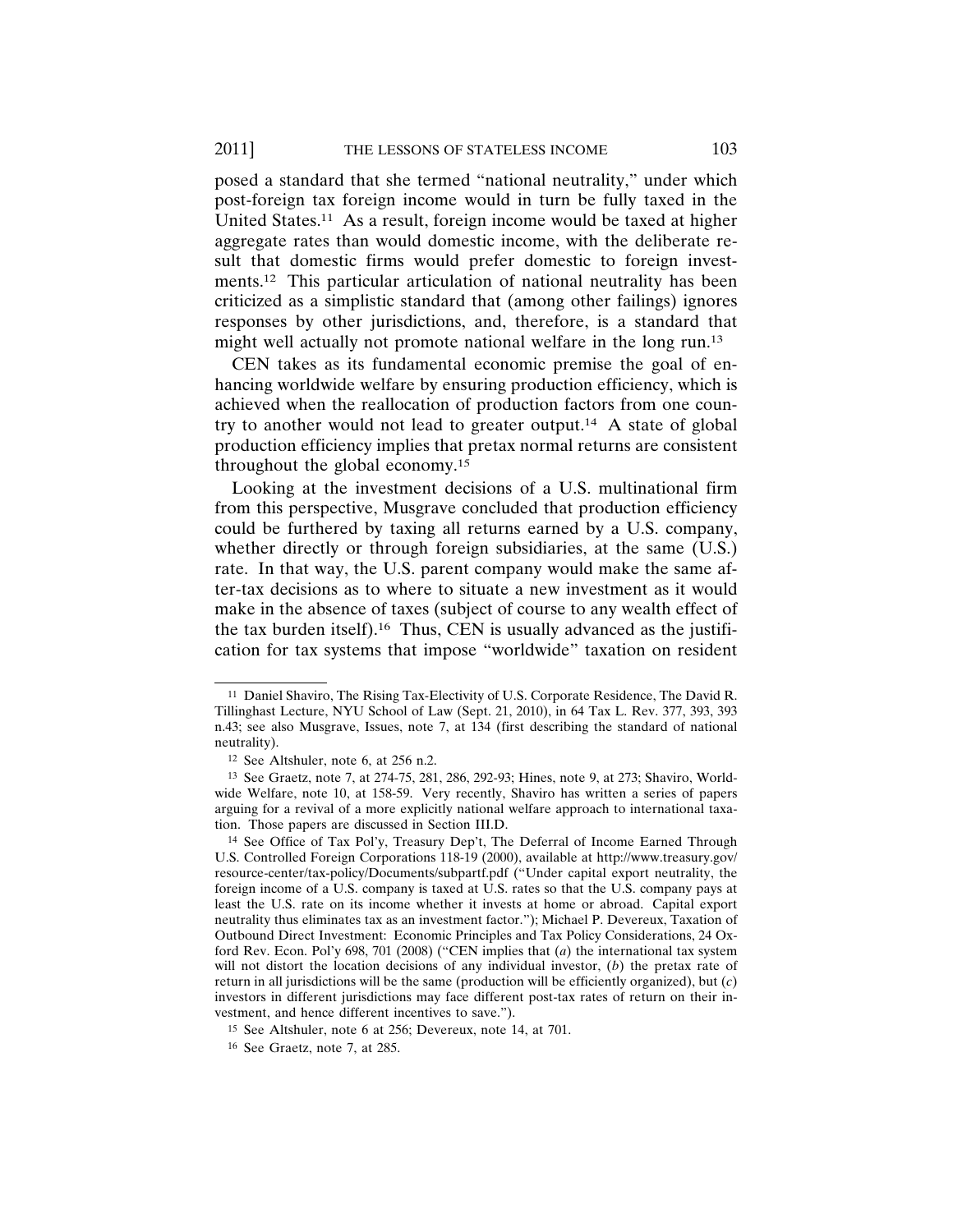posed a standard that she termed "national neutrality," under which post-foreign tax foreign income would in turn be fully taxed in the United States.[11] As a result, foreign income would be taxed at higher aggregate rates than would domestic income, with the deliberate result that domestic firms would prefer domestic to foreign investments.[12] This particular articulation of national neutrality has been criticized as a simplistic standard that (among other failings) ignores responses by other jurisdictions, and, therefore, is a standard that might well actually not promote national welfare in the long run.[13]

CEN takes as its fundamental economic premise the goal of enhancing worldwide welfare by ensuring production efficiency, which is achieved when the reallocation of production factors from one country to another would not lead to greater output.[14] A state of global production efficiency implies that pretax normal returns are consistent throughout the global economy.[15]

Looking at the investment decisions of a U.S. multinational firm from this perspective, Musgrave concluded that production efficiency could be furthered by taxing all returns earned by a U.S. company, whether directly or through foreign subsidiaries, at the same (U.S.) rate. In that way, the U.S. parent company would make the same after-tax decisions as to where to situate a new investment as it would make in the absence of taxes (subject of course to any wealth effect of the tax burden itself).[16] Thus, CEN is usually advanced as the justification for tax systems that impose "worldwide" taxation on resident

---

[11] Daniel Shaviro, The Rising Tax-Electivity of U.S. Corporate Residence, The David R. Tillinghast Lecture, NYU School of Law (Sept. 21, 2010), in 64 Tax L. Rev. 377, 393, 393 n.43; see also Musgrave, Issues, note 7, at 134 (first describing the standard of national neutrality).

[12] See Altshuler, note 6, at 256 n.2.

[13] See Graetz, note 7, at 274-75, 281, 286, 292-93; Hines, note 9, at 273; Shaviro, Worldwide Welfare, note 10, at 158-59. Very recently, Shaviro has written a series of papers arguing for a revival of a more explicitly national welfare approach to international taxation. Those papers are discussed in Section III.D.

[14] See Office of Tax Pol'y, Treasury Dep't, The Deferral of Income Earned Through U.S. Controlled Foreign Corporations 118-19 (2000), available at http://www.treasury.gov/resource-center/tax-policy/Documents/subpartf.pdf ("Under capital export neutrality, the foreign income of a U.S. company is taxed at U.S. rates so that the U.S. company pays at least the U.S. rate on its income whether it invests at home or abroad. Capital export neutrality thus eliminates tax as an investment factor."); Michael P. Devereux, Taxation of Outbound Direct Investment: Economic Principles and Tax Policy Considerations, 24 Oxford Rev. Econ. Pol'y 698, 701 (2008) ("CEN implies that (*a*) the international tax system will not distort the location decisions of any individual investor, (*b*) the pretax rate of return in all jurisdictions will be the same (production will be efficiently organized), but (*c*) investors in different jurisdictions may face different post-tax rates of return on their investment, and hence different incentives to save.").

[15] See Altshuler, note 6 at 256; Devereux, note 14, at 701.

[16] See Graetz, note 7, at 285.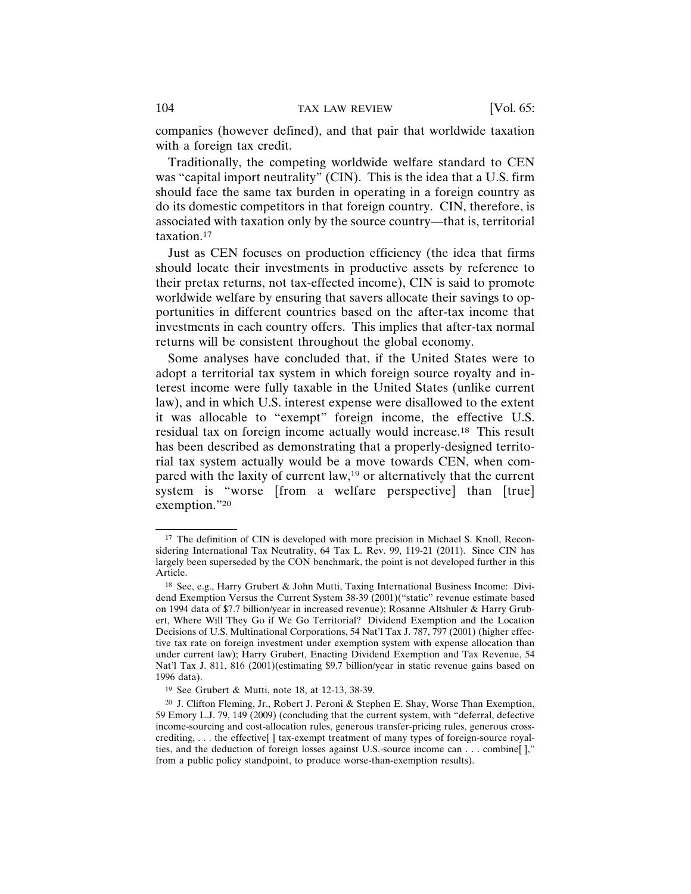companies (however defined), and that pair that worldwide taxation with a foreign tax credit.

Traditionally, the competing worldwide welfare standard to CEN was "capital import neutrality" (CIN). This is the idea that a U.S. firm should face the same tax burden in operating in a foreign country as do its domestic competitors in that foreign country. CIN, therefore, is associated with taxation only by the source country—that is, territorial taxation.[17]

Just as CEN focuses on production efficiency (the idea that firms should locate their investments in productive assets by reference to their pretax returns, not tax-effected income), CIN is said to promote worldwide welfare by ensuring that savers allocate their savings to opportunities in different countries based on the after-tax income that investments in each country offers. This implies that after-tax normal returns will be consistent throughout the global economy.

Some analyses have concluded that, if the United States were to adopt a territorial tax system in which foreign source royalty and interest income were fully taxable in the United States (unlike current law), and in which U.S. interest expense were disallowed to the extent it was allocable to "exempt" foreign income, the effective U.S. residual tax on foreign income actually would increase.[18] This result has been described as demonstrating that a properly-designed territorial tax system actually would be a move towards CEN, when compared with the laxity of current law,[19] or alternatively that the current system is "worse [from a welfare perspective] than [true] exemption."[20]

---

[17] The definition of CIN is developed with more precision in Michael S. Knoll, Reconsidering International Tax Neutrality, 64 Tax L. Rev. 99, 119-21 (2011). Since CIN has largely been superseded by the CON benchmark, the point is not developed further in this Article.

[18] See, e.g., Harry Grubert & John Mutti, Taxing International Business Income: Dividend Exemption Versus the Current System 38-39 (2001)("static" revenue estimate based on 1994 data of $7.7 billion/year in increased revenue); Rosanne Altshuler & Harry Grubert, Where Will They Go if We Go Territorial? Dividend Exemption and the Location Decisions of U.S. Multinational Corporations, 54 Nat'l Tax J. 787, 797 (2001) (higher effective tax rate on foreign investment under exemption system with expense allocation than under current law); Harry Grubert, Enacting Dividend Exemption and Tax Revenue, 54 Nat'l Tax J. 811, 816 (2001)(estimating $9.7 billion/year in static revenue gains based on 1996 data).

[19] See Grubert & Mutti, note 18, at 12-13, 38-39.

[20] J. Clifton Fleming, Jr., Robert J. Peroni & Stephen E. Shay, Worse Than Exemption, 59 Emory L.J. 79, 149 (2009) (concluding that the current system, with "deferral, defective income-sourcing and cost-allocation rules, generous transfer-pricing rules, generous cross-crediting, . . . the effective[ ] tax-exempt treatment of many types of foreign-source royalties, and the deduction of foreign losses against U.S.-source income can . . . combine[ ]," from a public policy standpoint, to produce worse-than-exemption results).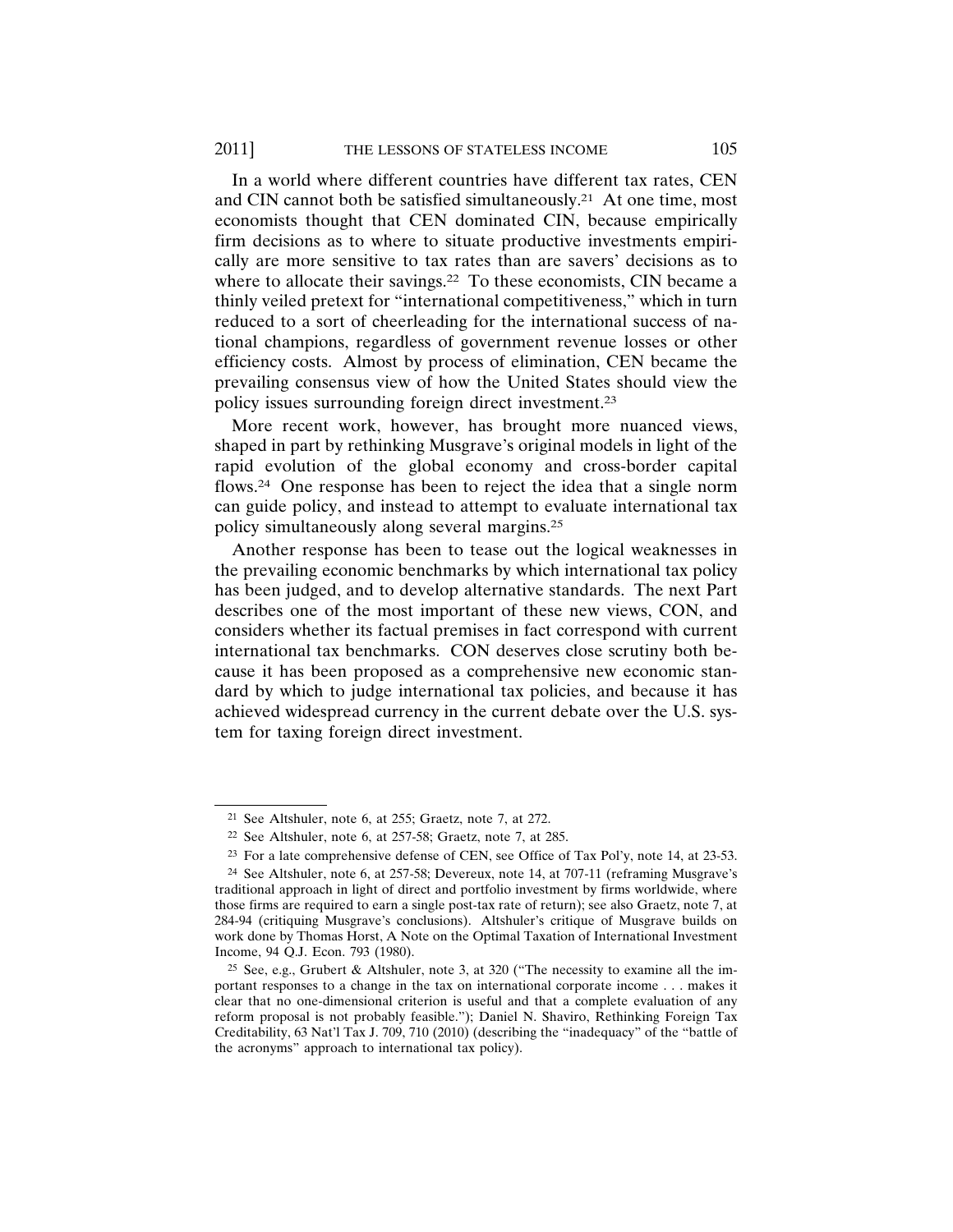In a world where different countries have different tax rates, CEN and CIN cannot both be satisfied simultaneously.[21] At one time, most economists thought that CEN dominated CIN, because empirically firm decisions as to where to situate productive investments empirically are more sensitive to tax rates than are savers' decisions as to where to allocate their savings.[22] To these economists, CIN became a thinly veiled pretext for "international competitiveness," which in turn reduced to a sort of cheerleading for the international success of national champions, regardless of government revenue losses or other efficiency costs. Almost by process of elimination, CEN became the prevailing consensus view of how the United States should view the policy issues surrounding foreign direct investment.[23]

More recent work, however, has brought more nuanced views, shaped in part by rethinking Musgrave's original models in light of the rapid evolution of the global economy and cross-border capital flows.[24] One response has been to reject the idea that a single norm can guide policy, and instead to attempt to evaluate international tax policy simultaneously along several margins.[25]

Another response has been to tease out the logical weaknesses in the prevailing economic benchmarks by which international tax policy has been judged, and to develop alternative standards. The next Part describes one of the most important of these new views, CON, and considers whether its factual premises in fact correspond with current international tax benchmarks. CON deserves close scrutiny both because it has been proposed as a comprehensive new economic standard by which to judge international tax policies, and because it has achieved widespread currency in the current debate over the U.S. system for taxing foreign direct investment.

---

[21] See Altshuler, note 6, at 255; Graetz, note 7, at 272.

[22] See Altshuler, note 6, at 257-58; Graetz, note 7, at 285.

[23] For a late comprehensive defense of CEN, see Office of Tax Pol'y, note 14, at 23-53.

[24] See Altshuler, note 6, at 257-58; Devereux, note 14, at 707-11 (reframing Musgrave's traditional approach in light of direct and portfolio investment by firms worldwide, where those firms are required to earn a single post-tax rate of return); see also Graetz, note 7, at 284-94 (critiquing Musgrave's conclusions). Altshuler's critique of Musgrave builds on work done by Thomas Horst, A Note on the Optimal Taxation of International Investment Income, 94 Q.J. Econ. 793 (1980).

[25] See, e.g., Grubert & Altshuler, note 3, at 320 ("The necessity to examine all the important responses to a change in the tax on international corporate income . . . makes it clear that no one-dimensional criterion is useful and that a complete evaluation of any reform proposal is not probably feasible."); Daniel N. Shaviro, Rethinking Foreign Tax Creditability, 63 Nat'l Tax J. 709, 710 (2010) (describing the "inadequacy" of the "battle of the acronyms" approach to international tax policy).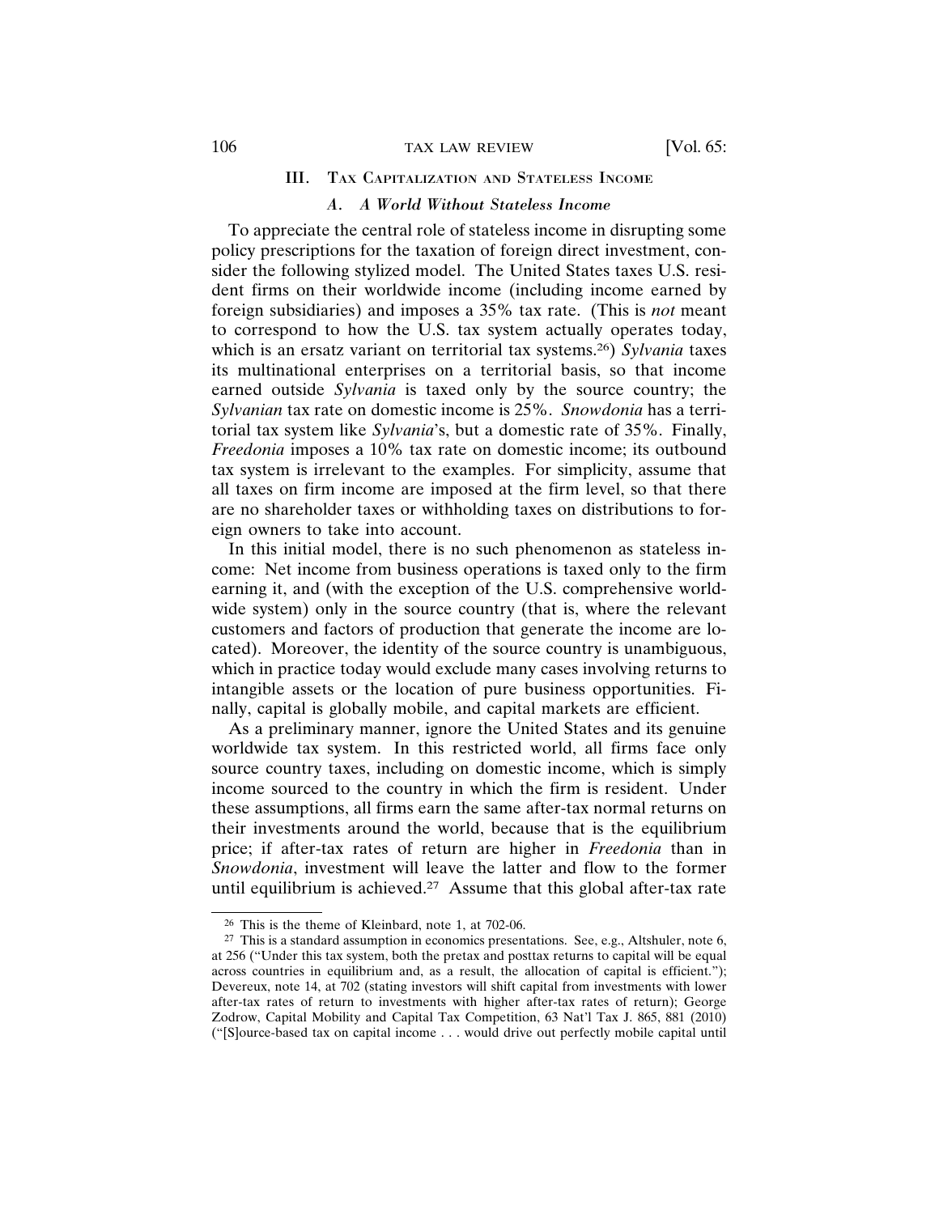## III. Tax Capitalization and Stateless Income

### A. A World Without Stateless Income

To appreciate the central role of stateless income in disrupting some policy prescriptions for the taxation of foreign direct investment, consider the following stylized model. The United States taxes U.S. resident firms on their worldwide income (including income earned by foreign subsidiaries) and imposes a 35% tax rate. (This is *not* meant to correspond to how the U.S. tax system actually operates today, which is an ersatz variant on territorial tax systems.[26]) *Sylvania* taxes its multinational enterprises on a territorial basis, so that income earned outside *Sylvania* is taxed only by the source country; the *Sylvanian* tax rate on domestic income is 25%. *Snowdonia* has a territorial tax system like *Sylvania*'s, but a domestic rate of 35%. Finally, *Freedonia* imposes a 10% tax rate on domestic income; its outbound tax system is irrelevant to the examples. For simplicity, assume that all taxes on firm income are imposed at the firm level, so that there are no shareholder taxes or withholding taxes on distributions to foreign owners to take into account.

In this initial model, there is no such phenomenon as stateless income: Net income from business operations is taxed only to the firm earning it, and (with the exception of the U.S. comprehensive worldwide system) only in the source country (that is, where the relevant customers and factors of production that generate the income are located). Moreover, the identity of the source country is unambiguous, which in practice today would exclude many cases involving returns to intangible assets or the location of pure business opportunities. Finally, capital is globally mobile, and capital markets are efficient.

As a preliminary manner, ignore the United States and its genuine worldwide tax system. In this restricted world, all firms face only source country taxes, including on domestic income, which is simply income sourced to the country in which the firm is resident. Under these assumptions, all firms earn the same after-tax normal returns on their investments around the world, because that is the equilibrium price; if after-tax rates of return are higher in *Freedonia* than in *Snowdonia*, investment will leave the latter and flow to the former until equilibrium is achieved.[27] Assume that this global after-tax rate

---

[26] This is the theme of Kleinbard, note 1, at 702-06.

[27] This is a standard assumption in economics presentations. See, e.g., Altshuler, note 6, at 256 ("Under this tax system, both the pretax and posttax returns to capital will be equal across countries in equilibrium and, as a result, the allocation of capital is efficient."); Devereux, note 14, at 702 (stating investors will shift capital from investments with lower after-tax rates of return to investments with higher after-tax rates of return); George Zodrow, Capital Mobility and Capital Tax Competition, 63 Nat'l Tax J. 865, 881 (2010) ("[S]ource-based tax on capital income . . . would drive out perfectly mobile capital until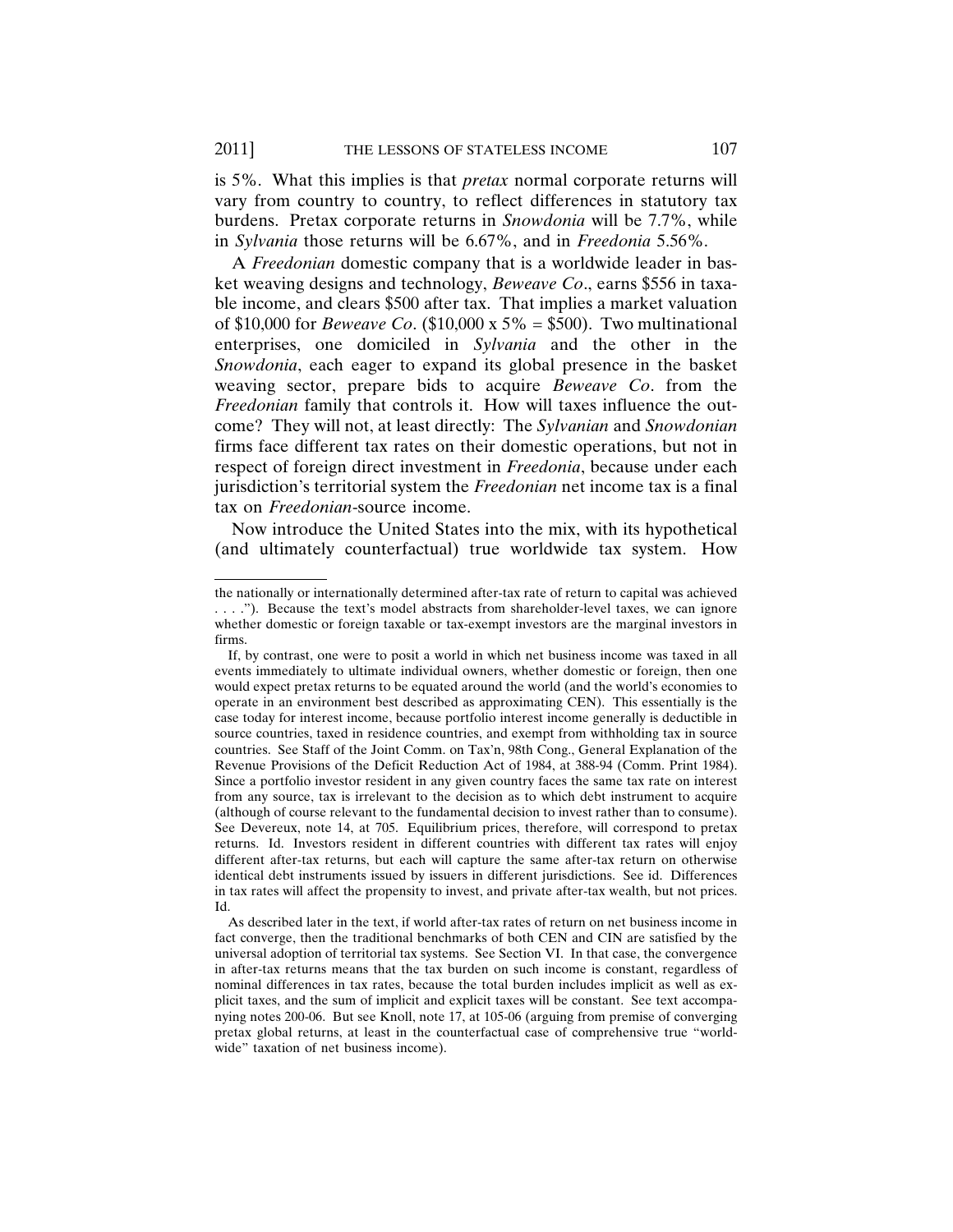is 5%. What this implies is that *pretax* normal corporate returns will vary from country to country, to reflect differences in statutory tax burdens. Pretax corporate returns in *Snowdonia* will be 7.7%, while in *Sylvania* those returns will be 6.67%, and in *Freedonia* 5.56%.

A *Freedonian* domestic company that is a worldwide leader in basket weaving designs and technology, *Beweave Co*., earns $556 in taxable income, and clears $500 after tax. That implies a market valuation of $10,000 for *Beweave Co*. ($10,000 x 5% = $500). Two multinational enterprises, one domiciled in *Sylvania* and the other in the *Snowdonia*, each eager to expand its global presence in the basket weaving sector, prepare bids to acquire *Beweave Co*. from the *Freedonian* family that controls it. How will taxes influence the outcome? They will not, at least directly: The *Sylvanian* and *Snowdonian* firms face different tax rates on their domestic operations, but not in respect of foreign direct investment in *Freedonia*, because under each jurisdiction's territorial system the *Freedonian* net income tax is a final tax on *Freedonian*-source income.

Now introduce the United States into the mix, with its hypothetical (and ultimately counterfactual) true worldwide tax system. How

---

the nationally or internationally determined after-tax rate of return to capital was achieved . . . ."). Because the text's model abstracts from shareholder-level taxes, we can ignore whether domestic or foreign taxable or tax-exempt investors are the marginal investors in firms.

If, by contrast, one were to posit a world in which net business income was taxed in all events immediately to ultimate individual owners, whether domestic or foreign, then one would expect pretax returns to be equated around the world (and the world's economies to operate in an environment best described as approximating CEN). This essentially is the case today for interest income, because portfolio interest income generally is deductible in source countries, taxed in residence countries, and exempt from withholding tax in source countries. See Staff of the Joint Comm. on Tax'n, 98th Cong., General Explanation of the Revenue Provisions of the Deficit Reduction Act of 1984, at 388-94 (Comm. Print 1984). Since a portfolio investor resident in any given country faces the same tax rate on interest from any source, tax is irrelevant to the decision as to which debt instrument to acquire (although of course relevant to the fundamental decision to invest rather than to consume). See Devereux, note 14, at 705. Equilibrium prices, therefore, will correspond to pretax returns. Id. Investors resident in different countries with different tax rates will enjoy different after-tax returns, but each will capture the same after-tax return on otherwise identical debt instruments issued by issuers in different jurisdictions. See id. Differences in tax rates will affect the propensity to invest, and private after-tax wealth, but not prices. Id.

As described later in the text, if world after-tax rates of return on net business income in fact converge, then the traditional benchmarks of both CEN and CIN are satisfied by the universal adoption of territorial tax systems. See Section VI. In that case, the convergence in after-tax returns means that the tax burden on such income is constant, regardless of nominal differences in tax rates, because the total burden includes implicit as well as explicit taxes, and the sum of implicit and explicit taxes will be constant. See text accompanying notes 200-06. But see Knoll, note 17, at 105-06 (arguing from premise of converging pretax global returns, at least in the counterfactual case of comprehensive true "worldwide" taxation of net business income).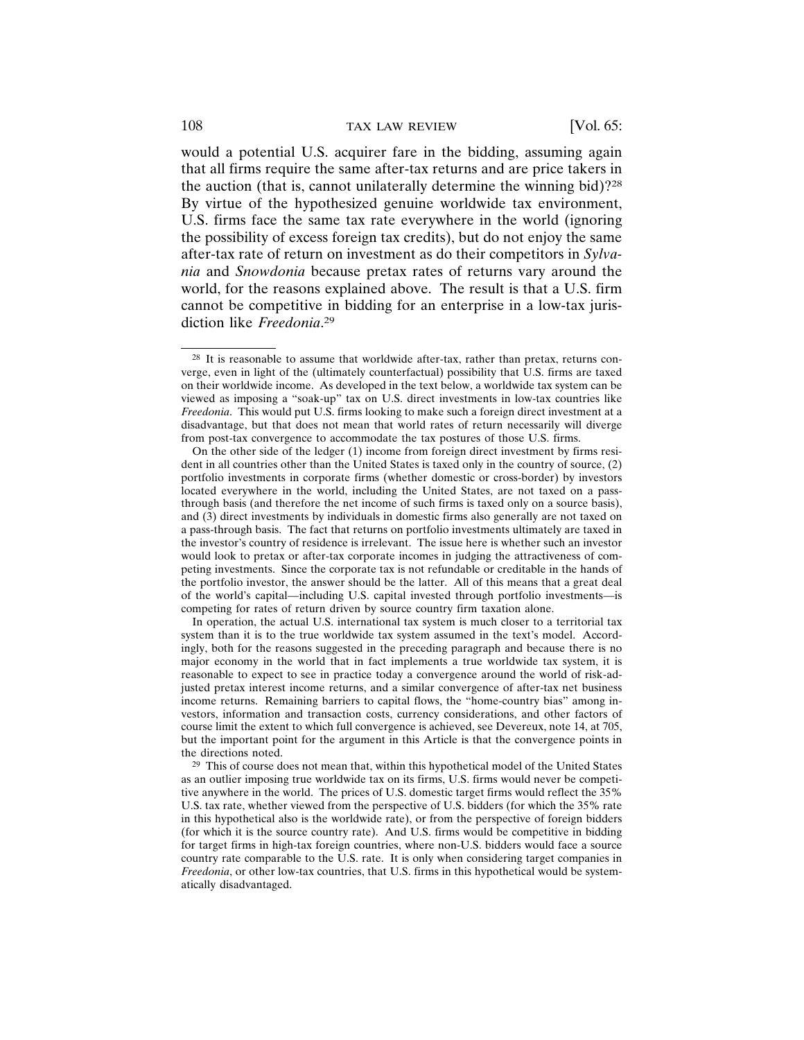would a potential U.S. acquirer fare in the bidding, assuming again that all firms require the same after-tax returns and are price takers in the auction (that is, cannot unilaterally determine the winning bid)?[28] By virtue of the hypothesized genuine worldwide tax environment, U.S. firms face the same tax rate everywhere in the world (ignoring the possibility of excess foreign tax credits), but do not enjoy the same after-tax rate of return on investment as do their competitors in *Sylvania* and *Snowdonia* because pretax rates of returns vary around the world, for the reasons explained above. The result is that a U.S. firm cannot be competitive in bidding for an enterprise in a low-tax jurisdiction like *Freedonia*.[29]

---

[28] It is reasonable to assume that worldwide after-tax, rather than pretax, returns converge, even in light of the (ultimately counterfactual) possibility that U.S. firms are taxed on their worldwide income. As developed in the text below, a worldwide tax system can be viewed as imposing a "soak-up" tax on U.S. direct investments in low-tax countries like *Freedonia*. This would put U.S. firms looking to make such a foreign direct investment at a disadvantage, but that does not mean that world rates of return necessarily will diverge from post-tax convergence to accommodate the tax postures of those U.S. firms.

On the other side of the ledger (1) income from foreign direct investment by firms resident in all countries other than the United States is taxed only in the country of source, (2) portfolio investments in corporate firms (whether domestic or cross-border) by investors located everywhere in the world, including the United States, are not taxed on a pass-through basis (and therefore the net income of such firms is taxed only on a source basis), and (3) direct investments by individuals in domestic firms also generally are not taxed on a pass-through basis. The fact that returns on portfolio investments ultimately are taxed in the investor's country of residence is irrelevant. The issue here is whether such an investor would look to pretax or after-tax corporate incomes in judging the attractiveness of competing investments. Since the corporate tax is not refundable or creditable in the hands of the portfolio investor, the answer should be the latter. All of this means that a great deal of the world's capital—including U.S. capital invested through portfolio investments—is competing for rates of return driven by source country firm taxation alone.

In operation, the actual U.S. international tax system is much closer to a territorial tax system than it is to the true worldwide tax system assumed in the text's model. Accordingly, both for the reasons suggested in the preceding paragraph and because there is no major economy in the world that in fact implements a true worldwide tax system, it is reasonable to expect to see in practice today a convergence around the world of risk-adjusted pretax interest income returns, and a similar convergence of after-tax net business income returns. Remaining barriers to capital flows, the "home-country bias" among investors, information and transaction costs, currency considerations, and other factors of course limit the extent to which full convergence is achieved, see Devereux, note 14, at 705, but the important point for the argument in this Article is that the convergence points in the directions noted.

[29] This of course does not mean that, within this hypothetical model of the United States as an outlier imposing true worldwide tax on its firms, U.S. firms would never be competitive anywhere in the world. The prices of U.S. domestic target firms would reflect the 35% U.S. tax rate, whether viewed from the perspective of U.S. bidders (for which the 35% rate in this hypothetical also is the worldwide rate), or from the perspective of foreign bidders (for which it is the source country rate). And U.S. firms would be competitive in bidding for target firms in high-tax foreign countries, where non-U.S. bidders would face a source country rate comparable to the U.S. rate. It is only when considering target companies in *Freedonia*, or other low-tax countries, that U.S. firms in this hypothetical would be systematically disadvantaged.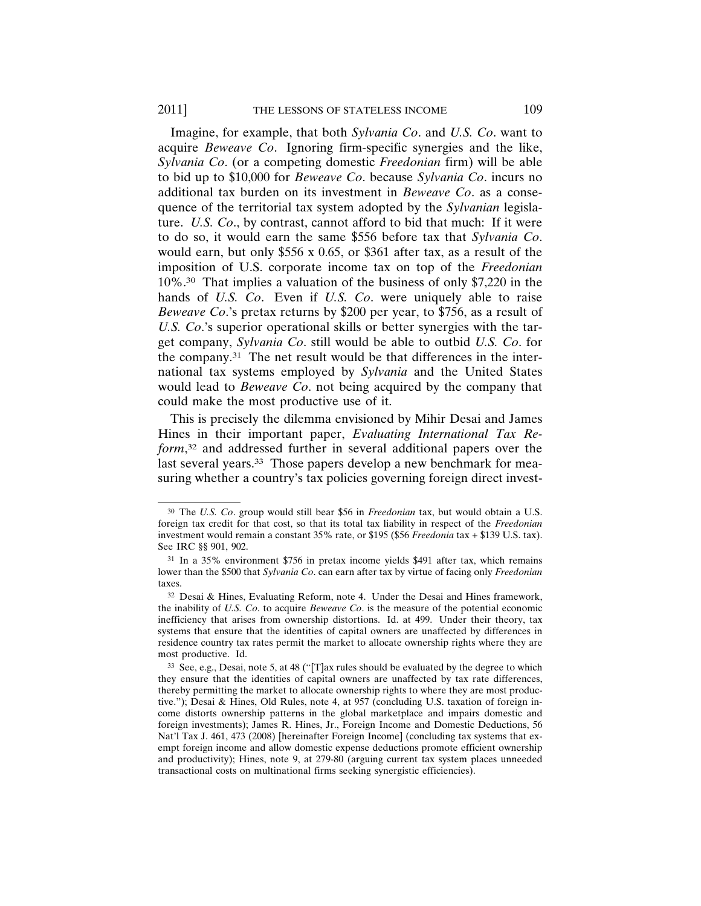Imagine, for example, that both *Sylvania Co*. and *U.S. Co*. want to acquire *Beweave Co*. Ignoring firm-specific synergies and the like, *Sylvania Co*. (or a competing domestic *Freedonian* firm) will be able to bid up to $10,000 for *Beweave Co*. because *Sylvania Co*. incurs no additional tax burden on its investment in *Beweave Co*. as a consequence of the territorial tax system adopted by the *Sylvanian* legislature. *U.S. Co*., by contrast, cannot afford to bid that much: If it were to do so, it would earn the same $556 before tax that *Sylvania Co*. would earn, but only $556 x 0.65, or $361 after tax, as a result of the imposition of U.S. corporate income tax on top of the *Freedonian* 10%.[30] That implies a valuation of the business of only $7,220 in the hands of *U.S. Co*. Even if *U.S. Co*. were uniquely able to raise *Beweave Co*.'s pretax returns by $200 per year, to $756, as a result of *U.S. Co*.'s superior operational skills or better synergies with the target company, *Sylvania Co*. still would be able to outbid *U.S. Co*. for the company.[31] The net result would be that differences in the international tax systems employed by *Sylvania* and the United States would lead to *Beweave Co*. not being acquired by the company that could make the most productive use of it.

This is precisely the dilemma envisioned by Mihir Desai and James Hines in their important paper, *Evaluating International Tax Reform*,[32] and addressed further in several additional papers over the last several years.[33] Those papers develop a new benchmark for measuring whether a country's tax policies governing foreign direct invest-

---

[30] The *U.S. Co*. group would still bear $56 in *Freedonian* tax, but would obtain a U.S. foreign tax credit for that cost, so that its total tax liability in respect of the *Freedonian* investment would remain a constant 35% rate, or $195 ($56 *Freedonia* tax + $139 U.S. tax). See IRC §§ 901, 902.

[31] In a 35% environment $756 in pretax income yields $491 after tax, which remains lower than the $500 that *Sylvania Co*. can earn after tax by virtue of facing only *Freedonian* taxes.

[32] Desai & Hines, Evaluating Reform, note 4. Under the Desai and Hines framework, the inability of *U.S. Co*. to acquire *Beweave Co*. is the measure of the potential economic inefficiency that arises from ownership distortions. Id. at 499. Under their theory, tax systems that ensure that the identities of capital owners are unaffected by differences in residence country tax rates permit the market to allocate ownership rights where they are most productive. Id.

[33] See, e.g., Desai, note 5, at 48 ("[T]ax rules should be evaluated by the degree to which they ensure that the identities of capital owners are unaffected by tax rate differences, thereby permitting the market to allocate ownership rights to where they are most productive."); Desai & Hines, Old Rules, note 4, at 957 (concluding U.S. taxation of foreign income distorts ownership patterns in the global marketplace and impairs domestic and foreign investments); James R. Hines, Jr., Foreign Income and Domestic Deductions, 56 Nat'l Tax J. 461, 473 (2008) [hereinafter Foreign Income] (concluding tax systems that exempt foreign income and allow domestic expense deductions promote efficient ownership and productivity); Hines, note 9, at 279-80 (arguing current tax system places unneeded transactional costs on multinational firms seeking synergistic efficiencies).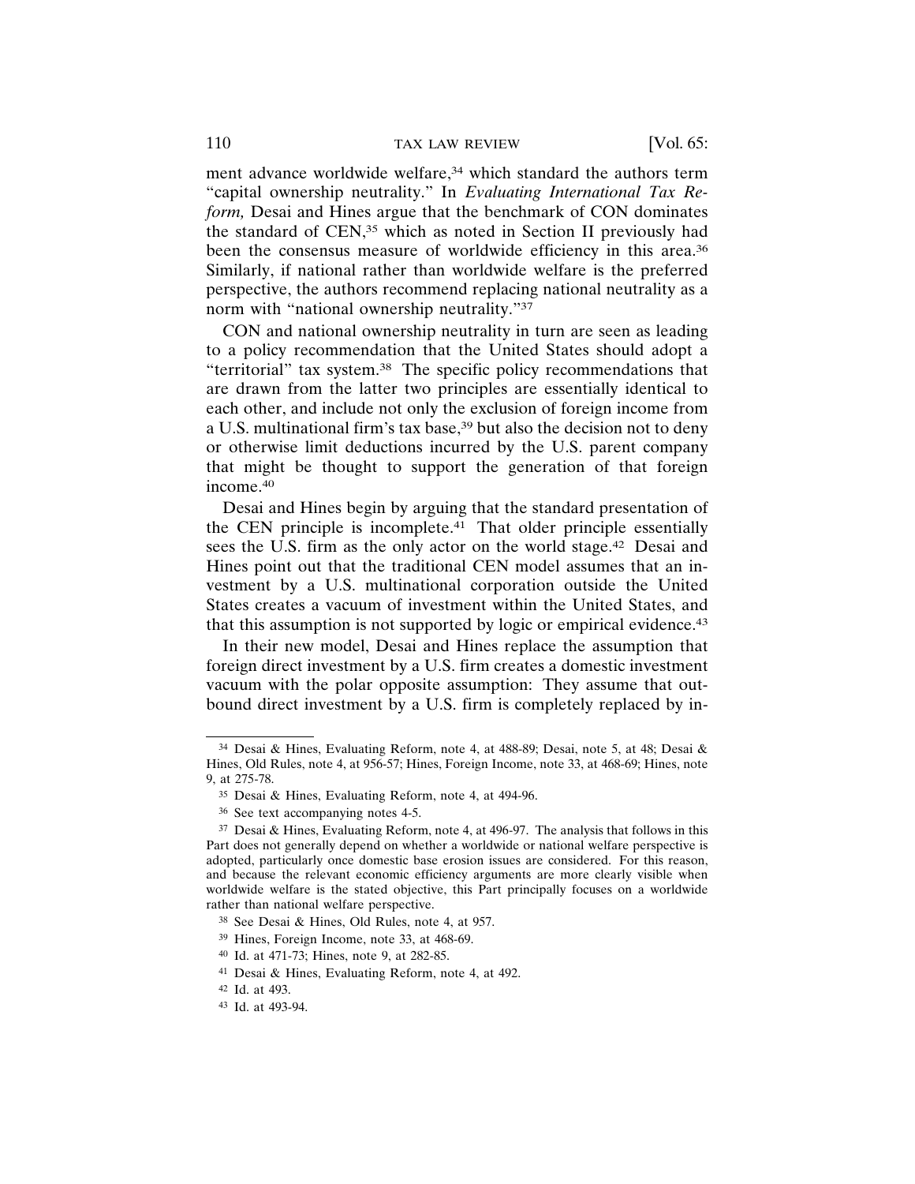ment advance worldwide welfare,[34] which standard the authors term "capital ownership neutrality." In *Evaluating International Tax Reform,* Desai and Hines argue that the benchmark of CON dominates the standard of CEN,[35] which as noted in Section II previously had been the consensus measure of worldwide efficiency in this area.[36] Similarly, if national rather than worldwide welfare is the preferred perspective, the authors recommend replacing national neutrality as a norm with "national ownership neutrality."[37]

CON and national ownership neutrality in turn are seen as leading to a policy recommendation that the United States should adopt a "territorial" tax system.[38] The specific policy recommendations that are drawn from the latter two principles are essentially identical to each other, and include not only the exclusion of foreign income from a U.S. multinational firm's tax base,[39] but also the decision not to deny or otherwise limit deductions incurred by the U.S. parent company that might be thought to support the generation of that foreign income.[40]

Desai and Hines begin by arguing that the standard presentation of the CEN principle is incomplete.[41] That older principle essentially sees the U.S. firm as the only actor on the world stage.[42] Desai and Hines point out that the traditional CEN model assumes that an investment by a U.S. multinational corporation outside the United States creates a vacuum of investment within the United States, and that this assumption is not supported by logic or empirical evidence.[43]

In their new model, Desai and Hines replace the assumption that foreign direct investment by a U.S. firm creates a domestic investment vacuum with the polar opposite assumption: They assume that outbound direct investment by a U.S. firm is completely replaced by in-

---

[34] Desai & Hines, Evaluating Reform, note 4, at 488-89; Desai, note 5, at 48; Desai & Hines, Old Rules, note 4, at 956-57; Hines, Foreign Income, note 33, at 468-69; Hines, note 9, at 275-78.

[35] Desai & Hines, Evaluating Reform, note 4, at 494-96.

[36] See text accompanying notes 4-5.

[37] Desai & Hines, Evaluating Reform, note 4, at 496-97. The analysis that follows in this Part does not generally depend on whether a worldwide or national welfare perspective is adopted, particularly once domestic base erosion issues are considered. For this reason, and because the relevant economic efficiency arguments are more clearly visible when worldwide welfare is the stated objective, this Part principally focuses on a worldwide rather than national welfare perspective.

[38] See Desai & Hines, Old Rules, note 4, at 957.

[39] Hines, Foreign Income, note 33, at 468-69.

[40] Id. at 471-73; Hines, note 9, at 282-85.

[41] Desai & Hines, Evaluating Reform, note 4, at 492.

[42] Id. at 493.

[43] Id. at 493-94.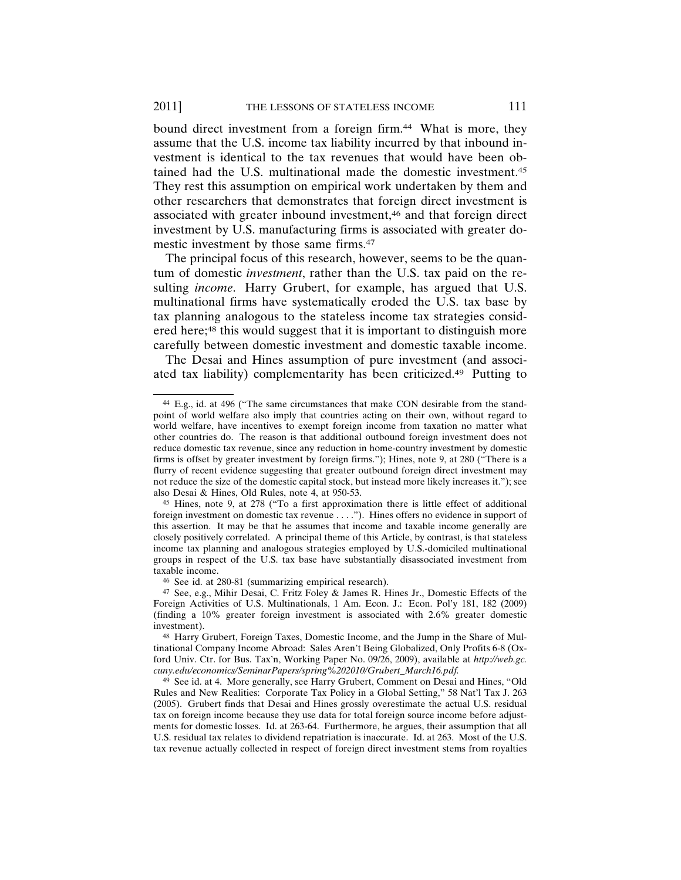bound direct investment from a foreign firm.[44] What is more, they assume that the U.S. income tax liability incurred by that inbound investment is identical to the tax revenues that would have been obtained had the U.S. multinational made the domestic investment.[45] They rest this assumption on empirical work undertaken by them and other researchers that demonstrates that foreign direct investment is associated with greater inbound investment,[46] and that foreign direct investment by U.S. manufacturing firms is associated with greater domestic investment by those same firms.[47]

The principal focus of this research, however, seems to be the quantum of domestic *investment*, rather than the U.S. tax paid on the resulting *income*. Harry Grubert, for example, has argued that U.S. multinational firms have systematically eroded the U.S. tax base by tax planning analogous to the stateless income tax strategies considered here;[48] this would suggest that it is important to distinguish more carefully between domestic investment and domestic taxable income.

The Desai and Hines assumption of pure investment (and associated tax liability) complementarity has been criticized.[49] Putting to

---

[44] E.g., id. at 496 ("The same circumstances that make CON desirable from the standpoint of world welfare also imply that countries acting on their own, without regard to world welfare, have incentives to exempt foreign income from taxation no matter what other countries do. The reason is that additional outbound foreign investment does not reduce domestic tax revenue, since any reduction in home-country investment by domestic firms is offset by greater investment by foreign firms."); Hines, note 9, at 280 ("There is a flurry of recent evidence suggesting that greater outbound foreign direct investment may not reduce the size of the domestic capital stock, but instead more likely increases it."); see also Desai & Hines, Old Rules, note 4, at 950-53.

[45] Hines, note 9, at 278 ("To a first approximation there is little effect of additional foreign investment on domestic tax revenue . . . ."). Hines offers no evidence in support of this assertion. It may be that he assumes that income and taxable income generally are closely positively correlated. A principal theme of this Article, by contrast, is that stateless income tax planning and analogous strategies employed by U.S.-domiciled multinational groups in respect of the U.S. tax base have substantially disassociated investment from taxable income.

[46] See id. at 280-81 (summarizing empirical research).

[47] See, e.g., Mihir Desai, C. Fritz Foley & James R. Hines Jr., Domestic Effects of the Foreign Activities of U.S. Multinationals, 1 Am. Econ. J.: Econ. Pol'y 181, 182 (2009) (finding a 10% greater foreign investment is associated with 2.6% greater domestic investment).

[48] Harry Grubert, Foreign Taxes, Domestic Income, and the Jump in the Share of Multinational Company Income Abroad: Sales Aren't Being Globalized, Only Profits 6-8 (Oxford Univ. Ctr. for Bus. Tax'n, Working Paper No. 09/26, 2009), available at *http://web.gc.cuny.edu/economics/SeminarPapers/spring%202010/Grubert_March16.pdf.*

[49] See id. at 4. More generally, see Harry Grubert, Comment on Desai and Hines, "Old Rules and New Realities: Corporate Tax Policy in a Global Setting," 58 Nat'l Tax J. 263 (2005). Grubert finds that Desai and Hines grossly overestimate the actual U.S. residual tax on foreign income because they use data for total foreign source income before adjustments for domestic losses. Id. at 263-64. Furthermore, he argues, their assumption that all U.S. residual tax relates to dividend repatriation is inaccurate. Id. at 263. Most of the U.S. tax revenue actually collected in respect of foreign direct investment stems from royalties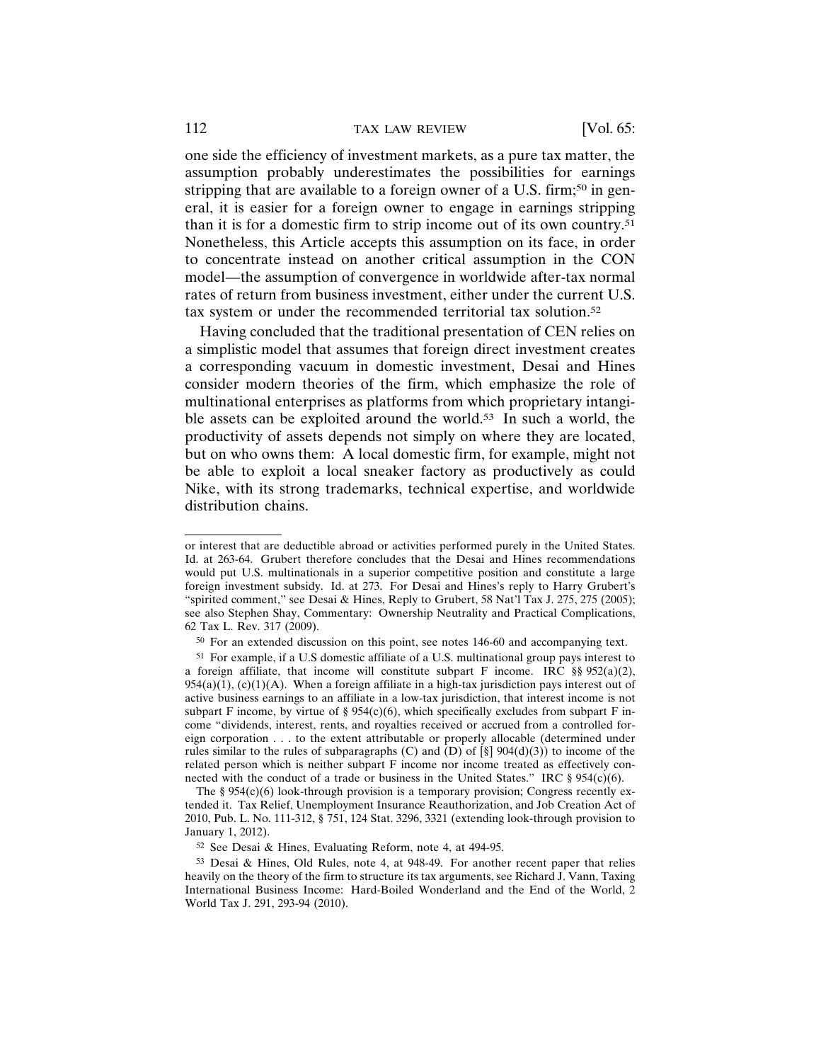one side the efficiency of investment markets, as a pure tax matter, the assumption probably underestimates the possibilities for earnings stripping that are available to a foreign owner of a U.S. firm;[50] in general, it is easier for a foreign owner to engage in earnings stripping than it is for a domestic firm to strip income out of its own country.[51] Nonetheless, this Article accepts this assumption on its face, in order to concentrate instead on another critical assumption in the CON model—the assumption of convergence in worldwide after-tax normal rates of return from business investment, either under the current U.S. tax system or under the recommended territorial tax solution.[52]

Having concluded that the traditional presentation of CEN relies on a simplistic model that assumes that foreign direct investment creates a corresponding vacuum in domestic investment, Desai and Hines consider modern theories of the firm, which emphasize the role of multinational enterprises as platforms from which proprietary intangible assets can be exploited around the world.[53] In such a world, the productivity of assets depends not simply on where they are located, but on who owns them: A local domestic firm, for example, might not be able to exploit a local sneaker factory as productively as could Nike, with its strong trademarks, technical expertise, and worldwide distribution chains.

---

or interest that are deductible abroad or activities performed purely in the United States. Id. at 263-64. Grubert therefore concludes that the Desai and Hines recommendations would put U.S. multinationals in a superior competitive position and constitute a large foreign investment subsidy. Id. at 273. For Desai and Hines's reply to Harry Grubert's "spirited comment," see Desai & Hines, Reply to Grubert, 58 Nat'l Tax J. 275, 275 (2005); see also Stephen Shay, Commentary: Ownership Neutrality and Practical Complications, 62 Tax L. Rev. 317 (2009).

[50] For an extended discussion on this point, see notes 146-60 and accompanying text.

[51] For example, if a U.S domestic affiliate of a U.S. multinational group pays interest to a foreign affiliate, that income will constitute subpart F income. IRC §§ 952(a)(2), 954(a)(1), (c)(1)(A). When a foreign affiliate in a high-tax jurisdiction pays interest out of active business earnings to an affiliate in a low-tax jurisdiction, that interest income is not subpart F income, by virtue of § 954(c)(6), which specifically excludes from subpart F income "dividends, interest, rents, and royalties received or accrued from a controlled foreign corporation . . . to the extent attributable or properly allocable (determined under rules similar to the rules of subparagraphs (C) and (D) of [§] 904(d)(3)) to income of the related person which is neither subpart F income nor income treated as effectively connected with the conduct of a trade or business in the United States." IRC § 954(c)(6).

The § 954(c)(6) look-through provision is a temporary provision; Congress recently extended it. Tax Relief, Unemployment Insurance Reauthorization, and Job Creation Act of 2010, Pub. L. No. 111-312, § 751, 124 Stat. 3296, 3321 (extending look-through provision to January 1, 2012).

[52] See Desai & Hines, Evaluating Reform, note 4, at 494-95.

[53] Desai & Hines, Old Rules, note 4, at 948-49. For another recent paper that relies heavily on the theory of the firm to structure its tax arguments, see Richard J. Vann, Taxing International Business Income: Hard-Boiled Wonderland and the End of the World, 2 World Tax J. 291, 293-94 (2010).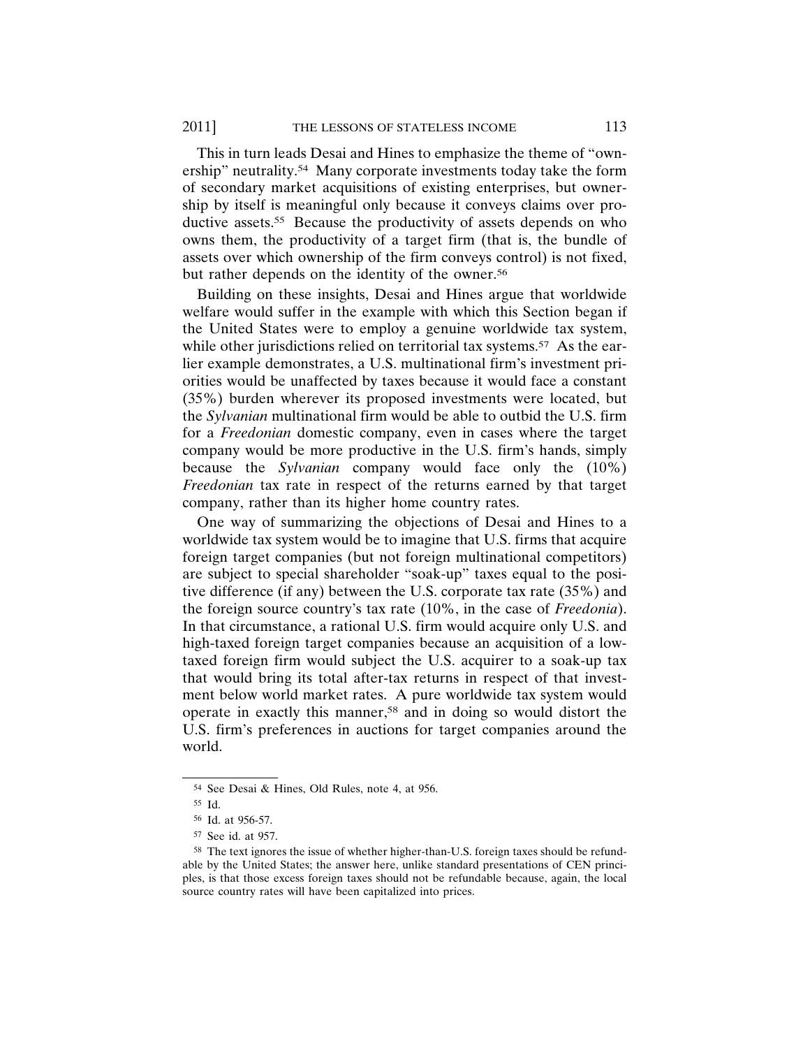This in turn leads Desai and Hines to emphasize the theme of "ownership" neutrality.[54] Many corporate investments today take the form of secondary market acquisitions of existing enterprises, but ownership by itself is meaningful only because it conveys claims over productive assets.[55] Because the productivity of assets depends on who owns them, the productivity of a target firm (that is, the bundle of assets over which ownership of the firm conveys control) is not fixed, but rather depends on the identity of the owner.[56]

Building on these insights, Desai and Hines argue that worldwide welfare would suffer in the example with which this Section began if the United States were to employ a genuine worldwide tax system, while other jurisdictions relied on territorial tax systems.[57] As the earlier example demonstrates, a U.S. multinational firm's investment priorities would be unaffected by taxes because it would face a constant (35%) burden wherever its proposed investments were located, but the *Sylvanian* multinational firm would be able to outbid the U.S. firm for a *Freedonian* domestic company, even in cases where the target company would be more productive in the U.S. firm's hands, simply because the *Sylvanian* company would face only the (10%) *Freedonian* tax rate in respect of the returns earned by that target company, rather than its higher home country rates.

One way of summarizing the objections of Desai and Hines to a worldwide tax system would be to imagine that U.S. firms that acquire foreign target companies (but not foreign multinational competitors) are subject to special shareholder "soak-up" taxes equal to the positive difference (if any) between the U.S. corporate tax rate (35%) and the foreign source country's tax rate (10%, in the case of *Freedonia*). In that circumstance, a rational U.S. firm would acquire only U.S. and high-taxed foreign target companies because an acquisition of a low-taxed foreign firm would subject the U.S. acquirer to a soak-up tax that would bring its total after-tax returns in respect of that investment below world market rates. A pure worldwide tax system would operate in exactly this manner,[58] and in doing so would distort the U.S. firm's preferences in auctions for target companies around the world.

---

[54] See Desai & Hines, Old Rules, note 4, at 956.

[55] Id.

[56] Id. at 956-57.

[57] See id. at 957.

[58] The text ignores the issue of whether higher-than-U.S. foreign taxes should be refundable by the United States; the answer here, unlike standard presentations of CEN principles, is that those excess foreign taxes should not be refundable because, again, the local source country rates will have been capitalized into prices.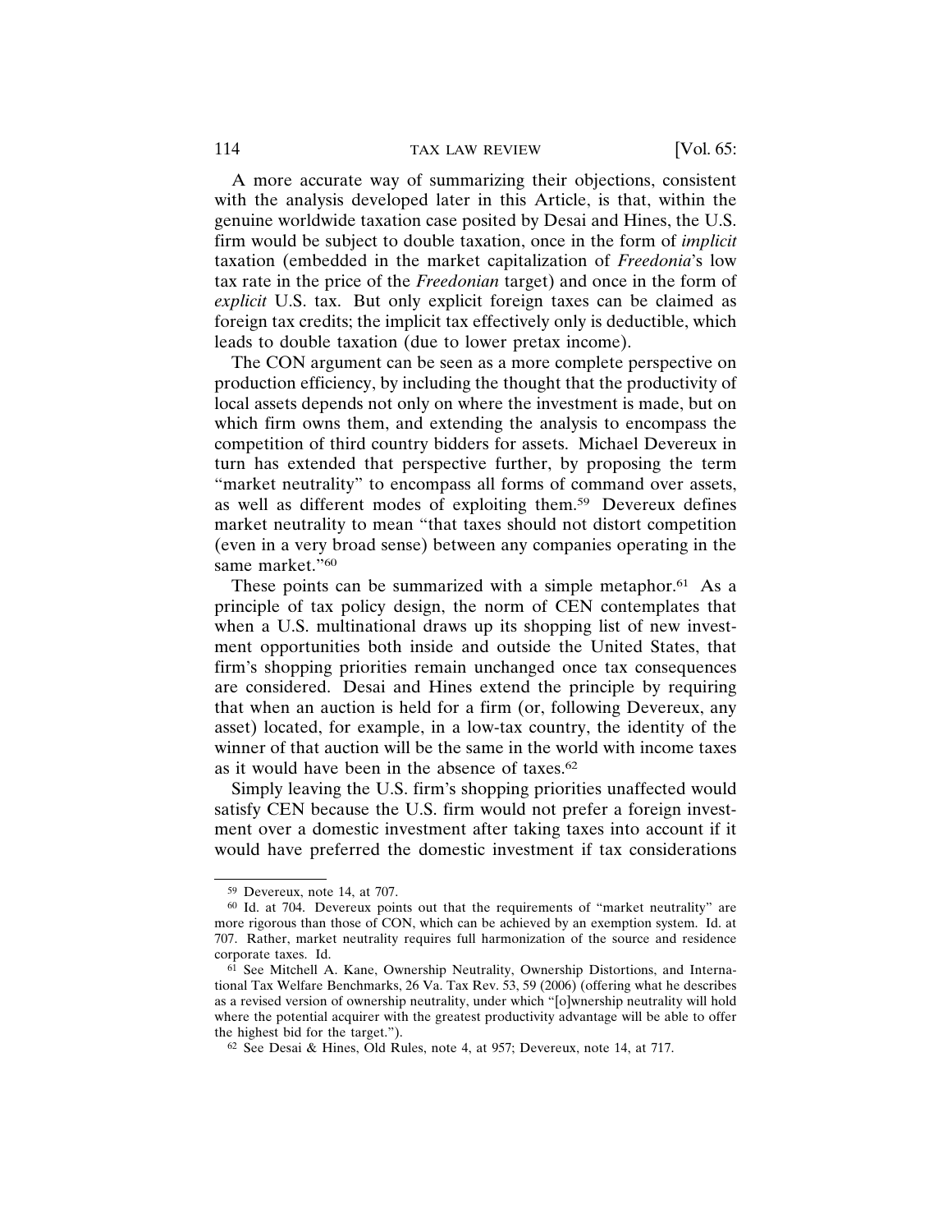A more accurate way of summarizing their objections, consistent with the analysis developed later in this Article, is that, within the genuine worldwide taxation case posited by Desai and Hines, the U.S. firm would be subject to double taxation, once in the form of *implicit* taxation (embedded in the market capitalization of *Freedonia*'s low tax rate in the price of the *Freedonian* target) and once in the form of *explicit* U.S. tax. But only explicit foreign taxes can be claimed as foreign tax credits; the implicit tax effectively only is deductible, which leads to double taxation (due to lower pretax income).

The CON argument can be seen as a more complete perspective on production efficiency, by including the thought that the productivity of local assets depends not only on where the investment is made, but on which firm owns them, and extending the analysis to encompass the competition of third country bidders for assets. Michael Devereux in turn has extended that perspective further, by proposing the term "market neutrality" to encompass all forms of command over assets, as well as different modes of exploiting them.[59] Devereux defines market neutrality to mean "that taxes should not distort competition (even in a very broad sense) between any companies operating in the same market."[60]

These points can be summarized with a simple metaphor.[61] As a principle of tax policy design, the norm of CEN contemplates that when a U.S. multinational draws up its shopping list of new investment opportunities both inside and outside the United States, that firm's shopping priorities remain unchanged once tax consequences are considered. Desai and Hines extend the principle by requiring that when an auction is held for a firm (or, following Devereux, any asset) located, for example, in a low-tax country, the identity of the winner of that auction will be the same in the world with income taxes as it would have been in the absence of taxes.[62]

Simply leaving the U.S. firm's shopping priorities unaffected would satisfy CEN because the U.S. firm would not prefer a foreign investment over a domestic investment after taking taxes into account if it would have preferred the domestic investment if tax considerations

---

[59] Devereux, note 14, at 707.

[60] Id. at 704. Devereux points out that the requirements of "market neutrality" are more rigorous than those of CON, which can be achieved by an exemption system. Id. at 707. Rather, market neutrality requires full harmonization of the source and residence corporate taxes. Id.

[61] See Mitchell A. Kane, Ownership Neutrality, Ownership Distortions, and International Tax Welfare Benchmarks, 26 Va. Tax Rev. 53, 59 (2006) (offering what he describes as a revised version of ownership neutrality, under which "[o]wnership neutrality will hold where the potential acquirer with the greatest productivity advantage will be able to offer the highest bid for the target.").

[62] See Desai & Hines, Old Rules, note 4, at 957; Devereux, note 14, at 717.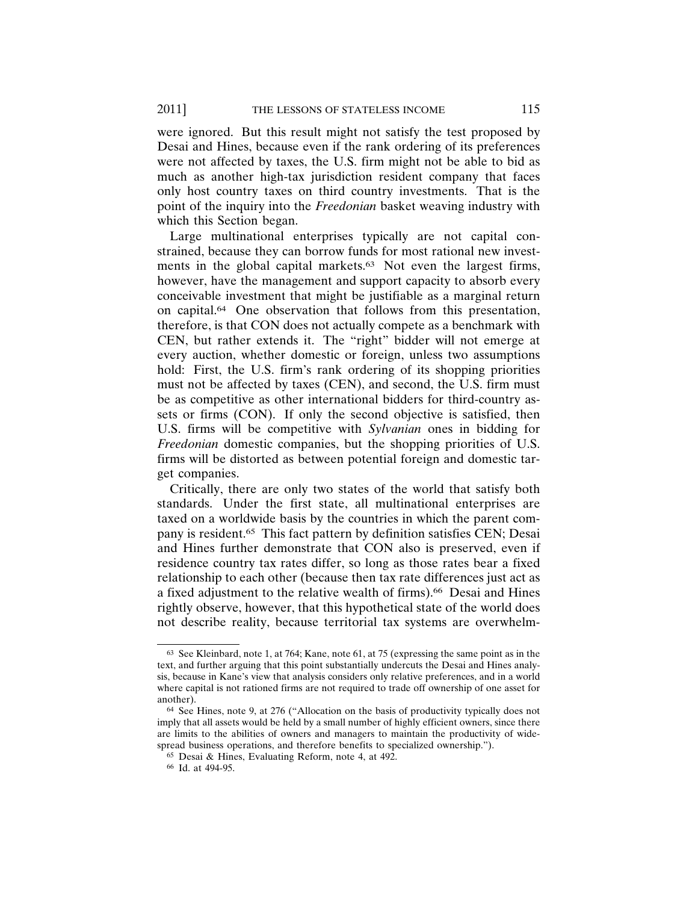were ignored. But this result might not satisfy the test proposed by Desai and Hines, because even if the rank ordering of its preferences were not affected by taxes, the U.S. firm might not be able to bid as much as another high-tax jurisdiction resident company that faces only host country taxes on third country investments. That is the point of the inquiry into the *Freedonian* basket weaving industry with which this Section began.

Large multinational enterprises typically are not capital constrained, because they can borrow funds for most rational new investments in the global capital markets.[63] Not even the largest firms, however, have the management and support capacity to absorb every conceivable investment that might be justifiable as a marginal return on capital.[64] One observation that follows from this presentation, therefore, is that CON does not actually compete as a benchmark with CEN, but rather extends it. The "right" bidder will not emerge at every auction, whether domestic or foreign, unless two assumptions hold: First, the U.S. firm's rank ordering of its shopping priorities must not be affected by taxes (CEN), and second, the U.S. firm must be as competitive as other international bidders for third-country assets or firms (CON). If only the second objective is satisfied, then U.S. firms will be competitive with *Sylvanian* ones in bidding for *Freedonian* domestic companies, but the shopping priorities of U.S. firms will be distorted as between potential foreign and domestic target companies.

Critically, there are only two states of the world that satisfy both standards. Under the first state, all multinational enterprises are taxed on a worldwide basis by the countries in which the parent company is resident.[65] This fact pattern by definition satisfies CEN; Desai and Hines further demonstrate that CON also is preserved, even if residence country tax rates differ, so long as those rates bear a fixed relationship to each other (because then tax rate differences just act as a fixed adjustment to the relative wealth of firms).[66] Desai and Hines rightly observe, however, that this hypothetical state of the world does not describe reality, because territorial tax systems are overwhelm-

---

[63] See Kleinbard, note 1, at 764; Kane, note 61, at 75 (expressing the same point as in the text, and further arguing that this point substantially undercuts the Desai and Hines analysis, because in Kane's view that analysis considers only relative preferences, and in a world where capital is not rationed firms are not required to trade off ownership of one asset for another).

[64] See Hines, note 9, at 276 ("Allocation on the basis of productivity typically does not imply that all assets would be held by a small number of highly efficient owners, since there are limits to the abilities of owners and managers to maintain the productivity of widespread business operations, and therefore benefits to specialized ownership.").

[65] Desai & Hines, Evaluating Reform, note 4, at 492.

[66] Id. at 494-95.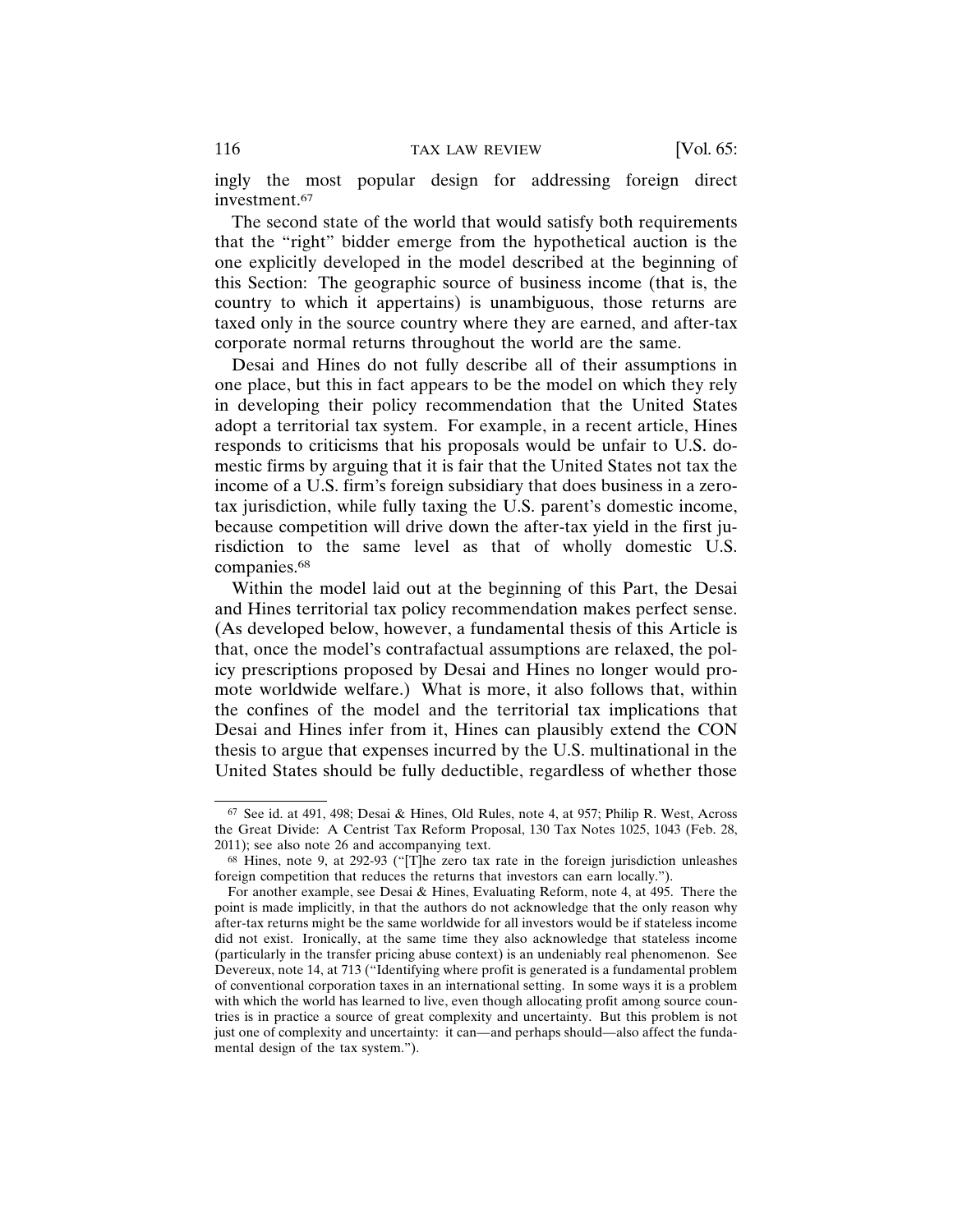ingly the most popular design for addressing foreign direct investment.[67]

The second state of the world that would satisfy both requirements that the "right" bidder emerge from the hypothetical auction is the one explicitly developed in the model described at the beginning of this Section: The geographic source of business income (that is, the country to which it appertains) is unambiguous, those returns are taxed only in the source country where they are earned, and after-tax corporate normal returns throughout the world are the same.

Desai and Hines do not fully describe all of their assumptions in one place, but this in fact appears to be the model on which they rely in developing their policy recommendation that the United States adopt a territorial tax system. For example, in a recent article, Hines responds to criticisms that his proposals would be unfair to U.S. domestic firms by arguing that it is fair that the United States not tax the income of a U.S. firm's foreign subsidiary that does business in a zero-tax jurisdiction, while fully taxing the U.S. parent's domestic income, because competition will drive down the after-tax yield in the first jurisdiction to the same level as that of wholly domestic U.S. companies.[68]

Within the model laid out at the beginning of this Part, the Desai and Hines territorial tax policy recommendation makes perfect sense. (As developed below, however, a fundamental thesis of this Article is that, once the model's contrafactual assumptions are relaxed, the policy prescriptions proposed by Desai and Hines no longer would promote worldwide welfare.) What is more, it also follows that, within the confines of the model and the territorial tax implications that Desai and Hines infer from it, Hines can plausibly extend the CON thesis to argue that expenses incurred by the U.S. multinational in the United States should be fully deductible, regardless of whether those

---

[67] See id. at 491, 498; Desai & Hines, Old Rules, note 4, at 957; Philip R. West, Across the Great Divide: A Centrist Tax Reform Proposal, 130 Tax Notes 1025, 1043 (Feb. 28, 2011); see also note 26 and accompanying text.

[68] Hines, note 9, at 292-93 ("[T]he zero tax rate in the foreign jurisdiction unleashes foreign competition that reduces the returns that investors can earn locally.").

For another example, see Desai & Hines, Evaluating Reform, note 4, at 495. There the point is made implicitly, in that the authors do not acknowledge that the only reason why after-tax returns might be the same worldwide for all investors would be if stateless income did not exist. Ironically, at the same time they also acknowledge that stateless income (particularly in the transfer pricing abuse context) is an undeniably real phenomenon. See Devereux, note 14, at 713 ("Identifying where profit is generated is a fundamental problem of conventional corporation taxes in an international setting. In some ways it is a problem with which the world has learned to live, even though allocating profit among source countries is in practice a source of great complexity and uncertainty. But this problem is not just one of complexity and uncertainty: it can—and perhaps should—also affect the fundamental design of the tax system.").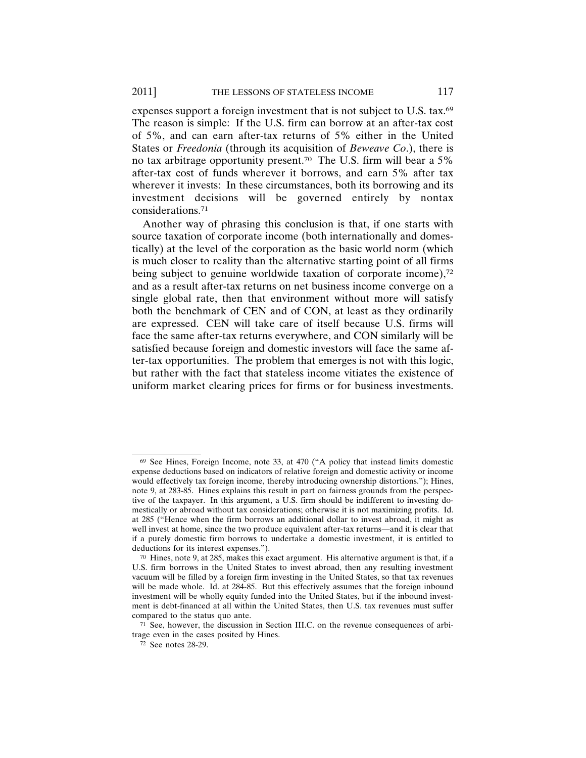expenses support a foreign investment that is not subject to U.S. tax.[69] The reason is simple: If the U.S. firm can borrow at an after-tax cost of 5%, and can earn after-tax returns of 5% either in the United States or *Freedonia* (through its acquisition of *Beweave Co*.), there is no tax arbitrage opportunity present.[70] The U.S. firm will bear a 5% after-tax cost of funds wherever it borrows, and earn 5% after tax wherever it invests: In these circumstances, both its borrowing and its investment decisions will be governed entirely by nontax considerations.[71]

Another way of phrasing this conclusion is that, if one starts with source taxation of corporate income (both internationally and domestically) at the level of the corporation as the basic world norm (which is much closer to reality than the alternative starting point of all firms being subject to genuine worldwide taxation of corporate income),[72] and as a result after-tax returns on net business income converge on a single global rate, then that environment without more will satisfy both the benchmark of CEN and of CON, at least as they ordinarily are expressed. CEN will take care of itself because U.S. firms will face the same after-tax returns everywhere, and CON similarly will be satisfied because foreign and domestic investors will face the same after-tax opportunities. The problem that emerges is not with this logic, but rather with the fact that stateless income vitiates the existence of uniform market clearing prices for firms or for business investments.

---

[69] See Hines, Foreign Income, note 33, at 470 ("A policy that instead limits domestic expense deductions based on indicators of relative foreign and domestic activity or income would effectively tax foreign income, thereby introducing ownership distortions."); Hines, note 9, at 283-85. Hines explains this result in part on fairness grounds from the perspective of the taxpayer. In this argument, a U.S. firm should be indifferent to investing domestically or abroad without tax considerations; otherwise it is not maximizing profits. Id. at 285 ("Hence when the firm borrows an additional dollar to invest abroad, it might as well invest at home, since the two produce equivalent after-tax returns—and it is clear that if a purely domestic firm borrows to undertake a domestic investment, it is entitled to deductions for its interest expenses.").

[70] Hines, note 9, at 285, makes this exact argument. His alternative argument is that, if a U.S. firm borrows in the United States to invest abroad, then any resulting investment vacuum will be filled by a foreign firm investing in the United States, so that tax revenues will be made whole. Id. at 284-85. But this effectively assumes that the foreign inbound investment will be wholly equity funded into the United States, but if the inbound investment is debt-financed at all within the United States, then U.S. tax revenues must suffer compared to the status quo ante.

[71] See, however, the discussion in Section III.C. on the revenue consequences of arbitrage even in the cases posited by Hines.

[72] See notes 28-29.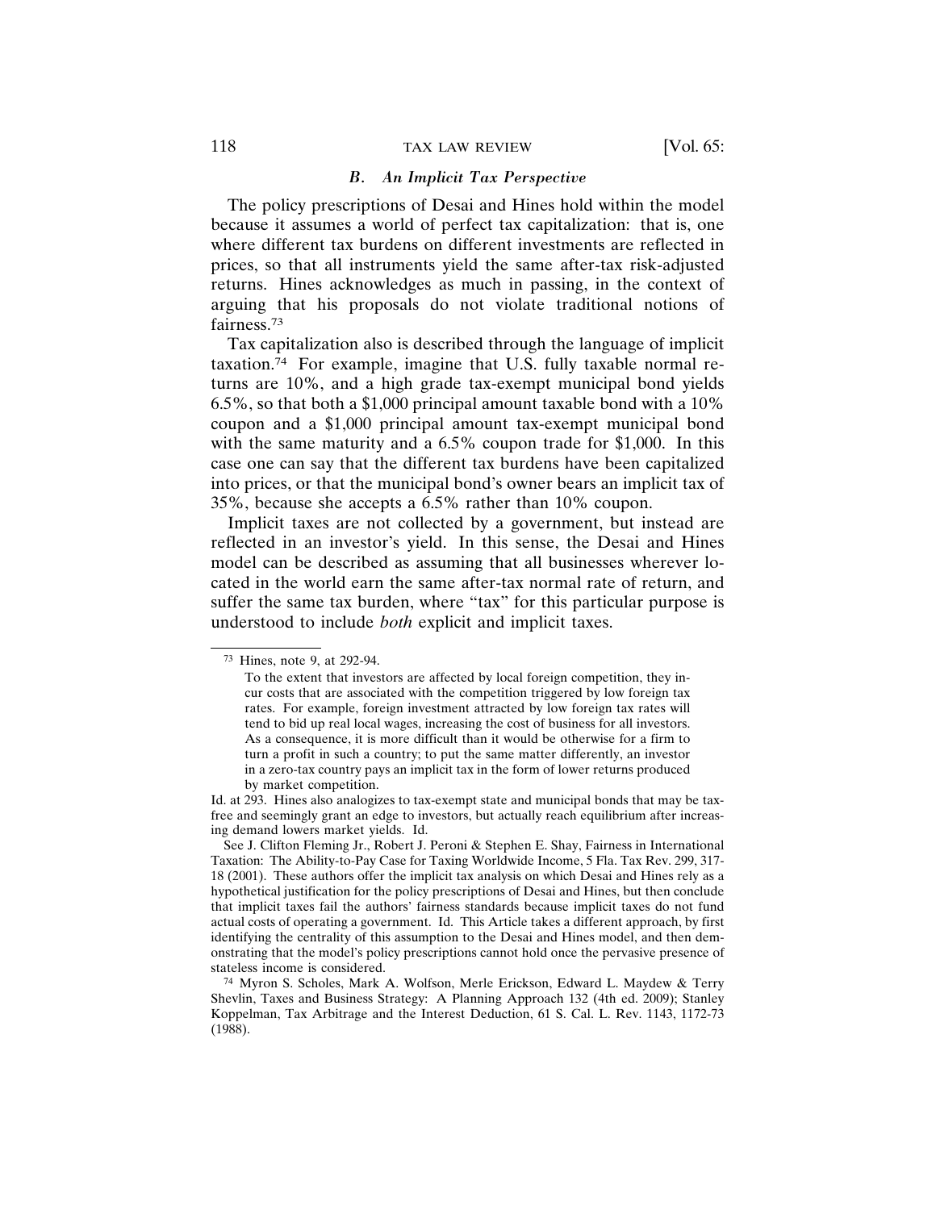### *B. An Implicit Tax Perspective*

The policy prescriptions of Desai and Hines hold within the model because it assumes a world of perfect tax capitalization: that is, one where different tax burdens on different investments are reflected in prices, so that all instruments yield the same after-tax risk-adjusted returns. Hines acknowledges as much in passing, in the context of arguing that his proposals do not violate traditional notions of fairness.[73]

Tax capitalization also is described through the language of implicit taxation.[74] For example, imagine that U.S. fully taxable normal returns are 10%, and a high grade tax-exempt municipal bond yields 6.5%, so that both a $1,000 principal amount taxable bond with a 10% coupon and a $1,000 principal amount tax-exempt municipal bond with the same maturity and a 6.5% coupon trade for $1,000. In this case one can say that the different tax burdens have been capitalized into prices, or that the municipal bond's owner bears an implicit tax of 35%, because she accepts a 6.5% rather than 10% coupon.

Implicit taxes are not collected by a government, but instead are reflected in an investor's yield. In this sense, the Desai and Hines model can be described as assuming that all businesses wherever located in the world earn the same after-tax normal rate of return, and suffer the same tax burden, where "tax" for this particular purpose is understood to include *both* explicit and implicit taxes.

---

[73] Hines, note 9, at 292-94.

> To the extent that investors are affected by local foreign competition, they incur costs that are associated with the competition triggered by low foreign tax rates. For example, foreign investment attracted by low foreign tax rates will tend to bid up real local wages, increasing the cost of business for all investors. As a consequence, it is more difficult than it would be otherwise for a firm to turn a profit in such a country; to put the same matter differently, an investor in a zero-tax country pays an implicit tax in the form of lower returns produced by market competition.

Id. at 293. Hines also analogizes to tax-exempt state and municipal bonds that may be tax-free and seemingly grant an edge to investors, but actually reach equilibrium after increasing demand lowers market yields. Id.

See J. Clifton Fleming Jr., Robert J. Peroni & Stephen E. Shay, Fairness in International Taxation: The Ability-to-Pay Case for Taxing Worldwide Income, 5 Fla. Tax Rev. 299, 317-18 (2001). These authors offer the implicit tax analysis on which Desai and Hines rely as a hypothetical justification for the policy prescriptions of Desai and Hines, but then conclude that implicit taxes fail the authors' fairness standards because implicit taxes do not fund actual costs of operating a government. Id. This Article takes a different approach, by first identifying the centrality of this assumption to the Desai and Hines model, and then demonstrating that the model's policy prescriptions cannot hold once the pervasive presence of stateless income is considered.

[74] Myron S. Scholes, Mark A. Wolfson, Merle Erickson, Edward L. Maydew & Terry Shevlin, Taxes and Business Strategy: A Planning Approach 132 (4th ed. 2009); Stanley Koppelman, Tax Arbitrage and the Interest Deduction, 61 S. Cal. L. Rev. 1143, 1172-73 (1988).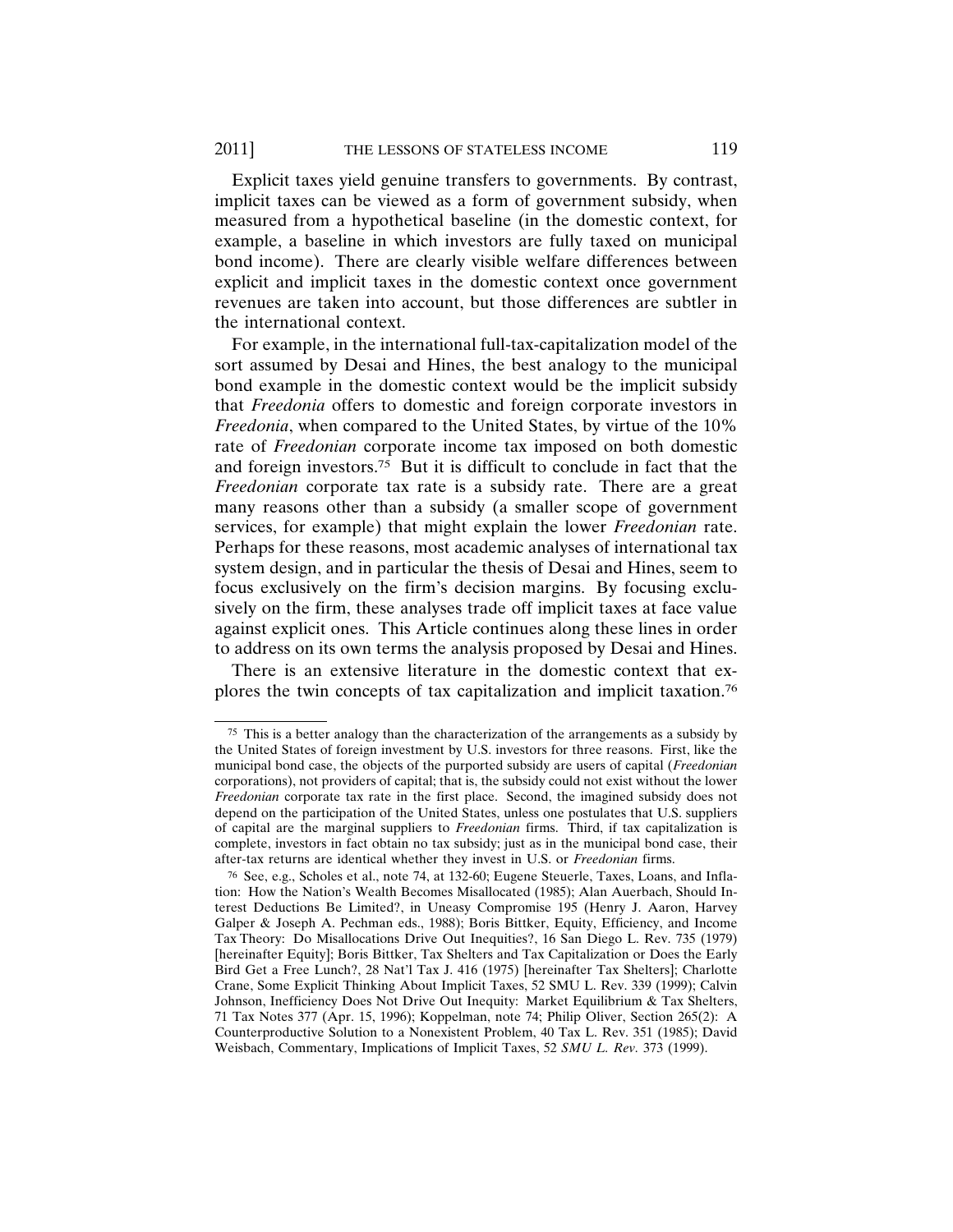Explicit taxes yield genuine transfers to governments. By contrast, implicit taxes can be viewed as a form of government subsidy, when measured from a hypothetical baseline (in the domestic context, for example, a baseline in which investors are fully taxed on municipal bond income). There are clearly visible welfare differences between explicit and implicit taxes in the domestic context once government revenues are taken into account, but those differences are subtler in the international context.

For example, in the international full-tax-capitalization model of the sort assumed by Desai and Hines, the best analogy to the municipal bond example in the domestic context would be the implicit subsidy that *Freedonia* offers to domestic and foreign corporate investors in *Freedonia*, when compared to the United States, by virtue of the 10% rate of *Freedonian* corporate income tax imposed on both domestic and foreign investors.[75] But it is difficult to conclude in fact that the *Freedonian* corporate tax rate is a subsidy rate. There are a great many reasons other than a subsidy (a smaller scope of government services, for example) that might explain the lower *Freedonian* rate. Perhaps for these reasons, most academic analyses of international tax system design, and in particular the thesis of Desai and Hines, seem to focus exclusively on the firm's decision margins. By focusing exclusively on the firm, these analyses trade off implicit taxes at face value against explicit ones. This Article continues along these lines in order to address on its own terms the analysis proposed by Desai and Hines.

There is an extensive literature in the domestic context that explores the twin concepts of tax capitalization and implicit taxation.[76]

[75] This is a better analogy than the characterization of the arrangements as a subsidy by the United States of foreign investment by U.S. investors for three reasons. First, like the municipal bond case, the objects of the purported subsidy are users of capital (*Freedonian* corporations), not providers of capital; that is, the subsidy could not exist without the lower *Freedonian* corporate tax rate in the first place. Second, the imagined subsidy does not depend on the participation of the United States, unless one postulates that U.S. suppliers of capital are the marginal suppliers to *Freedonian* firms. Third, if tax capitalization is complete, investors in fact obtain no tax subsidy; just as in the municipal bond case, their after-tax returns are identical whether they invest in U.S. or *Freedonian* firms.

[76] See, e.g., Scholes et al., note 74, at 132-60; Eugene Steuerle, Taxes, Loans, and Inflation: How the Nation's Wealth Becomes Misallocated (1985); Alan Auerbach, Should Interest Deductions Be Limited?, in Uneasy Compromise 195 (Henry J. Aaron, Harvey Galper & Joseph A. Pechman eds., 1988); Boris Bittker, Equity, Efficiency, and Income Tax Theory: Do Misallocations Drive Out Inequities?, 16 San Diego L. Rev. 735 (1979) [hereinafter Equity]; Boris Bittker, Tax Shelters and Tax Capitalization or Does the Early Bird Get a Free Lunch?, 28 Nat'l Tax J. 416 (1975) [hereinafter Tax Shelters]; Charlotte Crane, Some Explicit Thinking About Implicit Taxes, 52 SMU L. Rev. 339 (1999); Calvin Johnson, Inefficiency Does Not Drive Out Inequity: Market Equilibrium & Tax Shelters, 71 Tax Notes 377 (Apr. 15, 1996); Koppelman, note 74; Philip Oliver, Section 265(2): A Counterproductive Solution to a Nonexistent Problem, 40 Tax L. Rev. 351 (1985); David Weisbach, Commentary, Implications of Implicit Taxes, 52 *SMU L. Rev.* 373 (1999).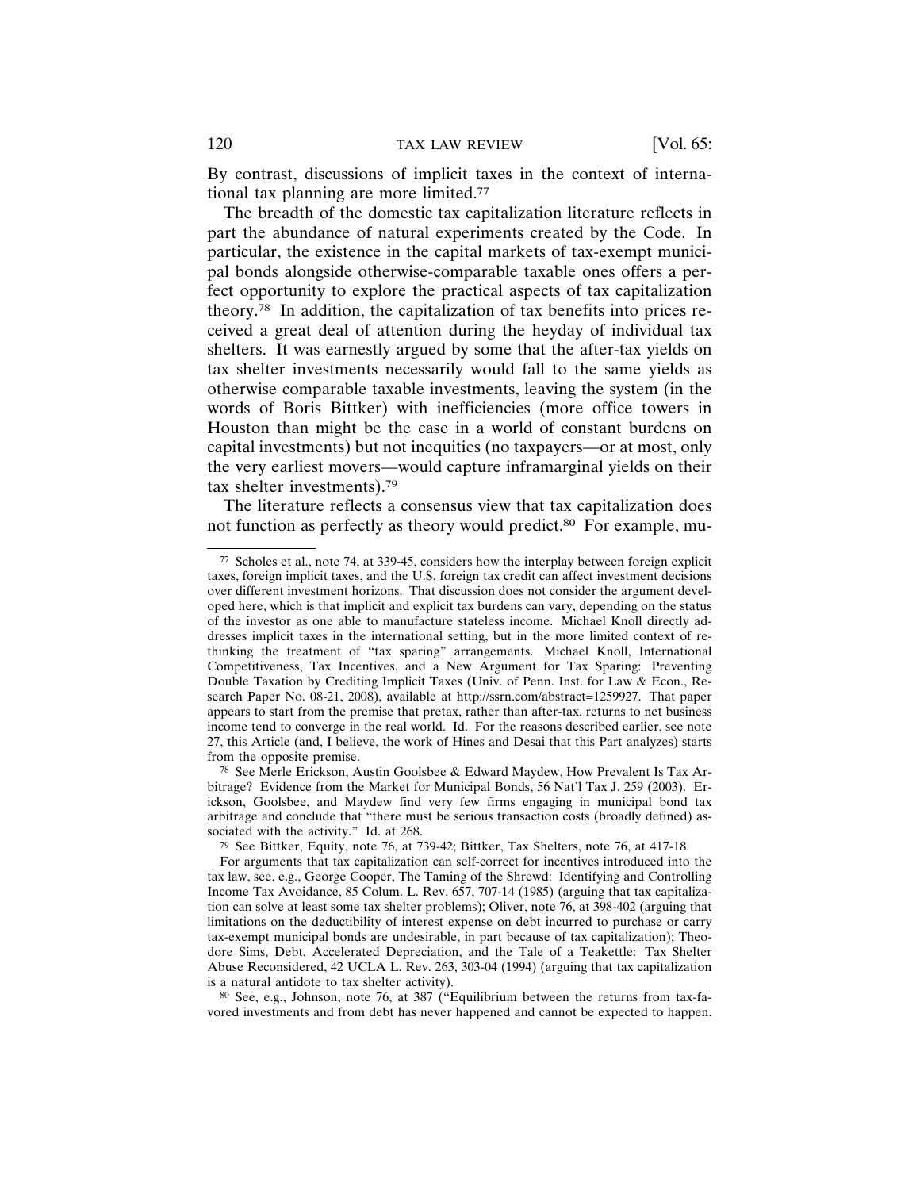By contrast, discussions of implicit taxes in the context of international tax planning are more limited.[77]

The breadth of the domestic tax capitalization literature reflects in part the abundance of natural experiments created by the Code. In particular, the existence in the capital markets of tax-exempt municipal bonds alongside otherwise-comparable taxable ones offers a perfect opportunity to explore the practical aspects of tax capitalization theory.[78] In addition, the capitalization of tax benefits into prices received a great deal of attention during the heyday of individual tax shelters. It was earnestly argued by some that the after-tax yields on tax shelter investments necessarily would fall to the same yields as otherwise comparable taxable investments, leaving the system (in the words of Boris Bittker) with inefficiencies (more office towers in Houston than might be the case in a world of constant burdens on capital investments) but not inequities (no taxpayers—or at most, only the very earliest movers—would capture inframarginal yields on their tax shelter investments).[79]

The literature reflects a consensus view that tax capitalization does not function as perfectly as theory would predict.[80] For example, mu-

---

[77] Scholes et al., note 74, at 339-45, considers how the interplay between foreign explicit taxes, foreign implicit taxes, and the U.S. foreign tax credit can affect investment decisions over different investment horizons. That discussion does not consider the argument developed here, which is that implicit and explicit tax burdens can vary, depending on the status of the investor as one able to manufacture stateless income. Michael Knoll directly addresses implicit taxes in the international setting, but in the more limited context of rethinking the treatment of "tax sparing" arrangements. Michael Knoll, International Competitiveness, Tax Incentives, and a New Argument for Tax Sparing: Preventing Double Taxation by Crediting Implicit Taxes (Univ. of Penn. Inst. for Law & Econ., Research Paper No. 08-21, 2008), available at http://ssrn.com/abstract=1259927. That paper appears to start from the premise that pretax, rather than after-tax, returns to net business income tend to converge in the real world. Id. For the reasons described earlier, see note 27, this Article (and, I believe, the work of Hines and Desai that this Part analyzes) starts from the opposite premise.

[78] See Merle Erickson, Austin Goolsbee & Edward Maydew, How Prevalent Is Tax Arbitrage? Evidence from the Market for Municipal Bonds, 56 Nat'l Tax J. 259 (2003). Erickson, Goolsbee, and Maydew find very few firms engaging in municipal bond tax arbitrage and conclude that "there must be serious transaction costs (broadly defined) associated with the activity." Id. at 268.

[79] See Bittker, Equity, note 76, at 739-42; Bittker, Tax Shelters, note 76, at 417-18.

For arguments that tax capitalization can self-correct for incentives introduced into the tax law, see, e.g., George Cooper, The Taming of the Shrewd: Identifying and Controlling Income Tax Avoidance, 85 Colum. L. Rev. 657, 707-14 (1985) (arguing that tax capitalization can solve at least some tax shelter problems); Oliver, note 76, at 398-402 (arguing that limitations on the deductibility of interest expense on debt incurred to purchase or carry tax-exempt municipal bonds are undesirable, in part because of tax capitalization); Theodore Sims, Debt, Accelerated Depreciation, and the Tale of a Teakettle: Tax Shelter Abuse Reconsidered, 42 UCLA L. Rev. 263, 303-04 (1994) (arguing that tax capitalization is a natural antidote to tax shelter activity).

[80] See, e.g., Johnson, note 76, at 387 ("Equilibrium between the returns from tax-favored investments and from debt has never happened and cannot be expected to happen.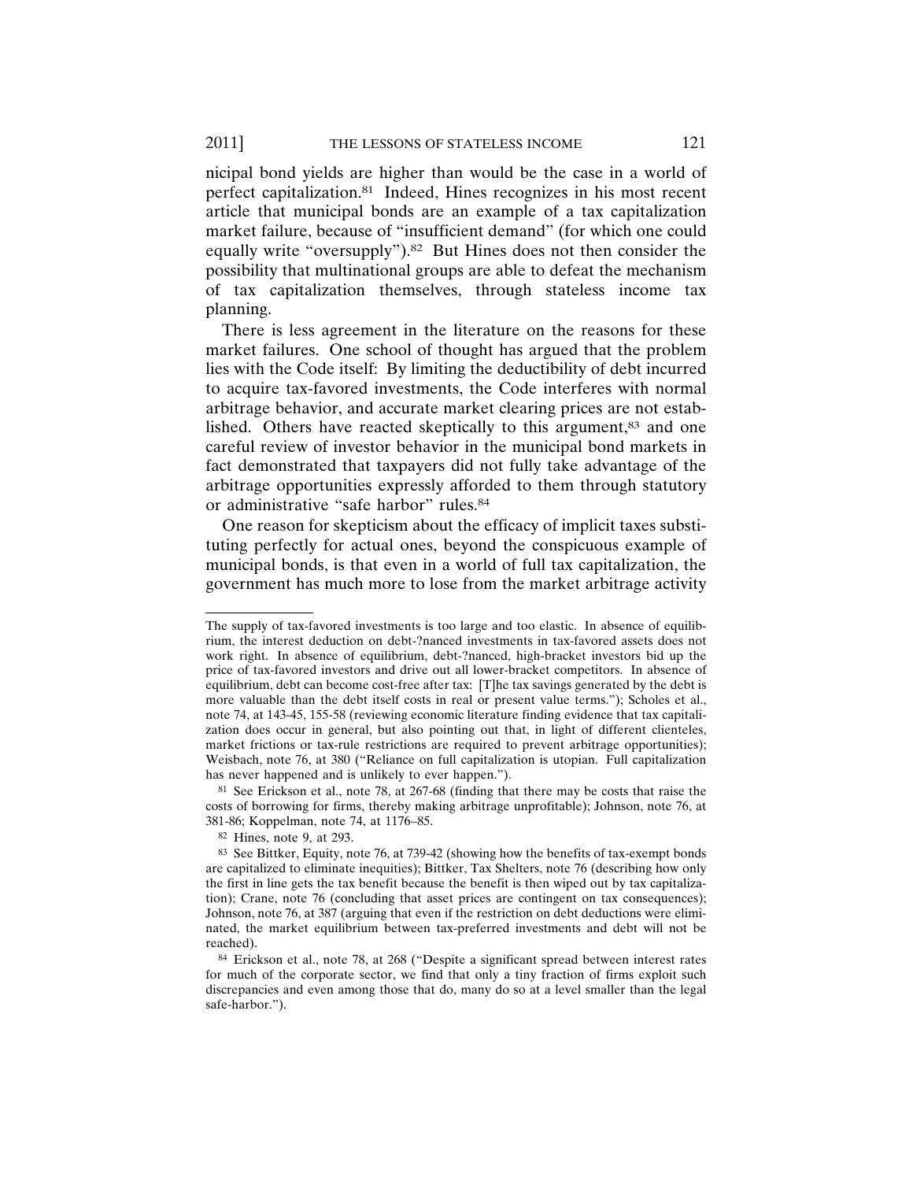nicipal bond yields are higher than would be the case in a world of perfect capitalization.[81] Indeed, Hines recognizes in his most recent article that municipal bonds are an example of a tax capitalization market failure, because of "insufficient demand" (for which one could equally write "oversupply").[82] But Hines does not then consider the possibility that multinational groups are able to defeat the mechanism of tax capitalization themselves, through stateless income tax planning.

There is less agreement in the literature on the reasons for these market failures. One school of thought has argued that the problem lies with the Code itself: By limiting the deductibility of debt incurred to acquire tax-favored investments, the Code interferes with normal arbitrage behavior, and accurate market clearing prices are not established. Others have reacted skeptically to this argument,[83] and one careful review of investor behavior in the municipal bond markets in fact demonstrated that taxpayers did not fully take advantage of the arbitrage opportunities expressly afforded to them through statutory or administrative "safe harbor" rules.[84]

One reason for skepticism about the efficacy of implicit taxes substituting perfectly for actual ones, beyond the conspicuous example of municipal bonds, is that even in a world of full tax capitalization, the government has much more to lose from the market arbitrage activity

---

The supply of tax-favored investments is too large and too elastic. In absence of equilibrium, the interest deduction on debt-?nanced investments in tax-favored assets does not work right. In absence of equilibrium, debt-?nanced, high-bracket investors bid up the price of tax-favored investors and drive out all lower-bracket competitors. In absence of equilibrium, debt can become cost-free after tax: [T]he tax savings generated by the debt is more valuable than the debt itself costs in real or present value terms."); Scholes et al., note 74, at 143-45, 155-58 (reviewing economic literature finding evidence that tax capitalization does occur in general, but also pointing out that, in light of different clienteles, market frictions or tax-rule restrictions are required to prevent arbitrage opportunities); Weisbach, note 76, at 380 ("Reliance on full capitalization is utopian. Full capitalization has never happened and is unlikely to ever happen.").

[81] See Erickson et al., note 78, at 267-68 (finding that there may be costs that raise the costs of borrowing for firms, thereby making arbitrage unprofitable); Johnson, note 76, at 381-86; Koppelman, note 74, at 1176–85.

[82] Hines, note 9, at 293.

[83] See Bittker, Equity, note 76, at 739-42 (showing how the benefits of tax-exempt bonds are capitalized to eliminate inequities); Bittker, Tax Shelters, note 76 (describing how only the first in line gets the tax benefit because the benefit is then wiped out by tax capitalization); Crane, note 76 (concluding that asset prices are contingent on tax consequences); Johnson, note 76, at 387 (arguing that even if the restriction on debt deductions were eliminated, the market equilibrium between tax-preferred investments and debt will not be reached).

[84] Erickson et al., note 78, at 268 ("Despite a significant spread between interest rates for much of the corporate sector, we find that only a tiny fraction of firms exploit such discrepancies and even among those that do, many do so at a level smaller than the legal safe-harbor.").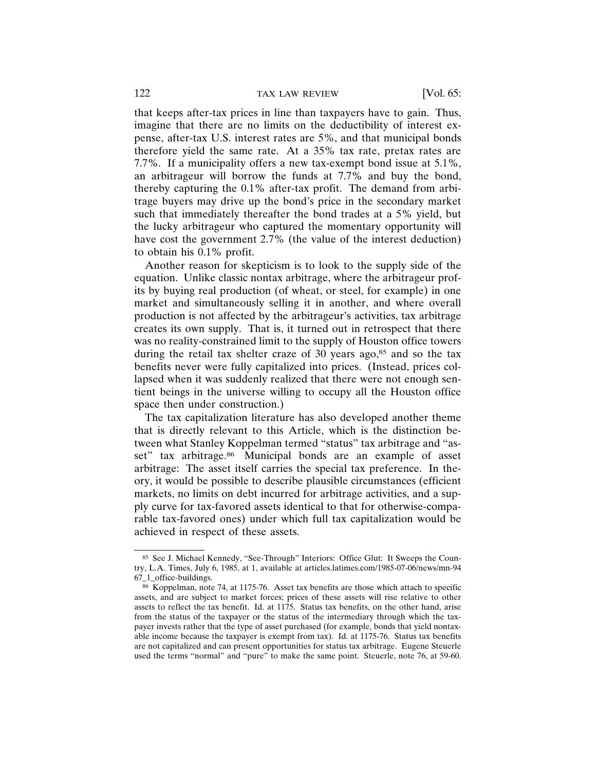that keeps after-tax prices in line than taxpayers have to gain. Thus, imagine that there are no limits on the deductibility of interest expense, after-tax U.S. interest rates are 5%, and that municipal bonds therefore yield the same rate. At a 35% tax rate, pretax rates are 7.7%. If a municipality offers a new tax-exempt bond issue at 5.1%, an arbitrageur will borrow the funds at 7.7% and buy the bond, thereby capturing the 0.1% after-tax profit. The demand from arbitrage buyers may drive up the bond's price in the secondary market such that immediately thereafter the bond trades at a 5% yield, but the lucky arbitrageur who captured the momentary opportunity will have cost the government 2.7% (the value of the interest deduction) to obtain his 0.1% profit.

Another reason for skepticism is to look to the supply side of the equation. Unlike classic nontax arbitrage, where the arbitrageur profits by buying real production (of wheat, or steel, for example) in one market and simultaneously selling it in another, and where overall production is not affected by the arbitrageur's activities, tax arbitrage creates its own supply. That is, it turned out in retrospect that there was no reality-constrained limit to the supply of Houston office towers during the retail tax shelter craze of 30 years ago,[85] and so the tax benefits never were fully capitalized into prices. (Instead, prices collapsed when it was suddenly realized that there were not enough sentient beings in the universe willing to occupy all the Houston office space then under construction.)

The tax capitalization literature has also developed another theme that is directly relevant to this Article, which is the distinction between what Stanley Koppelman termed "status" tax arbitrage and "asset" tax arbitrage.[86] Municipal bonds are an example of asset arbitrage: The asset itself carries the special tax preference. In theory, it would be possible to describe plausible circumstances (efficient markets, no limits on debt incurred for arbitrage activities, and a supply curve for tax-favored assets identical to that for otherwise-comparable tax-favored ones) under which full tax capitalization would be achieved in respect of these assets.

---

[85] See J. Michael Kennedy, "See-Through" Interiors: Office Glut: It Sweeps the Country, L.A. Times, July 6, 1985, at 1, available at articles.latimes.com/1985-07-06/news/mn-9467_1_office-buildings.

[86] Koppelman, note 74, at 1175-76. Asset tax benefits are those which attach to specific assets, and are subject to market forces; prices of these assets will rise relative to other assets to reflect the tax benefit. Id. at 1175. Status tax benefits, on the other hand, arise from the status of the taxpayer or the status of the intermediary through which the taxpayer invests rather that the type of asset purchased (for example, bonds that yield nontaxable income because the taxpayer is exempt from tax). Id. at 1175-76. Status tax benefits are not capitalized and can present opportunities for status tax arbitrage. Eugene Steuerle used the terms "normal" and "pure" to make the same point. Steuerle, note 76, at 59-60.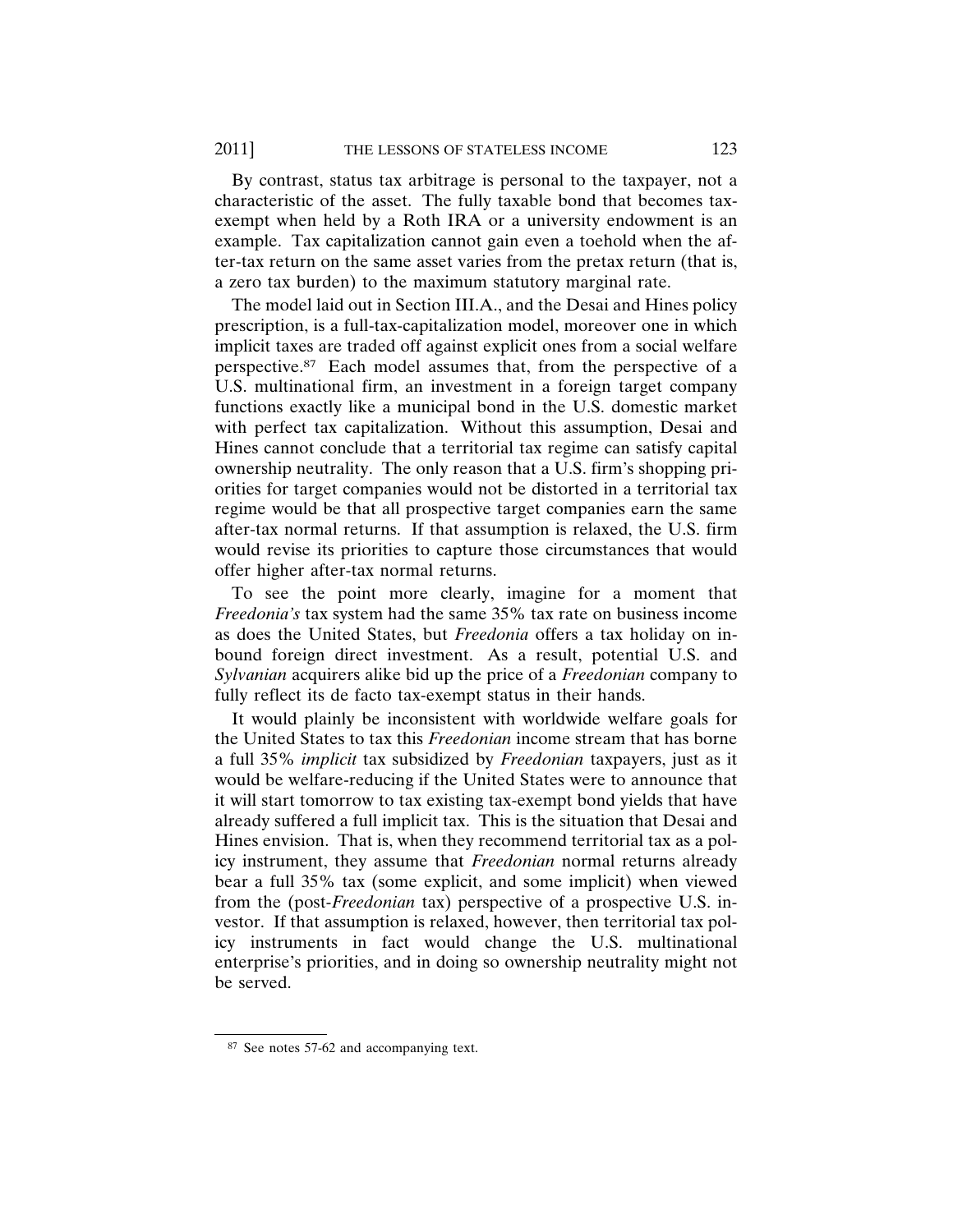By contrast, status tax arbitrage is personal to the taxpayer, not a characteristic of the asset. The fully taxable bond that becomes tax-exempt when held by a Roth IRA or a university endowment is an example. Tax capitalization cannot gain even a toehold when the after-tax return on the same asset varies from the pretax return (that is, a zero tax burden) to the maximum statutory marginal rate.

The model laid out in Section III.A., and the Desai and Hines policy prescription, is a full-tax-capitalization model, moreover one in which implicit taxes are traded off against explicit ones from a social welfare perspective.[87] Each model assumes that, from the perspective of a U.S. multinational firm, an investment in a foreign target company functions exactly like a municipal bond in the U.S. domestic market with perfect tax capitalization. Without this assumption, Desai and Hines cannot conclude that a territorial tax regime can satisfy capital ownership neutrality. The only reason that a U.S. firm's shopping priorities for target companies would not be distorted in a territorial tax regime would be that all prospective target companies earn the same after-tax normal returns. If that assumption is relaxed, the U.S. firm would revise its priorities to capture those circumstances that would offer higher after-tax normal returns.

To see the point more clearly, imagine for a moment that *Freedonia's* tax system had the same 35% tax rate on business income as does the United States, but *Freedonia* offers a tax holiday on inbound foreign direct investment. As a result, potential U.S. and *Sylvanian* acquirers alike bid up the price of a *Freedonian* company to fully reflect its de facto tax-exempt status in their hands.

It would plainly be inconsistent with worldwide welfare goals for the United States to tax this *Freedonian* income stream that has borne a full 35% *implicit* tax subsidized by *Freedonian* taxpayers, just as it would be welfare-reducing if the United States were to announce that it will start tomorrow to tax existing tax-exempt bond yields that have already suffered a full implicit tax. This is the situation that Desai and Hines envision. That is, when they recommend territorial tax as a policy instrument, they assume that *Freedonian* normal returns already bear a full 35% tax (some explicit, and some implicit) when viewed from the (post-*Freedonian* tax) perspective of a prospective U.S. investor. If that assumption is relaxed, however, then territorial tax policy instruments in fact would change the U.S. multinational enterprise's priorities, and in doing so ownership neutrality might not be served.

---

[87] See notes 57-62 and accompanying text.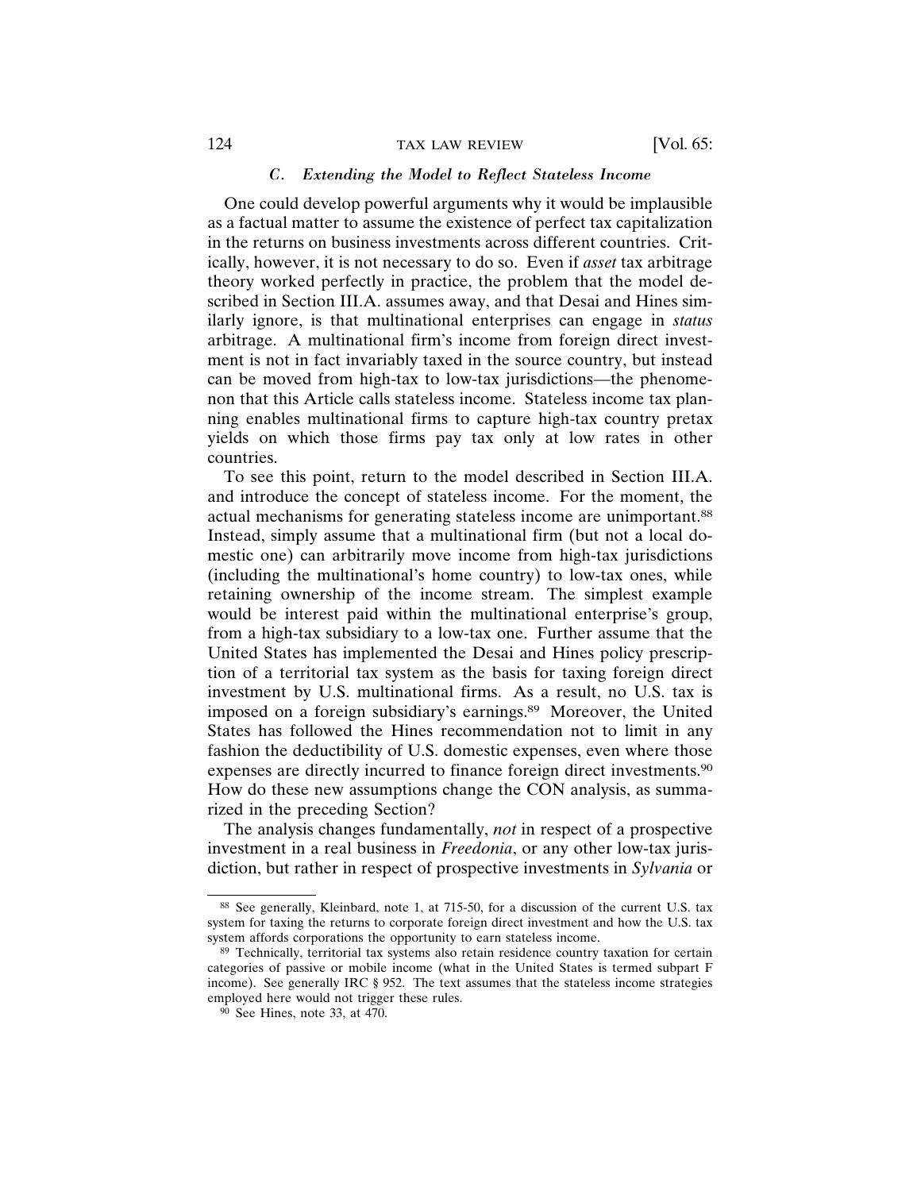### C. *Extending the Model to Reflect Stateless Income*

One could develop powerful arguments why it would be implausible as a factual matter to assume the existence of perfect tax capitalization in the returns on business investments across different countries. Critically, however, it is not necessary to do so. Even if *asset* tax arbitrage theory worked perfectly in practice, the problem that the model described in Section III.A. assumes away, and that Desai and Hines similarly ignore, is that multinational enterprises can engage in *status* arbitrage. A multinational firm's income from foreign direct investment is not in fact invariably taxed in the source country, but instead can be moved from high-tax to low-tax jurisdictions—the phenomenon that this Article calls stateless income. Stateless income tax planning enables multinational firms to capture high-tax country pretax yields on which those firms pay tax only at low rates in other countries.

To see this point, return to the model described in Section III.A. and introduce the concept of stateless income. For the moment, the actual mechanisms for generating stateless income are unimportant.[88] Instead, simply assume that a multinational firm (but not a local domestic one) can arbitrarily move income from high-tax jurisdictions (including the multinational's home country) to low-tax ones, while retaining ownership of the income stream. The simplest example would be interest paid within the multinational enterprise's group, from a high-tax subsidiary to a low-tax one. Further assume that the United States has implemented the Desai and Hines policy prescription of a territorial tax system as the basis for taxing foreign direct investment by U.S. multinational firms. As a result, no U.S. tax is imposed on a foreign subsidiary's earnings.[89] Moreover, the United States has followed the Hines recommendation not to limit in any fashion the deductibility of U.S. domestic expenses, even where those expenses are directly incurred to finance foreign direct investments.[90] How do these new assumptions change the CON analysis, as summarized in the preceding Section?

The analysis changes fundamentally, *not* in respect of a prospective investment in a real business in *Freedonia*, or any other low-tax jurisdiction, but rather in respect of prospective investments in *Sylvania* or

---

[88] See generally, Kleinbard, note 1, at 715-50, for a discussion of the current U.S. tax system for taxing the returns to corporate foreign direct investment and how the U.S. tax system affords corporations the opportunity to earn stateless income.

[89] Technically, territorial tax systems also retain residence country taxation for certain categories of passive or mobile income (what in the United States is termed subpart F income). See generally IRC § 952. The text assumes that the stateless income strategies employed here would not trigger these rules.

[90] See Hines, note 33, at 470.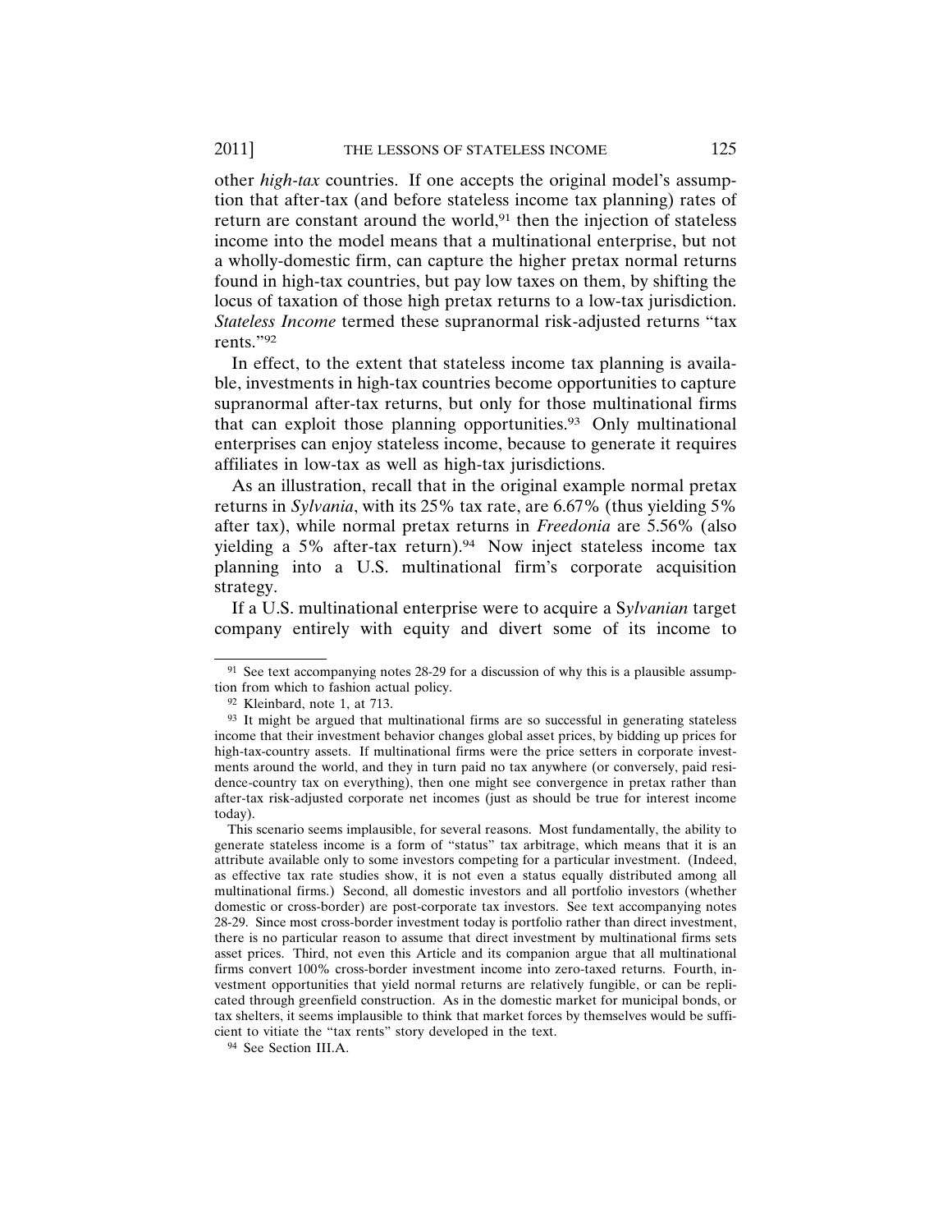other *high-tax* countries. If one accepts the original model's assumption that after-tax (and before stateless income tax planning) rates of return are constant around the world,[91] then the injection of stateless income into the model means that a multinational enterprise, but not a wholly-domestic firm, can capture the higher pretax normal returns found in high-tax countries, but pay low taxes on them, by shifting the locus of taxation of those high pretax returns to a low-tax jurisdiction. *Stateless Income* termed these supranormal risk-adjusted returns "tax rents."[92]

In effect, to the extent that stateless income tax planning is available, investments in high-tax countries become opportunities to capture supranormal after-tax returns, but only for those multinational firms that can exploit those planning opportunities.[93] Only multinational enterprises can enjoy stateless income, because to generate it requires affiliates in low-tax as well as high-tax jurisdictions.

As an illustration, recall that in the original example normal pretax returns in *Sylvania*, with its 25% tax rate, are 6.67% (thus yielding 5% after tax), while normal pretax returns in *Freedonia* are 5.56% (also yielding a 5% after-tax return).[94] Now inject stateless income tax planning into a U.S. multinational firm's corporate acquisition strategy.

If a U.S. multinational enterprise were to acquire a S*ylvanian* target company entirely with equity and divert some of its income to

---

[91] See text accompanying notes 28-29 for a discussion of why this is a plausible assumption from which to fashion actual policy.

[92] Kleinbard, note 1, at 713.

[93] It might be argued that multinational firms are so successful in generating stateless income that their investment behavior changes global asset prices, by bidding up prices for high-tax-country assets. If multinational firms were the price setters in corporate investments around the world, and they in turn paid no tax anywhere (or conversely, paid residence-country tax on everything), then one might see convergence in pretax rather than after-tax risk-adjusted corporate net incomes (just as should be true for interest income today).

This scenario seems implausible, for several reasons. Most fundamentally, the ability to generate stateless income is a form of "status" tax arbitrage, which means that it is an attribute available only to some investors competing for a particular investment. (Indeed, as effective tax rate studies show, it is not even a status equally distributed among all multinational firms.) Second, all domestic investors and all portfolio investors (whether domestic or cross-border) are post-corporate tax investors. See text accompanying notes 28-29. Since most cross-border investment today is portfolio rather than direct investment, there is no particular reason to assume that direct investment by multinational firms sets asset prices. Third, not even this Article and its companion argue that all multinational firms convert 100% cross-border investment income into zero-taxed returns. Fourth, investment opportunities that yield normal returns are relatively fungible, or can be replicated through greenfield construction. As in the domestic market for municipal bonds, or tax shelters, it seems implausible to think that market forces by themselves would be sufficient to vitiate the "tax rents" story developed in the text.

[94] See Section III.A.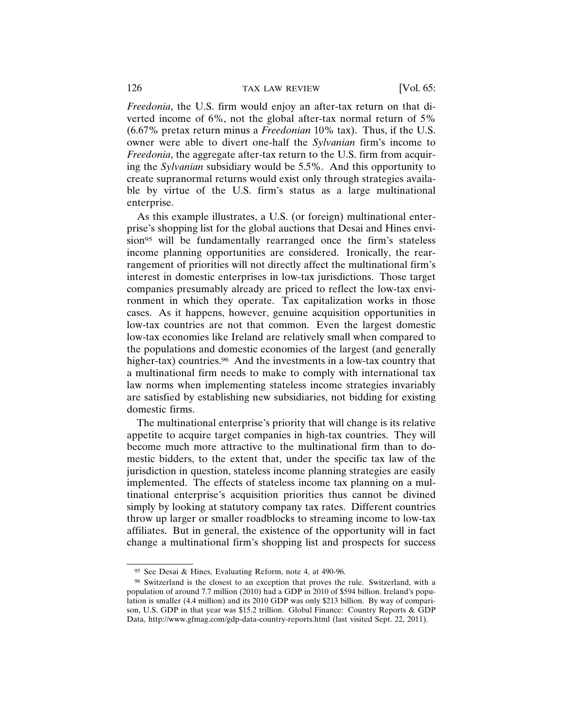*Freedonia*, the U.S. firm would enjoy an after-tax return on that diverted income of 6%, not the global after-tax normal return of 5% (6.67% pretax return minus a *Freedonian* 10% tax). Thus, if the U.S. owner were able to divert one-half the *Sylvanian* firm's income to *Freedonia*, the aggregate after-tax return to the U.S. firm from acquiring the *Sylvanian* subsidiary would be 5.5%. And this opportunity to create supranormal returns would exist only through strategies available by virtue of the U.S. firm's status as a large multinational enterprise.

As this example illustrates, a U.S. (or foreign) multinational enterprise's shopping list for the global auctions that Desai and Hines envision[95] will be fundamentally rearranged once the firm's stateless income planning opportunities are considered. Ironically, the rearrangement of priorities will not directly affect the multinational firm's interest in domestic enterprises in low-tax jurisdictions. Those target companies presumably already are priced to reflect the low-tax environment in which they operate. Tax capitalization works in those cases. As it happens, however, genuine acquisition opportunities in low-tax countries are not that common. Even the largest domestic low-tax economies like Ireland are relatively small when compared to the populations and domestic economies of the largest (and generally higher-tax) countries.[96] And the investments in a low-tax country that a multinational firm needs to make to comply with international tax law norms when implementing stateless income strategies invariably are satisfied by establishing new subsidiaries, not bidding for existing domestic firms.

The multinational enterprise's priority that will change is its relative appetite to acquire target companies in high-tax countries. They will become much more attractive to the multinational firm than to domestic bidders, to the extent that, under the specific tax law of the jurisdiction in question, stateless income planning strategies are easily implemented. The effects of stateless income tax planning on a multinational enterprise's acquisition priorities thus cannot be divined simply by looking at statutory company tax rates. Different countries throw up larger or smaller roadblocks to streaming income to low-tax affiliates. But in general, the existence of the opportunity will in fact change a multinational firm's shopping list and prospects for success

[95] See Desai & Hines, Evaluating Reform, note 4, at 490-96.

[96] Switzerland is the closest to an exception that proves the rule. Switzerland, with a population of around 7.7 million (2010) had a GDP in 2010 of $594 billion. Ireland's population is smaller (4.4 million) and its 2010 GDP was only $213 billion. By way of comparison, U.S. GDP in that year was $15.2 trillion. Global Finance: Country Reports & GDP Data, http://www.gfmag.com/gdp-data-country-reports.html (last visited Sept. 22, 2011).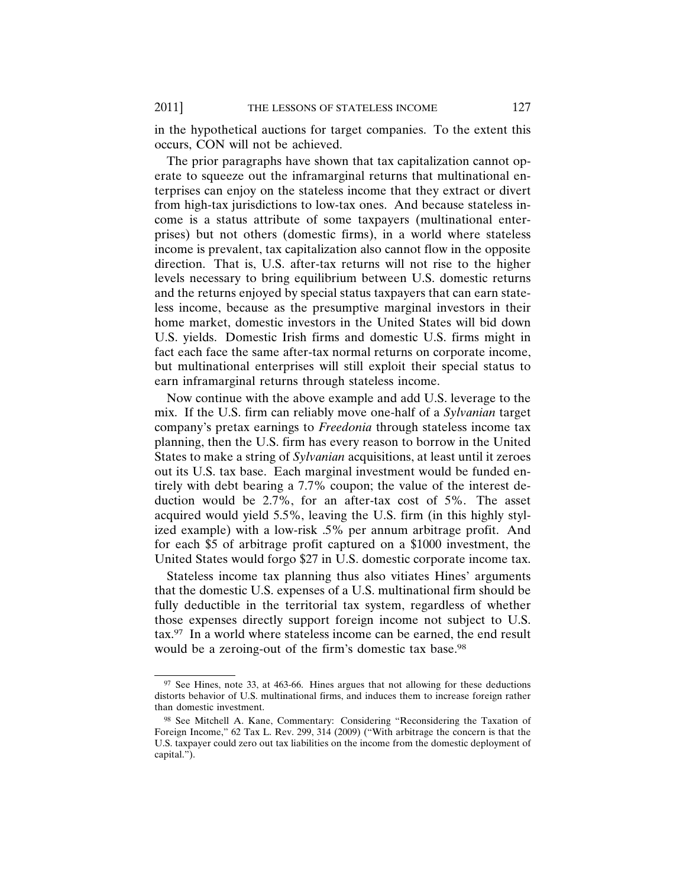in the hypothetical auctions for target companies. To the extent this occurs, CON will not be achieved.

The prior paragraphs have shown that tax capitalization cannot operate to squeeze out the inframarginal returns that multinational enterprises can enjoy on the stateless income that they extract or divert from high-tax jurisdictions to low-tax ones. And because stateless income is a status attribute of some taxpayers (multinational enterprises) but not others (domestic firms), in a world where stateless income is prevalent, tax capitalization also cannot flow in the opposite direction. That is, U.S. after-tax returns will not rise to the higher levels necessary to bring equilibrium between U.S. domestic returns and the returns enjoyed by special status taxpayers that can earn stateless income, because as the presumptive marginal investors in their home market, domestic investors in the United States will bid down U.S. yields. Domestic Irish firms and domestic U.S. firms might in fact each face the same after-tax normal returns on corporate income, but multinational enterprises will still exploit their special status to earn inframarginal returns through stateless income.

Now continue with the above example and add U.S. leverage to the mix. If the U.S. firm can reliably move one-half of a *Sylvanian* target company's pretax earnings to *Freedonia* through stateless income tax planning, then the U.S. firm has every reason to borrow in the United States to make a string of *Sylvanian* acquisitions, at least until it zeroes out its U.S. tax base. Each marginal investment would be funded entirely with debt bearing a 7.7% coupon; the value of the interest deduction would be 2.7%, for an after-tax cost of 5%. The asset acquired would yield 5.5%, leaving the U.S. firm (in this highly stylized example) with a low-risk .5% per annum arbitrage profit. And for each $5 of arbitrage profit captured on a $1000 investment, the United States would forgo $27 in U.S. domestic corporate income tax.

Stateless income tax planning thus also vitiates Hines' arguments that the domestic U.S. expenses of a U.S. multinational firm should be fully deductible in the territorial tax system, regardless of whether those expenses directly support foreign income not subject to U.S. tax.[97] In a world where stateless income can be earned, the end result would be a zeroing-out of the firm's domestic tax base.[98]

---

[97] See Hines, note 33, at 463-66. Hines argues that not allowing for these deductions distorts behavior of U.S. multinational firms, and induces them to increase foreign rather than domestic investment.

[98] See Mitchell A. Kane, Commentary: Considering "Reconsidering the Taxation of Foreign Income," 62 Tax L. Rev. 299, 314 (2009) ("With arbitrage the concern is that the U.S. taxpayer could zero out tax liabilities on the income from the domestic deployment of capital.").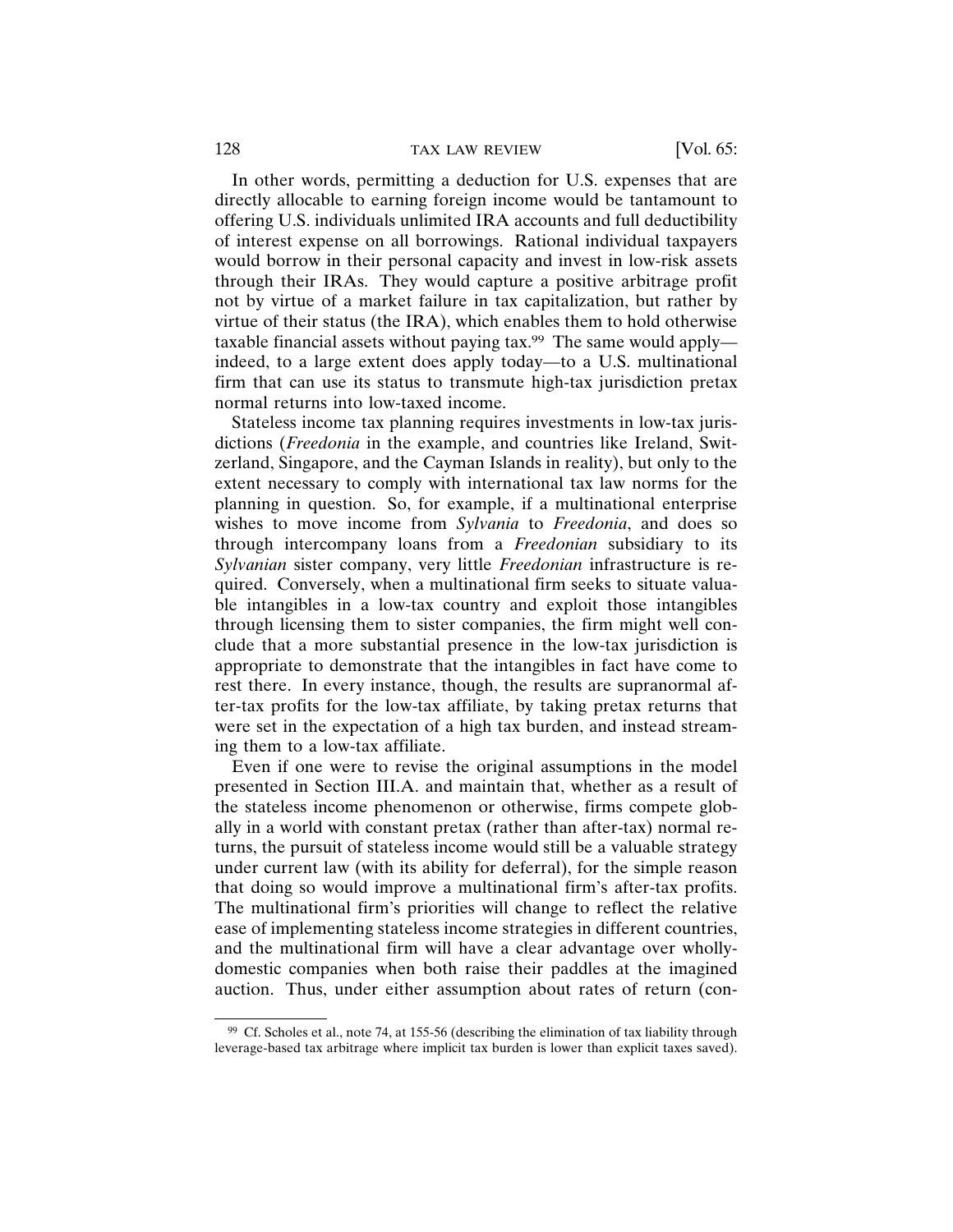In other words, permitting a deduction for U.S. expenses that are directly allocable to earning foreign income would be tantamount to offering U.S. individuals unlimited IRA accounts and full deductibility of interest expense on all borrowings. Rational individual taxpayers would borrow in their personal capacity and invest in low-risk assets through their IRAs. They would capture a positive arbitrage profit not by virtue of a market failure in tax capitalization, but rather by virtue of their status (the IRA), which enables them to hold otherwise taxable financial assets without paying tax.[99] The same would apply—indeed, to a large extent does apply today—to a U.S. multinational firm that can use its status to transmute high-tax jurisdiction pretax normal returns into low-taxed income.

Stateless income tax planning requires investments in low-tax jurisdictions (*Freedonia* in the example, and countries like Ireland, Switzerland, Singapore, and the Cayman Islands in reality), but only to the extent necessary to comply with international tax law norms for the planning in question. So, for example, if a multinational enterprise wishes to move income from *Sylvania* to *Freedonia*, and does so through intercompany loans from a *Freedonian* subsidiary to its *Sylvanian* sister company, very little *Freedonian* infrastructure is required. Conversely, when a multinational firm seeks to situate valuable intangibles in a low-tax country and exploit those intangibles through licensing them to sister companies, the firm might well conclude that a more substantial presence in the low-tax jurisdiction is appropriate to demonstrate that the intangibles in fact have come to rest there. In every instance, though, the results are supranormal after-tax profits for the low-tax affiliate, by taking pretax returns that were set in the expectation of a high tax burden, and instead streaming them to a low-tax affiliate.

Even if one were to revise the original assumptions in the model presented in Section III.A. and maintain that, whether as a result of the stateless income phenomenon or otherwise, firms compete globally in a world with constant pretax (rather than after-tax) normal returns, the pursuit of stateless income would still be a valuable strategy under current law (with its ability for deferral), for the simple reason that doing so would improve a multinational firm's after-tax profits. The multinational firm's priorities will change to reflect the relative ease of implementing stateless income strategies in different countries, and the multinational firm will have a clear advantage over wholly-domestic companies when both raise their paddles at the imagined auction. Thus, under either assumption about rates of return (con-

[99] Cf. Scholes et al., note 74, at 155-56 (describing the elimination of tax liability through leverage-based tax arbitrage where implicit tax burden is lower than explicit taxes saved).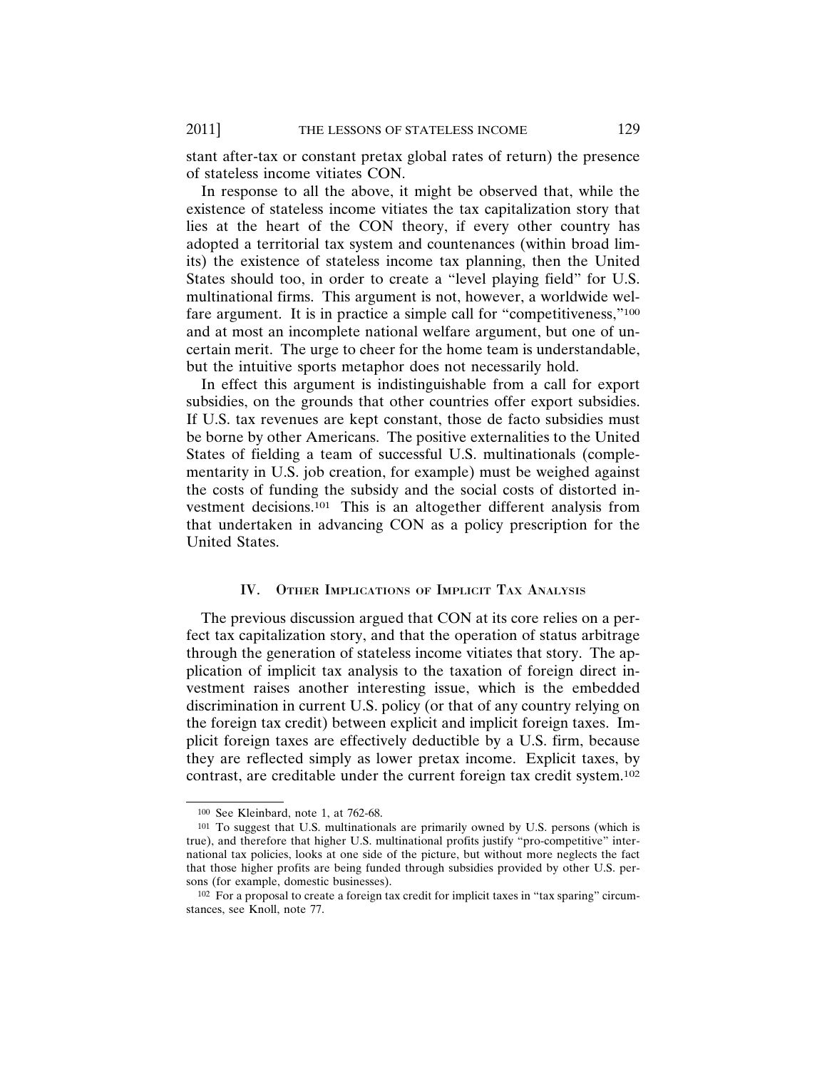stant after-tax or constant pretax global rates of return) the presence of stateless income vitiates CON.

In response to all the above, it might be observed that, while the existence of stateless income vitiates the tax capitalization story that lies at the heart of the CON theory, if every other country has adopted a territorial tax system and countenances (within broad limits) the existence of stateless income tax planning, then the United States should too, in order to create a "level playing field" for U.S. multinational firms. This argument is not, however, a worldwide welfare argument. It is in practice a simple call for "competitiveness,"[100] and at most an incomplete national welfare argument, but one of uncertain merit. The urge to cheer for the home team is understandable, but the intuitive sports metaphor does not necessarily hold.

In effect this argument is indistinguishable from a call for export subsidies, on the grounds that other countries offer export subsidies. If U.S. tax revenues are kept constant, those de facto subsidies must be borne by other Americans. The positive externalities to the United States of fielding a team of successful U.S. multinationals (complementarity in U.S. job creation, for example) must be weighed against the costs of funding the subsidy and the social costs of distorted investment decisions.[101] This is an altogether different analysis from that undertaken in advancing CON as a policy prescription for the United States.

## IV. Other Implications of Implicit Tax Analysis

The previous discussion argued that CON at its core relies on a perfect tax capitalization story, and that the operation of status arbitrage through the generation of stateless income vitiates that story. The application of implicit tax analysis to the taxation of foreign direct investment raises another interesting issue, which is the embedded discrimination in current U.S. policy (or that of any country relying on the foreign tax credit) between explicit and implicit foreign taxes. Implicit foreign taxes are effectively deductible by a U.S. firm, because they are reflected simply as lower pretax income. Explicit taxes, by contrast, are creditable under the current foreign tax credit system.[102]

---

[100] See Kleinbard, note 1, at 762-68.

[101] To suggest that U.S. multinationals are primarily owned by U.S. persons (which is true), and therefore that higher U.S. multinational profits justify "pro-competitive" international tax policies, looks at one side of the picture, but without more neglects the fact that those higher profits are being funded through subsidies provided by other U.S. persons (for example, domestic businesses).

[102] For a proposal to create a foreign tax credit for implicit taxes in "tax sparing" circumstances, see Knoll, note 77.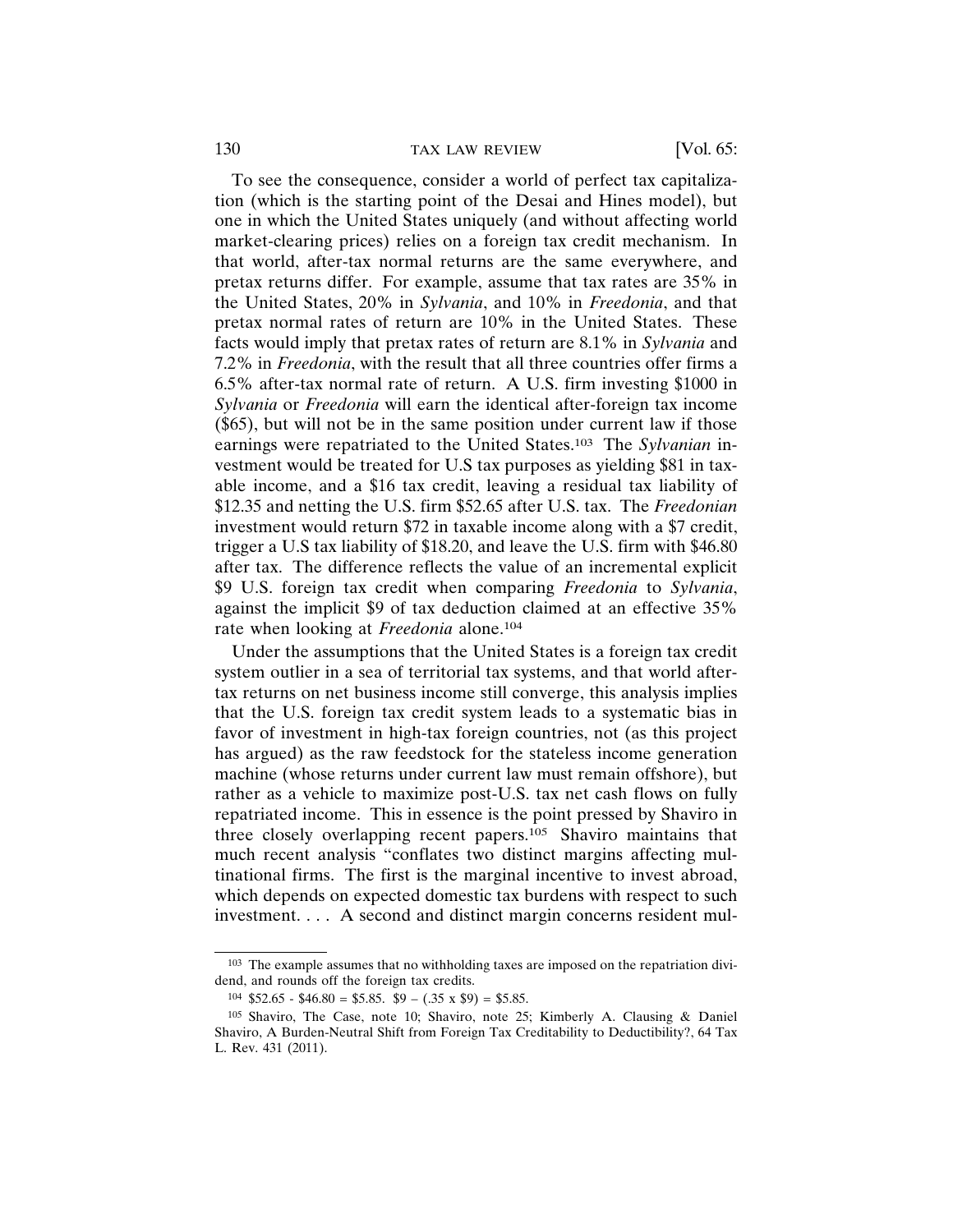To see the consequence, consider a world of perfect tax capitalization (which is the starting point of the Desai and Hines model), but one in which the United States uniquely (and without affecting world market-clearing prices) relies on a foreign tax credit mechanism. In that world, after-tax normal returns are the same everywhere, and pretax returns differ. For example, assume that tax rates are 35% in the United States, 20% in *Sylvania*, and 10% in *Freedonia*, and that pretax normal rates of return are 10% in the United States. These facts would imply that pretax rates of return are 8.1% in *Sylvania* and 7.2% in *Freedonia*, with the result that all three countries offer firms a 6.5% after-tax normal rate of return. A U.S. firm investing $1000 in *Sylvania* or *Freedonia* will earn the identical after-foreign tax income ($65), but will not be in the same position under current law if those earnings were repatriated to the United States.[103] The *Sylvanian* investment would be treated for U.S tax purposes as yielding $81 in taxable income, and a $16 tax credit, leaving a residual tax liability of $12.35 and netting the U.S. firm $52.65 after U.S. tax. The *Freedonian* investment would return $72 in taxable income along with a $7 credit, trigger a U.S tax liability of $18.20, and leave the U.S. firm with $46.80 after tax. The difference reflects the value of an incremental explicit $9 U.S. foreign tax credit when comparing *Freedonia* to *Sylvania*, against the implicit $9 of tax deduction claimed at an effective 35% rate when looking at *Freedonia* alone.[104]

Under the assumptions that the United States is a foreign tax credit system outlier in a sea of territorial tax systems, and that world after-tax returns on net business income still converge, this analysis implies that the U.S. foreign tax credit system leads to a systematic bias in favor of investment in high-tax foreign countries, not (as this project has argued) as the raw feedstock for the stateless income generation machine (whose returns under current law must remain offshore), but rather as a vehicle to maximize post-U.S. tax net cash flows on fully repatriated income. This in essence is the point pressed by Shaviro in three closely overlapping recent papers.[105] Shaviro maintains that much recent analysis "conflates two distinct margins affecting multinational firms. The first is the marginal incentive to invest abroad, which depends on expected domestic tax burdens with respect to such investment. . . . A second and distinct margin concerns resident mul-

---

[103] The example assumes that no withholding taxes are imposed on the repatriation dividend, and rounds off the foreign tax credits.

[104] $52.65 - $46.80 = $5.85. $9 – (.35 x $9) = $5.85.

[105] Shaviro, The Case, note 10; Shaviro, note 25; Kimberly A. Clausing & Daniel Shaviro, A Burden-Neutral Shift from Foreign Tax Creditability to Deductibility?, 64 Tax L. Rev. 431 (2011).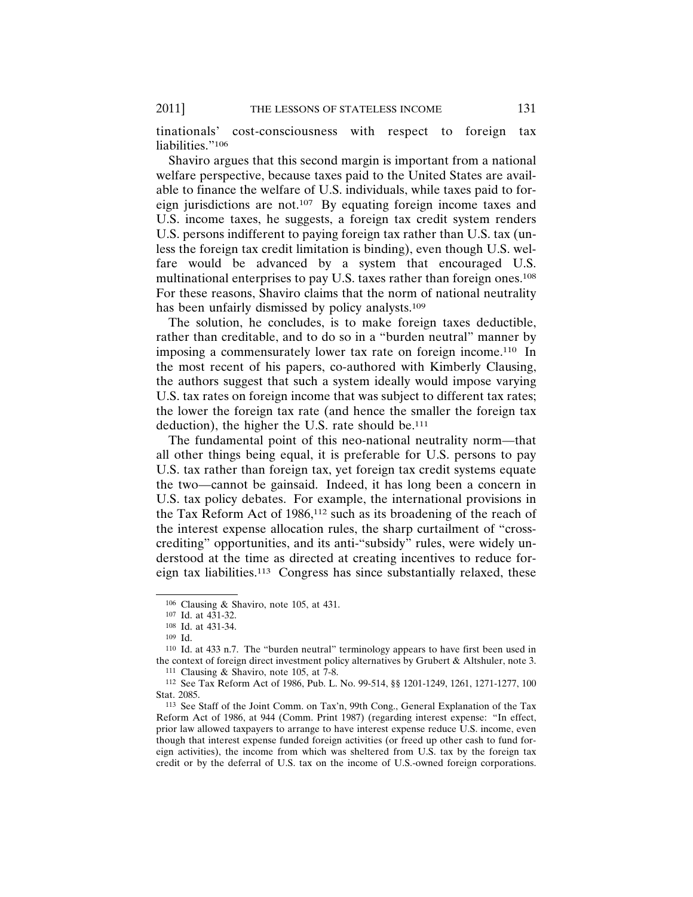tinationals' cost-consciousness with respect to foreign tax liabilities."[106]

Shaviro argues that this second margin is important from a national welfare perspective, because taxes paid to the United States are available to finance the welfare of U.S. individuals, while taxes paid to foreign jurisdictions are not.[107] By equating foreign income taxes and U.S. income taxes, he suggests, a foreign tax credit system renders U.S. persons indifferent to paying foreign tax rather than U.S. tax (unless the foreign tax credit limitation is binding), even though U.S. welfare would be advanced by a system that encouraged U.S. multinational enterprises to pay U.S. taxes rather than foreign ones.[108] For these reasons, Shaviro claims that the norm of national neutrality has been unfairly dismissed by policy analysts.[109]

The solution, he concludes, is to make foreign taxes deductible, rather than creditable, and to do so in a "burden neutral" manner by imposing a commensurately lower tax rate on foreign income.[110] In the most recent of his papers, co-authored with Kimberly Clausing, the authors suggest that such a system ideally would impose varying U.S. tax rates on foreign income that was subject to different tax rates; the lower the foreign tax rate (and hence the smaller the foreign tax deduction), the higher the U.S. rate should be.[111]

The fundamental point of this neo-national neutrality norm—that all other things being equal, it is preferable for U.S. persons to pay U.S. tax rather than foreign tax, yet foreign tax credit systems equate the two—cannot be gainsaid. Indeed, it has long been a concern in U.S. tax policy debates. For example, the international provisions in the Tax Reform Act of 1986,[112] such as its broadening of the reach of the interest expense allocation rules, the sharp curtailment of "cross-crediting" opportunities, and its anti-"subsidy" rules, were widely understood at the time as directed at creating incentives to reduce foreign tax liabilities.[113] Congress has since substantially relaxed, these

---

[106] Clausing & Shaviro, note 105, at 431.

[107] Id. at 431-32.

[108] Id. at 431-34.

[109] Id.

[110] Id. at 433 n.7. The "burden neutral" terminology appears to have first been used in the context of foreign direct investment policy alternatives by Grubert & Altshuler, note 3.

[111] Clausing & Shaviro, note 105, at 7-8.

[112] See Tax Reform Act of 1986, Pub. L. No. 99-514, §§ 1201-1249, 1261, 1271-1277, 100 Stat. 2085.

[113] See Staff of the Joint Comm. on Tax'n, 99th Cong., General Explanation of the Tax Reform Act of 1986, at 944 (Comm. Print 1987) (regarding interest expense: "In effect, prior law allowed taxpayers to arrange to have interest expense reduce U.S. income, even though that interest expense funded foreign activities (or freed up other cash to fund foreign activities), the income from which was sheltered from U.S. tax by the foreign tax credit or by the deferral of U.S. tax on the income of U.S.-owned foreign corporations.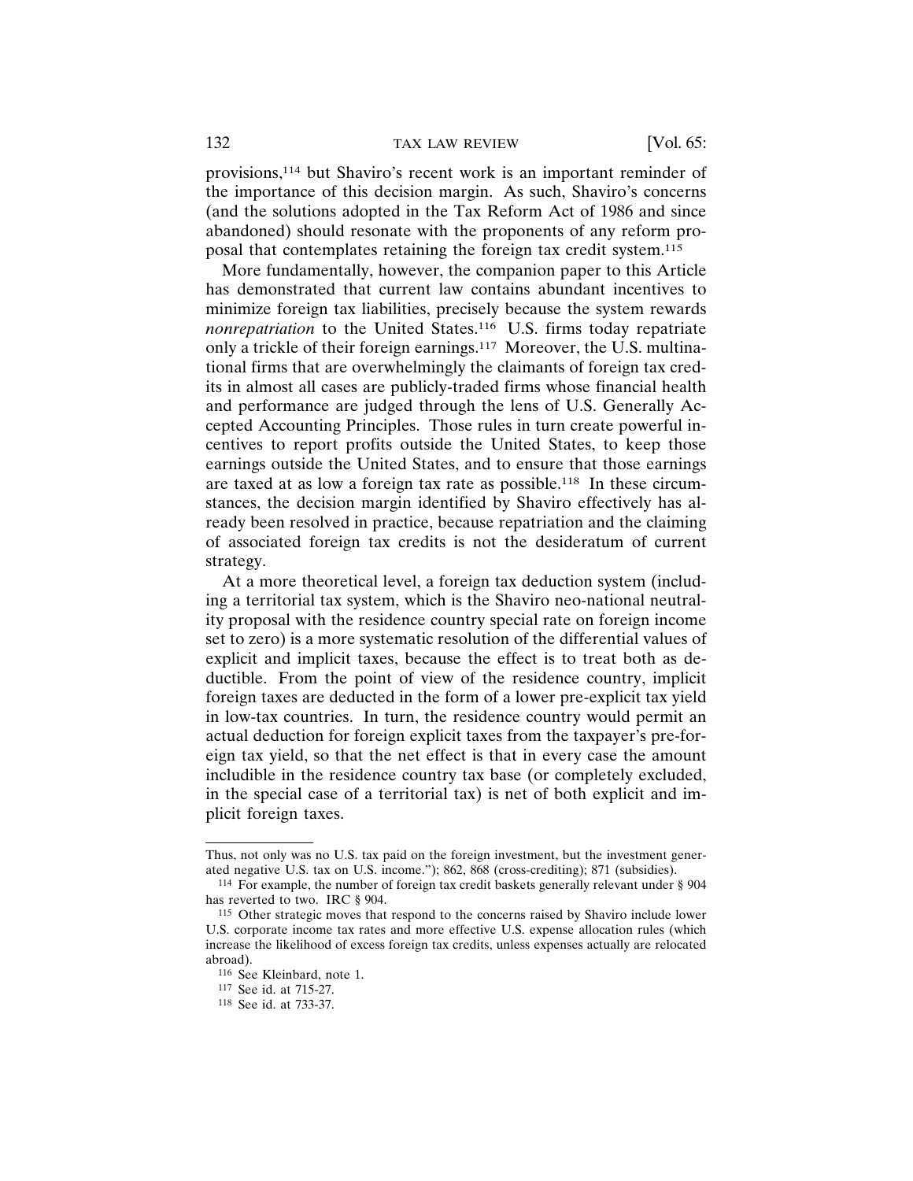provisions,[114] but Shaviro's recent work is an important reminder of the importance of this decision margin. As such, Shaviro's concerns (and the solutions adopted in the Tax Reform Act of 1986 and since abandoned) should resonate with the proponents of any reform proposal that contemplates retaining the foreign tax credit system.[115]

More fundamentally, however, the companion paper to this Article has demonstrated that current law contains abundant incentives to minimize foreign tax liabilities, precisely because the system rewards *nonrepatriation* to the United States.[116] U.S. firms today repatriate only a trickle of their foreign earnings.[117] Moreover, the U.S. multinational firms that are overwhelmingly the claimants of foreign tax credits in almost all cases are publicly-traded firms whose financial health and performance are judged through the lens of U.S. Generally Accepted Accounting Principles. Those rules in turn create powerful incentives to report profits outside the United States, to keep those earnings outside the United States, and to ensure that those earnings are taxed at as low a foreign tax rate as possible.[118] In these circumstances, the decision margin identified by Shaviro effectively has already been resolved in practice, because repatriation and the claiming of associated foreign tax credits is not the desideratum of current strategy.

At a more theoretical level, a foreign tax deduction system (including a territorial tax system, which is the Shaviro neo-national neutrality proposal with the residence country special rate on foreign income set to zero) is a more systematic resolution of the differential values of explicit and implicit taxes, because the effect is to treat both as deductible. From the point of view of the residence country, implicit foreign taxes are deducted in the form of a lower pre-explicit tax yield in low-tax countries. In turn, the residence country would permit an actual deduction for foreign explicit taxes from the taxpayer's pre-foreign tax yield, so that the net effect is that in every case the amount includible in the residence country tax base (or completely excluded, in the special case of a territorial tax) is net of both explicit and implicit foreign taxes.

---

Thus, not only was no U.S. tax paid on the foreign investment, but the investment generated negative U.S. tax on U.S. income."); 862, 868 (cross-crediting); 871 (subsidies).

[114] For example, the number of foreign tax credit baskets generally relevant under § 904 has reverted to two. IRC § 904.

[115] Other strategic moves that respond to the concerns raised by Shaviro include lower U.S. corporate income tax rates and more effective U.S. expense allocation rules (which increase the likelihood of excess foreign tax credits, unless expenses actually are relocated abroad).

[116] See Kleinbard, note 1.

[117] See id. at 715-27.

[118] See id. at 733-37.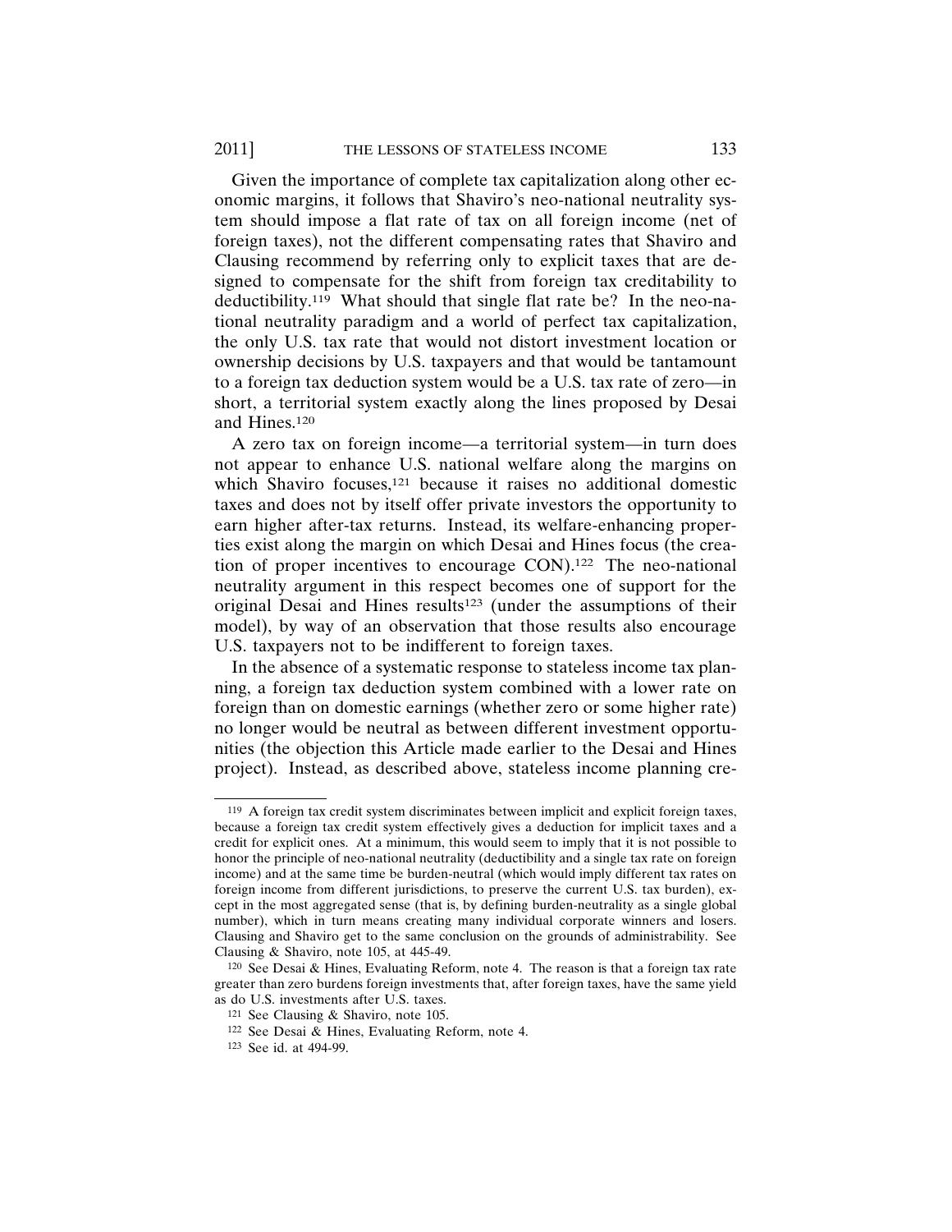Given the importance of complete tax capitalization along other economic margins, it follows that Shaviro's neo-national neutrality system should impose a flat rate of tax on all foreign income (net of foreign taxes), not the different compensating rates that Shaviro and Clausing recommend by referring only to explicit taxes that are designed to compensate for the shift from foreign tax creditability to deductibility.[119] What should that single flat rate be? In the neo-national neutrality paradigm and a world of perfect tax capitalization, the only U.S. tax rate that would not distort investment location or ownership decisions by U.S. taxpayers and that would be tantamount to a foreign tax deduction system would be a U.S. tax rate of zero—in short, a territorial system exactly along the lines proposed by Desai and Hines.[120]

A zero tax on foreign income—a territorial system—in turn does not appear to enhance U.S. national welfare along the margins on which Shaviro focuses,[121] because it raises no additional domestic taxes and does not by itself offer private investors the opportunity to earn higher after-tax returns. Instead, its welfare-enhancing properties exist along the margin on which Desai and Hines focus (the creation of proper incentives to encourage CON).[122] The neo-national neutrality argument in this respect becomes one of support for the original Desai and Hines results[123] (under the assumptions of their model), by way of an observation that those results also encourage U.S. taxpayers not to be indifferent to foreign taxes.

In the absence of a systematic response to stateless income tax planning, a foreign tax deduction system combined with a lower rate on foreign than on domestic earnings (whether zero or some higher rate) no longer would be neutral as between different investment opportunities (the objection this Article made earlier to the Desai and Hines project). Instead, as described above, stateless income planning cre-

---

[119] A foreign tax credit system discriminates between implicit and explicit foreign taxes, because a foreign tax credit system effectively gives a deduction for implicit taxes and a credit for explicit ones. At a minimum, this would seem to imply that it is not possible to honor the principle of neo-national neutrality (deductibility and a single tax rate on foreign income) and at the same time be burden-neutral (which would imply different tax rates on foreign income from different jurisdictions, to preserve the current U.S. tax burden), except in the most aggregated sense (that is, by defining burden-neutrality as a single global number), which in turn means creating many individual corporate winners and losers. Clausing and Shaviro get to the same conclusion on the grounds of administrability. See Clausing & Shaviro, note 105, at 445-49.

[120] See Desai & Hines, Evaluating Reform, note 4. The reason is that a foreign tax rate greater than zero burdens foreign investments that, after foreign taxes, have the same yield as do U.S. investments after U.S. taxes.

[121] See Clausing & Shaviro, note 105.

[122] See Desai & Hines, Evaluating Reform, note 4.

[123] See id. at 494-99.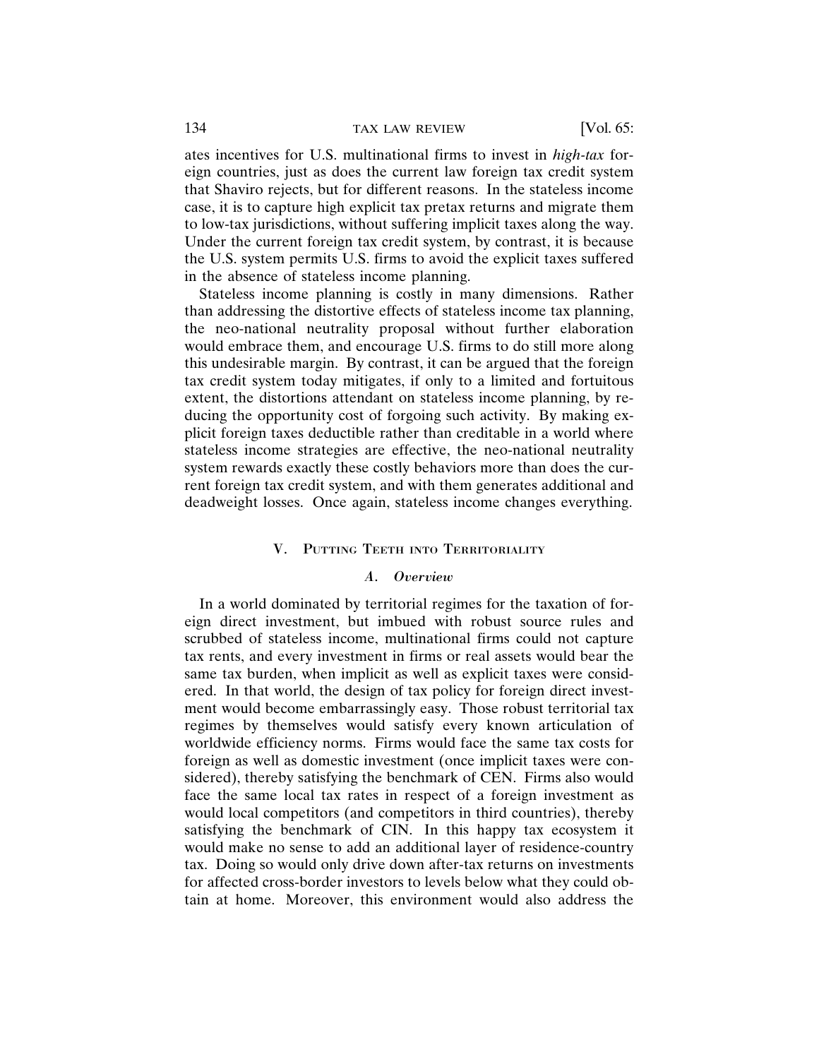ates incentives for U.S. multinational firms to invest in *high-tax* foreign countries, just as does the current law foreign tax credit system that Shaviro rejects, but for different reasons. In the stateless income case, it is to capture high explicit tax pretax returns and migrate them to low-tax jurisdictions, without suffering implicit taxes along the way. Under the current foreign tax credit system, by contrast, it is because the U.S. system permits U.S. firms to avoid the explicit taxes suffered in the absence of stateless income planning.

Stateless income planning is costly in many dimensions. Rather than addressing the distortive effects of stateless income tax planning, the neo-national neutrality proposal without further elaboration would embrace them, and encourage U.S. firms to do still more along this undesirable margin. By contrast, it can be argued that the foreign tax credit system today mitigates, if only to a limited and fortuitous extent, the distortions attendant on stateless income planning, by reducing the opportunity cost of forgoing such activity. By making explicit foreign taxes deductible rather than creditable in a world where stateless income strategies are effective, the neo-national neutrality system rewards exactly these costly behaviors more than does the current foreign tax credit system, and with them generates additional and deadweight losses. Once again, stateless income changes everything.

## V. Putting Teeth into Territoriality

### A. *Overview*

In a world dominated by territorial regimes for the taxation of foreign direct investment, but imbued with robust source rules and scrubbed of stateless income, multinational firms could not capture tax rents, and every investment in firms or real assets would bear the same tax burden, when implicit as well as explicit taxes were considered. In that world, the design of tax policy for foreign direct investment would become embarrassingly easy. Those robust territorial tax regimes by themselves would satisfy every known articulation of worldwide efficiency norms. Firms would face the same tax costs for foreign as well as domestic investment (once implicit taxes were considered), thereby satisfying the benchmark of CEN. Firms also would face the same local tax rates in respect of a foreign investment as would local competitors (and competitors in third countries), thereby satisfying the benchmark of CIN. In this happy tax ecosystem it would make no sense to add an additional layer of residence-country tax. Doing so would only drive down after-tax returns on investments for affected cross-border investors to levels below what they could obtain at home. Moreover, this environment would also address the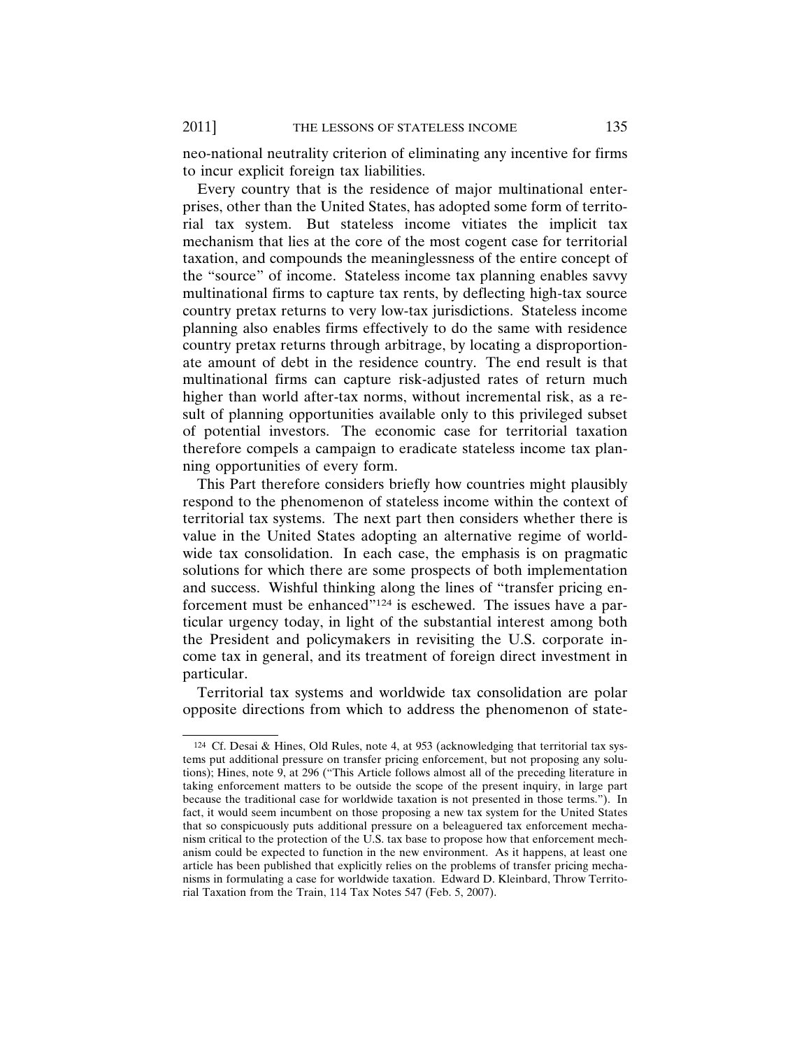neo-national neutrality criterion of eliminating any incentive for firms to incur explicit foreign tax liabilities.

Every country that is the residence of major multinational enterprises, other than the United States, has adopted some form of territorial tax system. But stateless income vitiates the implicit tax mechanism that lies at the core of the most cogent case for territorial taxation, and compounds the meaninglessness of the entire concept of the "source" of income. Stateless income tax planning enables savvy multinational firms to capture tax rents, by deflecting high-tax source country pretax returns to very low-tax jurisdictions. Stateless income planning also enables firms effectively to do the same with residence country pretax returns through arbitrage, by locating a disproportionate amount of debt in the residence country. The end result is that multinational firms can capture risk-adjusted rates of return much higher than world after-tax norms, without incremental risk, as a result of planning opportunities available only to this privileged subset of potential investors. The economic case for territorial taxation therefore compels a campaign to eradicate stateless income tax planning opportunities of every form.

This Part therefore considers briefly how countries might plausibly respond to the phenomenon of stateless income within the context of territorial tax systems. The next part then considers whether there is value in the United States adopting an alternative regime of worldwide tax consolidation. In each case, the emphasis is on pragmatic solutions for which there are some prospects of both implementation and success. Wishful thinking along the lines of "transfer pricing enforcement must be enhanced"[124] is eschewed. The issues have a particular urgency today, in light of the substantial interest among both the President and policymakers in revisiting the U.S. corporate income tax in general, and its treatment of foreign direct investment in particular.

Territorial tax systems and worldwide tax consolidation are polar opposite directions from which to address the phenomenon of state-

---

[124] Cf. Desai & Hines, Old Rules, note 4, at 953 (acknowledging that territorial tax systems put additional pressure on transfer pricing enforcement, but not proposing any solutions); Hines, note 9, at 296 ("This Article follows almost all of the preceding literature in taking enforcement matters to be outside the scope of the present inquiry, in large part because the traditional case for worldwide taxation is not presented in those terms."). In fact, it would seem incumbent on those proposing a new tax system for the United States that so conspicuously puts additional pressure on a beleaguered tax enforcement mechanism critical to the protection of the U.S. tax base to propose how that enforcement mechanism could be expected to function in the new environment. As it happens, at least one article has been published that explicitly relies on the problems of transfer pricing mechanisms in formulating a case for worldwide taxation. Edward D. Kleinbard, Throw Territorial Taxation from the Train, 114 Tax Notes 547 (Feb. 5, 2007).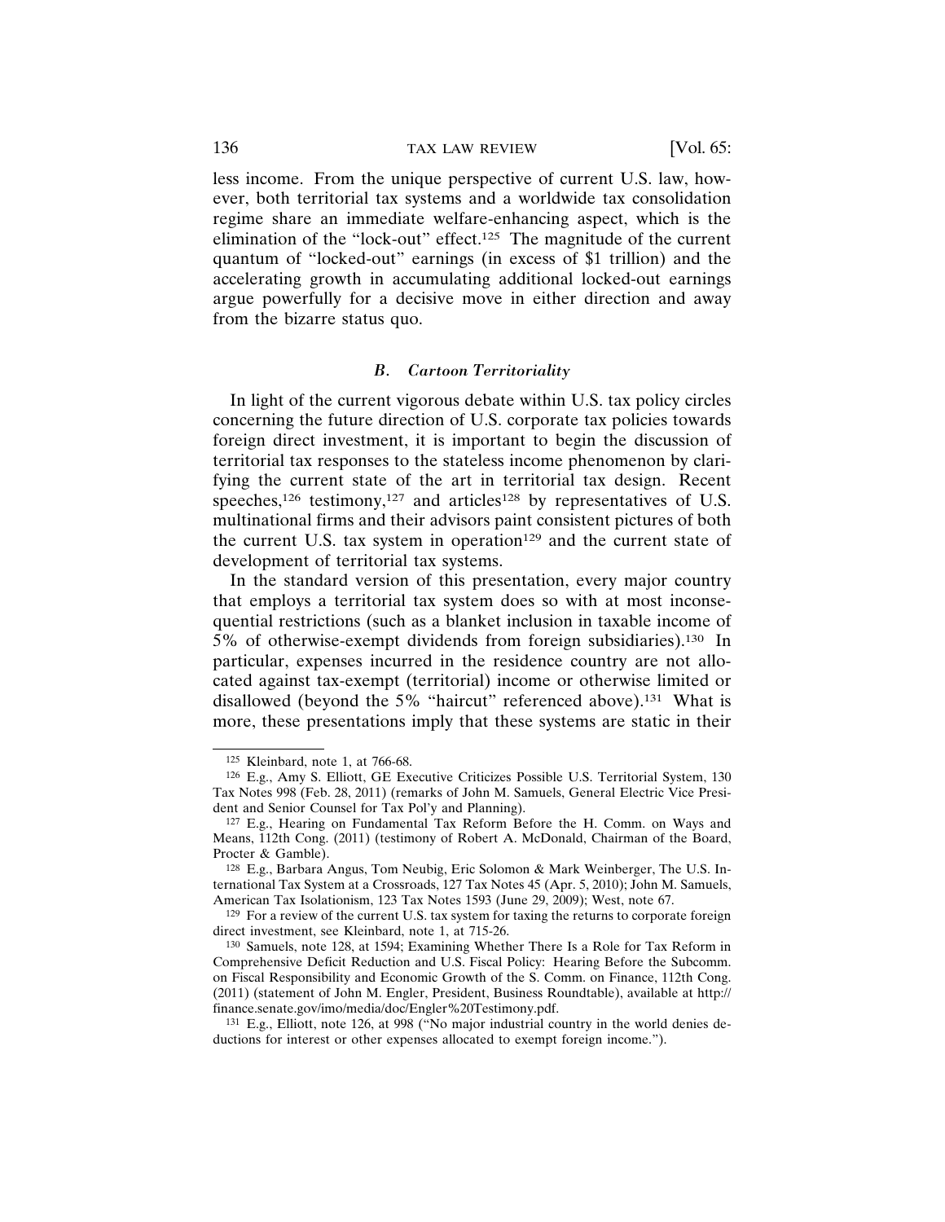less income. From the unique perspective of current U.S. law, however, both territorial tax systems and a worldwide tax consolidation regime share an immediate welfare-enhancing aspect, which is the elimination of the "lock-out" effect.[125] The magnitude of the current quantum of "locked-out" earnings (in excess of $1 trillion) and the accelerating growth in accumulating additional locked-out earnings argue powerfully for a decisive move in either direction and away from the bizarre status quo.

### *B. Cartoon Territoriality*

In light of the current vigorous debate within U.S. tax policy circles concerning the future direction of U.S. corporate tax policies towards foreign direct investment, it is important to begin the discussion of territorial tax responses to the stateless income phenomenon by clarifying the current state of the art in territorial tax design. Recent speeches,[126] testimony,[127] and articles[128] by representatives of U.S. multinational firms and their advisors paint consistent pictures of both the current U.S. tax system in operation[129] and the current state of development of territorial tax systems.

In the standard version of this presentation, every major country that employs a territorial tax system does so with at most inconsequential restrictions (such as a blanket inclusion in taxable income of 5% of otherwise-exempt dividends from foreign subsidiaries).[130] In particular, expenses incurred in the residence country are not allocated against tax-exempt (territorial) income or otherwise limited or disallowed (beyond the 5% "haircut" referenced above).[131] What is more, these presentations imply that these systems are static in their

---

[125] Kleinbard, note 1, at 766-68.

[126] E.g., Amy S. Elliott, GE Executive Criticizes Possible U.S. Territorial System, 130 Tax Notes 998 (Feb. 28, 2011) (remarks of John M. Samuels, General Electric Vice President and Senior Counsel for Tax Pol'y and Planning).

[127] E.g., Hearing on Fundamental Tax Reform Before the H. Comm. on Ways and Means, 112th Cong. (2011) (testimony of Robert A. McDonald, Chairman of the Board, Procter & Gamble).

[128] E.g., Barbara Angus, Tom Neubig, Eric Solomon & Mark Weinberger, The U.S. International Tax System at a Crossroads, 127 Tax Notes 45 (Apr. 5, 2010); John M. Samuels, American Tax Isolationism, 123 Tax Notes 1593 (June 29, 2009); West, note 67.

[129] For a review of the current U.S. tax system for taxing the returns to corporate foreign direct investment, see Kleinbard, note 1, at 715-26.

[130] Samuels, note 128, at 1594; Examining Whether There Is a Role for Tax Reform in Comprehensive Deficit Reduction and U.S. Fiscal Policy: Hearing Before the Subcomm. on Fiscal Responsibility and Economic Growth of the S. Comm. on Finance, 112th Cong. (2011) (statement of John M. Engler, President, Business Roundtable), available at http://finance.senate.gov/imo/media/doc/Engler%20Testimony.pdf.

[131] E.g., Elliott, note 126, at 998 ("No major industrial country in the world denies deductions for interest or other expenses allocated to exempt foreign income.").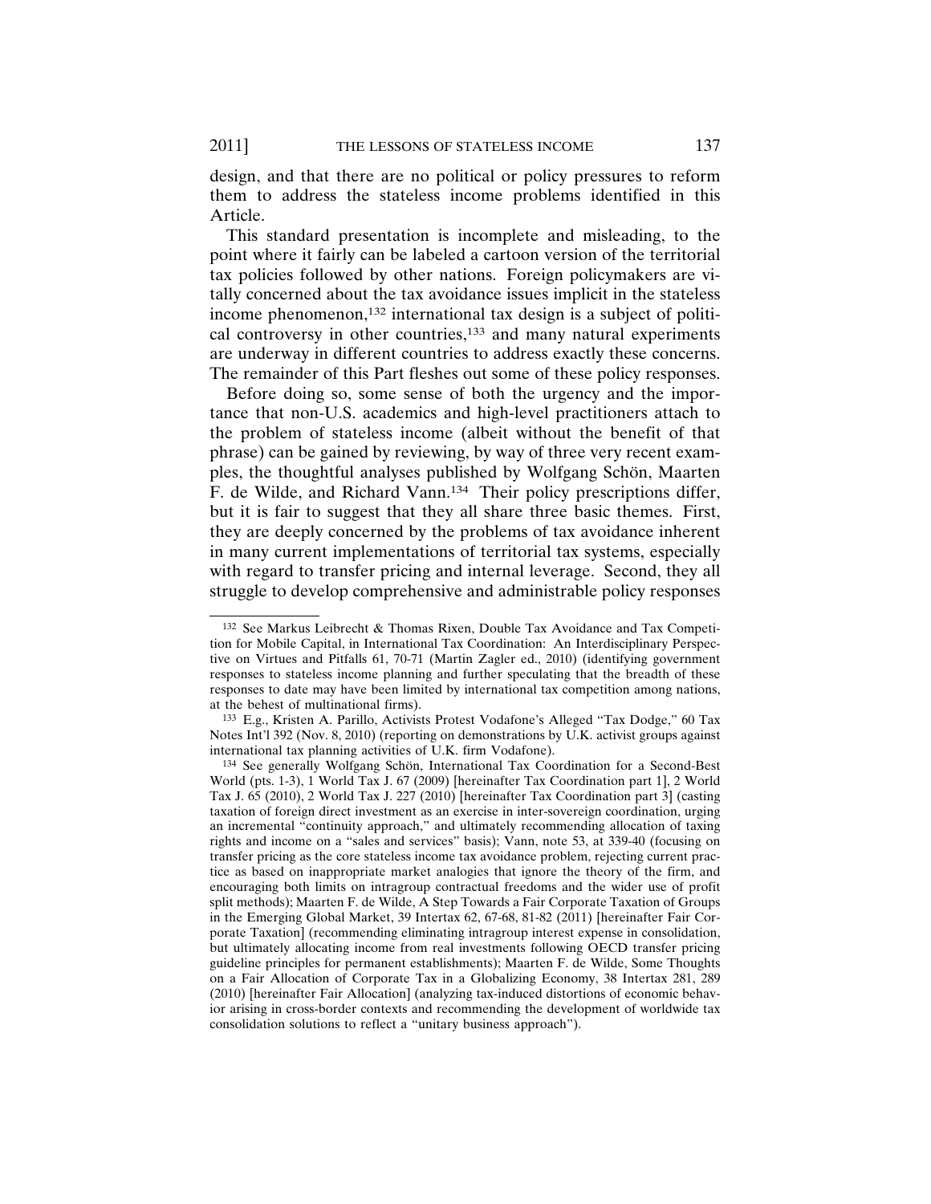design, and that there are no political or policy pressures to reform them to address the stateless income problems identified in this Article.

This standard presentation is incomplete and misleading, to the point where it fairly can be labeled a cartoon version of the territorial tax policies followed by other nations. Foreign policymakers are vitally concerned about the tax avoidance issues implicit in the stateless income phenomenon,[132] international tax design is a subject of political controversy in other countries,[133] and many natural experiments are underway in different countries to address exactly these concerns. The remainder of this Part fleshes out some of these policy responses.

Before doing so, some sense of both the urgency and the importance that non-U.S. academics and high-level practitioners attach to the problem of stateless income (albeit without the benefit of that phrase) can be gained by reviewing, by way of three very recent examples, the thoughtful analyses published by Wolfgang Schön, Maarten F. de Wilde, and Richard Vann.[134] Their policy prescriptions differ, but it is fair to suggest that they all share three basic themes. First, they are deeply concerned by the problems of tax avoidance inherent in many current implementations of territorial tax systems, especially with regard to transfer pricing and internal leverage. Second, they all struggle to develop comprehensive and administrable policy responses

---

[132] See Markus Leibrecht & Thomas Rixen, Double Tax Avoidance and Tax Competition for Mobile Capital, in International Tax Coordination: An Interdisciplinary Perspective on Virtues and Pitfalls 61, 70-71 (Martin Zagler ed., 2010) (identifying government responses to stateless income planning and further speculating that the breadth of these responses to date may have been limited by international tax competition among nations, at the behest of multinational firms).

[133] E.g., Kristen A. Parillo, Activists Protest Vodafone's Alleged "Tax Dodge," 60 Tax Notes Int'l 392 (Nov. 8, 2010) (reporting on demonstrations by U.K. activist groups against international tax planning activities of U.K. firm Vodafone).

[134] See generally Wolfgang Schön, International Tax Coordination for a Second-Best World (pts. 1-3), 1 World Tax J. 67 (2009) [hereinafter Tax Coordination part 1], 2 World Tax J. 65 (2010), 2 World Tax J. 227 (2010) [hereinafter Tax Coordination part 3] (casting taxation of foreign direct investment as an exercise in inter-sovereign coordination, urging an incremental "continuity approach," and ultimately recommending allocation of taxing rights and income on a "sales and services" basis); Vann, note 53, at 339-40 (focusing on transfer pricing as the core stateless income tax avoidance problem, rejecting current practice as based on inappropriate market analogies that ignore the theory of the firm, and encouraging both limits on intragroup contractual freedoms and the wider use of profit split methods); Maarten F. de Wilde, A Step Towards a Fair Corporate Taxation of Groups in the Emerging Global Market, 39 Intertax 62, 67-68, 81-82 (2011) [hereinafter Fair Corporate Taxation] (recommending eliminating intragroup interest expense in consolidation, but ultimately allocating income from real investments following OECD transfer pricing guideline principles for permanent establishments); Maarten F. de Wilde, Some Thoughts on a Fair Allocation of Corporate Tax in a Globalizing Economy, 38 Intertax 281, 289 (2010) [hereinafter Fair Allocation] (analyzing tax-induced distortions of economic behavior arising in cross-border contexts and recommending the development of worldwide tax consolidation solutions to reflect a "unitary business approach").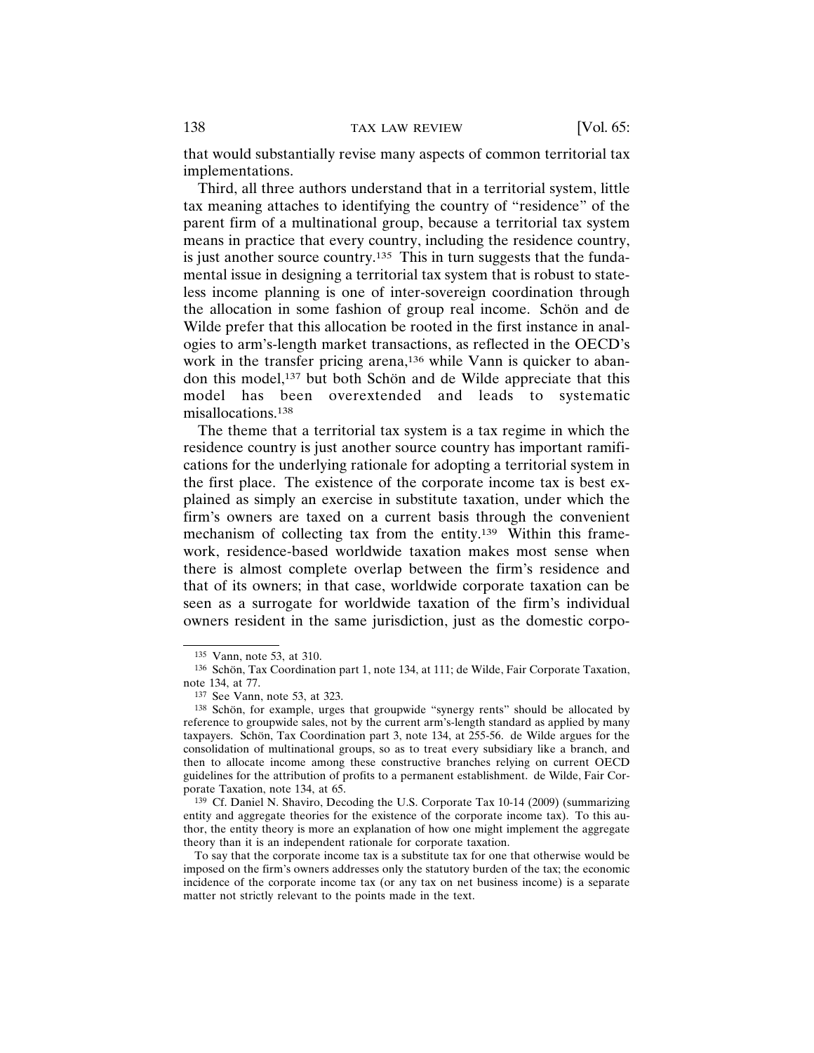that would substantially revise many aspects of common territorial tax implementations.

Third, all three authors understand that in a territorial system, little tax meaning attaches to identifying the country of "residence" of the parent firm of a multinational group, because a territorial tax system means in practice that every country, including the residence country, is just another source country.[135] This in turn suggests that the fundamental issue in designing a territorial tax system that is robust to stateless income planning is one of inter-sovereign coordination through the allocation in some fashion of group real income. Schön and de Wilde prefer that this allocation be rooted in the first instance in analogies to arm's-length market transactions, as reflected in the OECD's work in the transfer pricing arena,[136] while Vann is quicker to abandon this model,[137] but both Schön and de Wilde appreciate that this model has been overextended and leads to systematic misallocations.[138]

The theme that a territorial tax system is a tax regime in which the residence country is just another source country has important ramifications for the underlying rationale for adopting a territorial system in the first place. The existence of the corporate income tax is best explained as simply an exercise in substitute taxation, under which the firm's owners are taxed on a current basis through the convenient mechanism of collecting tax from the entity.[139] Within this framework, residence-based worldwide taxation makes most sense when there is almost complete overlap between the firm's residence and that of its owners; in that case, worldwide corporate taxation can be seen as a surrogate for worldwide taxation of the firm's individual owners resident in the same jurisdiction, just as the domestic corpo-

---

[135] Vann, note 53, at 310.

[136] Schön, Tax Coordination part 1, note 134, at 111; de Wilde, Fair Corporate Taxation, note 134, at 77.

[137] See Vann, note 53, at 323.

[138] Schön, for example, urges that groupwide "synergy rents" should be allocated by reference to groupwide sales, not by the current arm's-length standard as applied by many taxpayers. Schön, Tax Coordination part 3, note 134, at 255-56. de Wilde argues for the consolidation of multinational groups, so as to treat every subsidiary like a branch, and then to allocate income among these constructive branches relying on current OECD guidelines for the attribution of profits to a permanent establishment. de Wilde, Fair Corporate Taxation, note 134, at 65.

[139] Cf. Daniel N. Shaviro, Decoding the U.S. Corporate Tax 10-14 (2009) (summarizing entity and aggregate theories for the existence of the corporate income tax). To this author, the entity theory is more an explanation of how one might implement the aggregate theory than it is an independent rationale for corporate taxation.

To say that the corporate income tax is a substitute tax for one that otherwise would be imposed on the firm's owners addresses only the statutory burden of the tax; the economic incidence of the corporate income tax (or any tax on net business income) is a separate matter not strictly relevant to the points made in the text.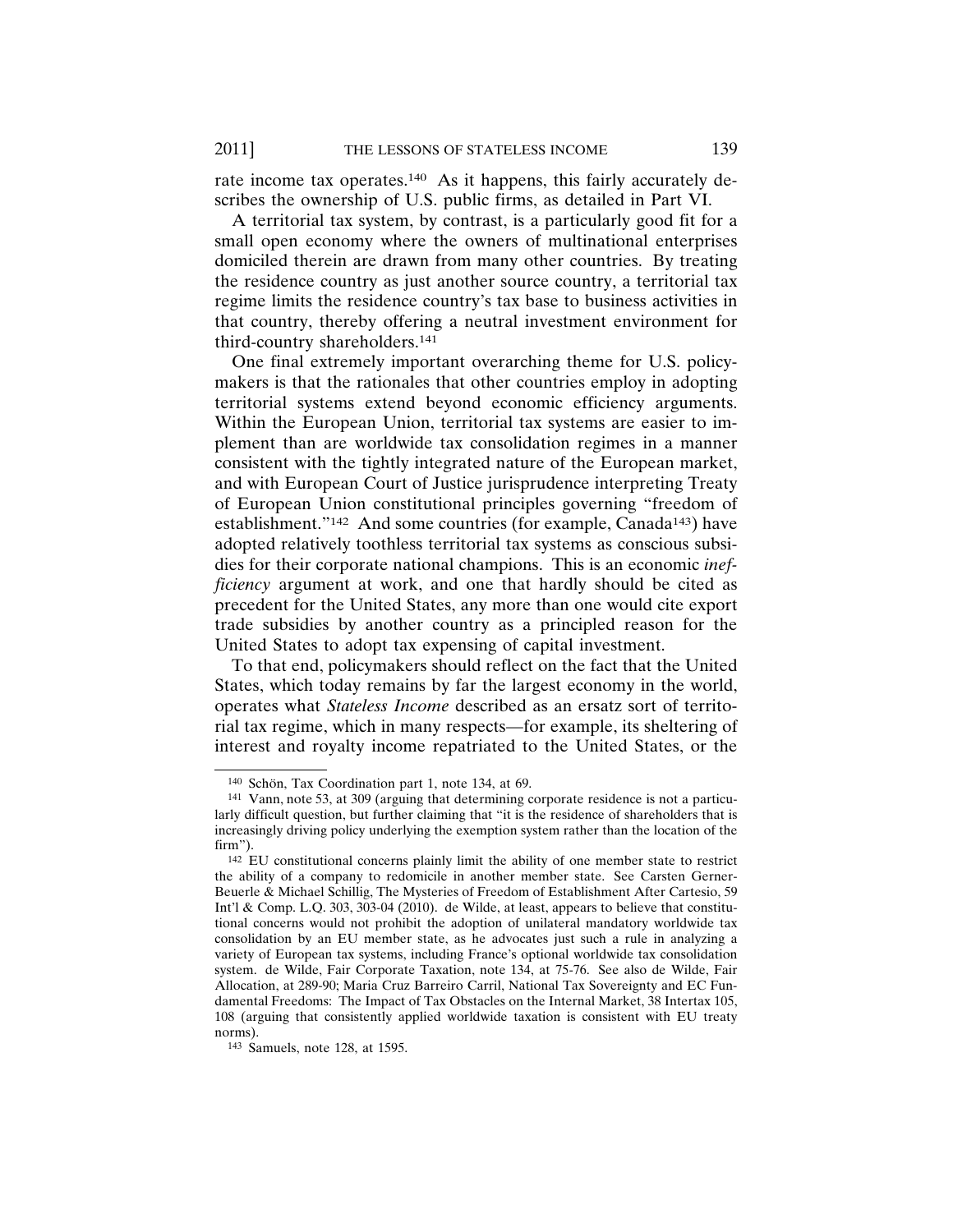rate income tax operates.[140] As it happens, this fairly accurately describes the ownership of U.S. public firms, as detailed in Part VI.

A territorial tax system, by contrast, is a particularly good fit for a small open economy where the owners of multinational enterprises domiciled therein are drawn from many other countries. By treating the residence country as just another source country, a territorial tax regime limits the residence country's tax base to business activities in that country, thereby offering a neutral investment environment for third-country shareholders.[141]

One final extremely important overarching theme for U.S. policymakers is that the rationales that other countries employ in adopting territorial systems extend beyond economic efficiency arguments. Within the European Union, territorial tax systems are easier to implement than are worldwide tax consolidation regimes in a manner consistent with the tightly integrated nature of the European market, and with European Court of Justice jurisprudence interpreting Treaty of European Union constitutional principles governing "freedom of establishment."[142] And some countries (for example, Canada[143]) have adopted relatively toothless territorial tax systems as conscious subsidies for their corporate national champions. This is an economic *inefficiency* argument at work, and one that hardly should be cited as precedent for the United States, any more than one would cite export trade subsidies by another country as a principled reason for the United States to adopt tax expensing of capital investment.

To that end, policymakers should reflect on the fact that the United States, which today remains by far the largest economy in the world, operates what *Stateless Income* described as an ersatz sort of territorial tax regime, which in many respects—for example, its sheltering of interest and royalty income repatriated to the United States, or the

---

[140] Schön, Tax Coordination part 1, note 134, at 69.

[141] Vann, note 53, at 309 (arguing that determining corporate residence is not a particularly difficult question, but further claiming that "it is the residence of shareholders that is increasingly driving policy underlying the exemption system rather than the location of the firm").

[142] EU constitutional concerns plainly limit the ability of one member state to restrict the ability of a company to redomicile in another member state. See Carsten Gerner-Beuerle & Michael Schillig, The Mysteries of Freedom of Establishment After Cartesio, 59 Int'l & Comp. L.Q. 303, 303-04 (2010). de Wilde, at least, appears to believe that constitutional concerns would not prohibit the adoption of unilateral mandatory worldwide tax consolidation by an EU member state, as he advocates just such a rule in analyzing a variety of European tax systems, including France's optional worldwide tax consolidation system. de Wilde, Fair Corporate Taxation, note 134, at 75-76. See also de Wilde, Fair Allocation, at 289-90; Maria Cruz Barreiro Carril, National Tax Sovereignty and EC Fundamental Freedoms: The Impact of Tax Obstacles on the Internal Market, 38 Intertax 105, 108 (arguing that consistently applied worldwide taxation is consistent with EU treaty norms).

[143] Samuels, note 128, at 1595.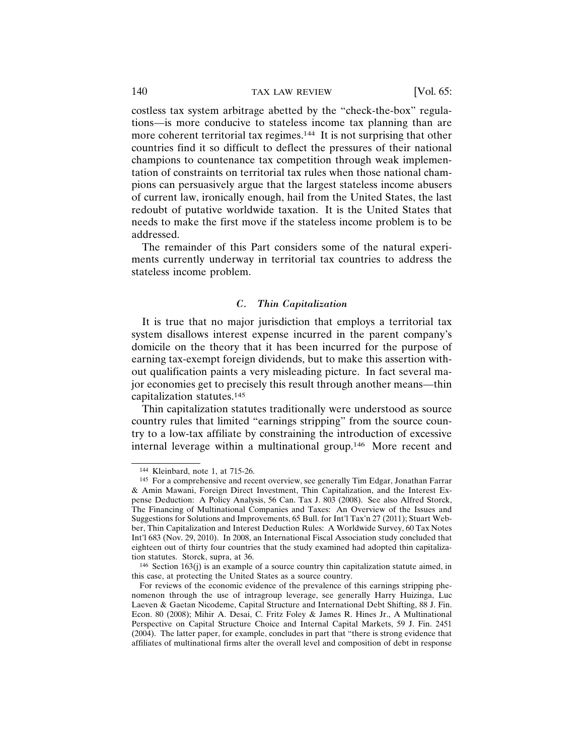costless tax system arbitrage abetted by the "check-the-box" regulations—is more conducive to stateless income tax planning than are more coherent territorial tax regimes.[144] It is not surprising that other countries find it so difficult to deflect the pressures of their national champions to countenance tax competition through weak implementation of constraints on territorial tax rules when those national champions can persuasively argue that the largest stateless income abusers of current law, ironically enough, hail from the United States, the last redoubt of putative worldwide taxation. It is the United States that needs to make the first move if the stateless income problem is to be addressed.

The remainder of this Part considers some of the natural experiments currently underway in territorial tax countries to address the stateless income problem.

### *C. Thin Capitalization*

It is true that no major jurisdiction that employs a territorial tax system disallows interest expense incurred in the parent company's domicile on the theory that it has been incurred for the purpose of earning tax-exempt foreign dividends, but to make this assertion without qualification paints a very misleading picture. In fact several major economies get to precisely this result through another means—thin capitalization statutes.[145]

Thin capitalization statutes traditionally were understood as source country rules that limited "earnings stripping" from the source country to a low-tax affiliate by constraining the introduction of excessive internal leverage within a multinational group.[146] More recent and

---

[144] Kleinbard, note 1, at 715-26.

[145] For a comprehensive and recent overview, see generally Tim Edgar, Jonathan Farrar & Amin Mawani, Foreign Direct Investment, Thin Capitalization, and the Interest Expense Deduction: A Policy Analysis, 56 Can. Tax J. 803 (2008). See also Alfred Storck, The Financing of Multinational Companies and Taxes: An Overview of the Issues and Suggestions for Solutions and Improvements, 65 Bull. for Int'l Tax'n 27 (2011); Stuart Webber, Thin Capitalization and Interest Deduction Rules: A Worldwide Survey, 60 Tax Notes Int'l 683 (Nov. 29, 2010). In 2008, an International Fiscal Association study concluded that eighteen out of thirty four countries that the study examined had adopted thin capitalization statutes. Storck, supra, at 36.

[146] Section 163(j) is an example of a source country thin capitalization statute aimed, in this case, at protecting the United States as a source country.

For reviews of the economic evidence of the prevalence of this earnings stripping phenomenon through the use of intragroup leverage, see generally Harry Huizinga, Luc Laeven & Gaetan Nicodeme, Capital Structure and International Debt Shifting, 88 J. Fin. Econ. 80 (2008); Mihir A. Desai, C. Fritz Foley & James R. Hines Jr., A Multinational Perspective on Capital Structure Choice and Internal Capital Markets, 59 J. Fin. 2451 (2004). The latter paper, for example, concludes in part that "there is strong evidence that affiliates of multinational firms alter the overall level and composition of debt in response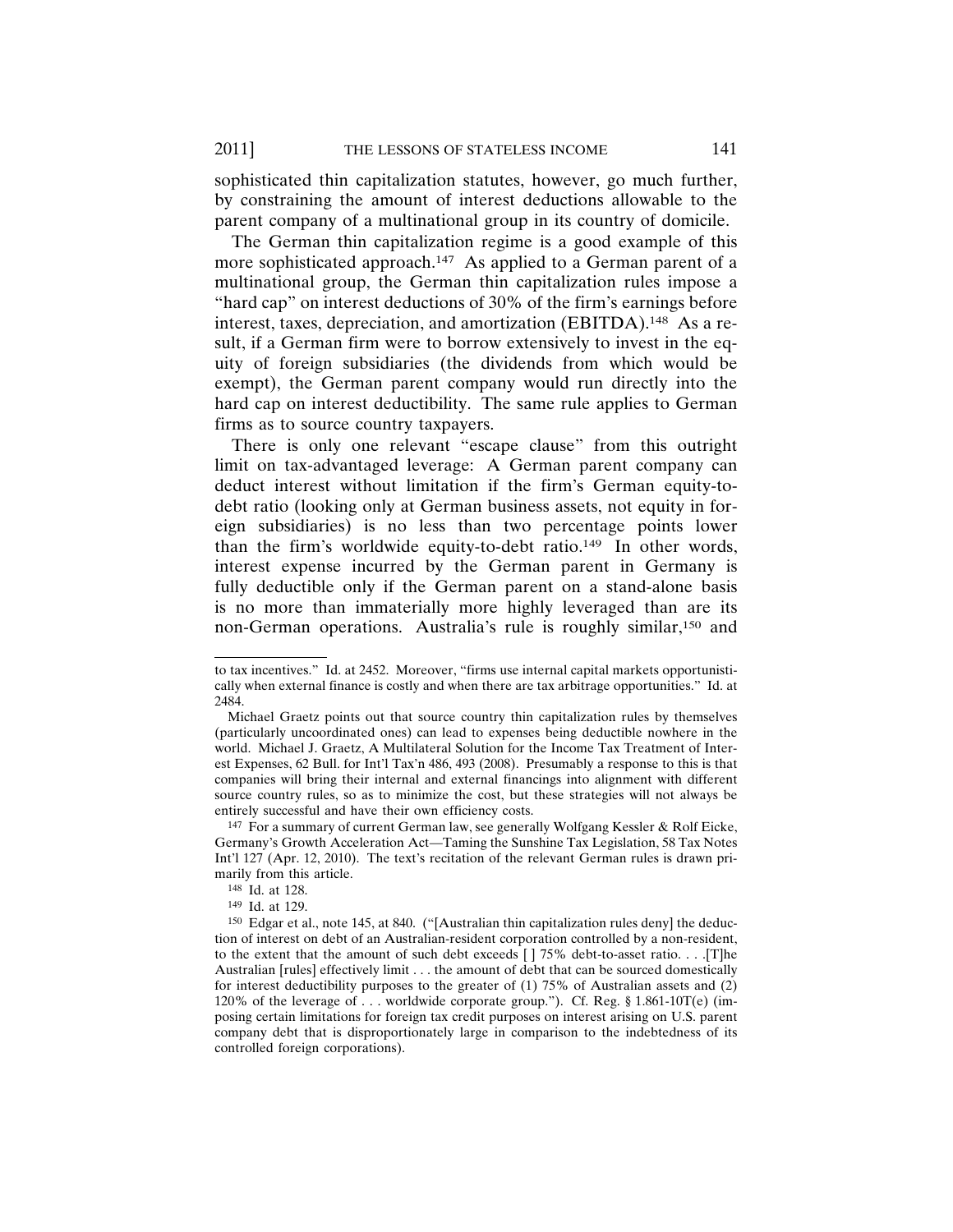sophisticated thin capitalization statutes, however, go much further, by constraining the amount of interest deductions allowable to the parent company of a multinational group in its country of domicile.

The German thin capitalization regime is a good example of this more sophisticated approach.[147] As applied to a German parent of a multinational group, the German thin capitalization rules impose a "hard cap" on interest deductions of 30% of the firm's earnings before interest, taxes, depreciation, and amortization (EBITDA).[148] As a result, if a German firm were to borrow extensively to invest in the equity of foreign subsidiaries (the dividends from which would be exempt), the German parent company would run directly into the hard cap on interest deductibility. The same rule applies to German firms as to source country taxpayers.

There is only one relevant "escape clause" from this outright limit on tax-advantaged leverage: A German parent company can deduct interest without limitation if the firm's German equity-to-debt ratio (looking only at German business assets, not equity in foreign subsidiaries) is no less than two percentage points lower than the firm's worldwide equity-to-debt ratio.[149] In other words, interest expense incurred by the German parent in Germany is fully deductible only if the German parent on a stand-alone basis is no more than immaterially more highly leveraged than are its non-German operations. Australia's rule is roughly similar,[150] and

---

to tax incentives." Id. at 2452. Moreover, "firms use internal capital markets opportunistically when external finance is costly and when there are tax arbitrage opportunities." Id. at 2484.

Michael Graetz points out that source country thin capitalization rules by themselves (particularly uncoordinated ones) can lead to expenses being deductible nowhere in the world. Michael J. Graetz, A Multilateral Solution for the Income Tax Treatment of Interest Expenses, 62 Bull. for Int'l Tax'n 486, 493 (2008). Presumably a response to this is that companies will bring their internal and external financings into alignment with different source country rules, so as to minimize the cost, but these strategies will not always be entirely successful and have their own efficiency costs.

[147] For a summary of current German law, see generally Wolfgang Kessler & Rolf Eicke, Germany's Growth Acceleration Act—Taming the Sunshine Tax Legislation, 58 Tax Notes Int'l 127 (Apr. 12, 2010). The text's recitation of the relevant German rules is drawn primarily from this article.

[148] Id. at 128.

[149] Id. at 129.

[150] Edgar et al., note 145, at 840. ("[Australian thin capitalization rules deny] the deduction of interest on debt of an Australian-resident corporation controlled by a non-resident, to the extent that the amount of such debt exceeds [ ] 75% debt-to-asset ratio. . . .[T]he Australian [rules] effectively limit . . . the amount of debt that can be sourced domestically for interest deductibility purposes to the greater of (1) 75% of Australian assets and (2) 120% of the leverage of . . . worldwide corporate group."). Cf. Reg. § 1.861-10T(e) (imposing certain limitations for foreign tax credit purposes on interest arising on U.S. parent company debt that is disproportionately large in comparison to the indebtedness of its controlled foreign corporations).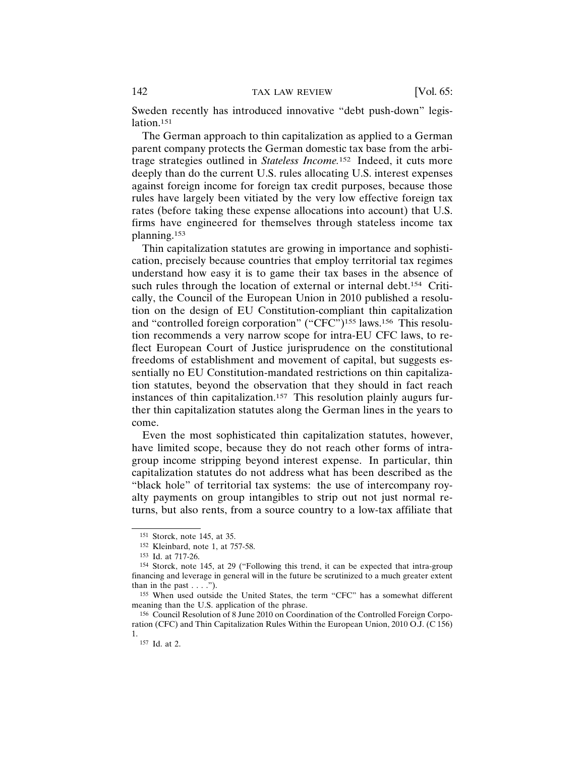Sweden recently has introduced innovative "debt push-down" legislation.[151]

The German approach to thin capitalization as applied to a German parent company protects the German domestic tax base from the arbitrage strategies outlined in *Stateless Income.*[152] Indeed, it cuts more deeply than do the current U.S. rules allocating U.S. interest expenses against foreign income for foreign tax credit purposes, because those rules have largely been vitiated by the very low effective foreign tax rates (before taking these expense allocations into account) that U.S. firms have engineered for themselves through stateless income tax planning.[153]

Thin capitalization statutes are growing in importance and sophistication, precisely because countries that employ territorial tax regimes understand how easy it is to game their tax bases in the absence of such rules through the location of external or internal debt.[154] Critically, the Council of the European Union in 2010 published a resolution on the design of EU Constitution-compliant thin capitalization and "controlled foreign corporation" ("CFC")[155] laws.[156] This resolution recommends a very narrow scope for intra-EU CFC laws, to reflect European Court of Justice jurisprudence on the constitutional freedoms of establishment and movement of capital, but suggests essentially no EU Constitution-mandated restrictions on thin capitalization statutes, beyond the observation that they should in fact reach instances of thin capitalization.[157] This resolution plainly augurs further thin capitalization statutes along the German lines in the years to come.

Even the most sophisticated thin capitalization statutes, however, have limited scope, because they do not reach other forms of intragroup income stripping beyond interest expense. In particular, thin capitalization statutes do not address what has been described as the "black hole" of territorial tax systems: the use of intercompany royalty payments on group intangibles to strip out not just normal returns, but also rents, from a source country to a low-tax affiliate that

---

[151] Storck, note 145, at 35.

[152] Kleinbard, note 1, at 757-58.

[153] Id. at 717-26.

[154] Storck, note 145, at 29 ("Following this trend, it can be expected that intra-group financing and leverage in general will in the future be scrutinized to a much greater extent than in the past . . . .").

[155] When used outside the United States, the term "CFC" has a somewhat different meaning than the U.S. application of the phrase.

[156] Council Resolution of 8 June 2010 on Coordination of the Controlled Foreign Corporation (CFC) and Thin Capitalization Rules Within the European Union, 2010 O.J. (C 156) 1.

[157] Id. at 2.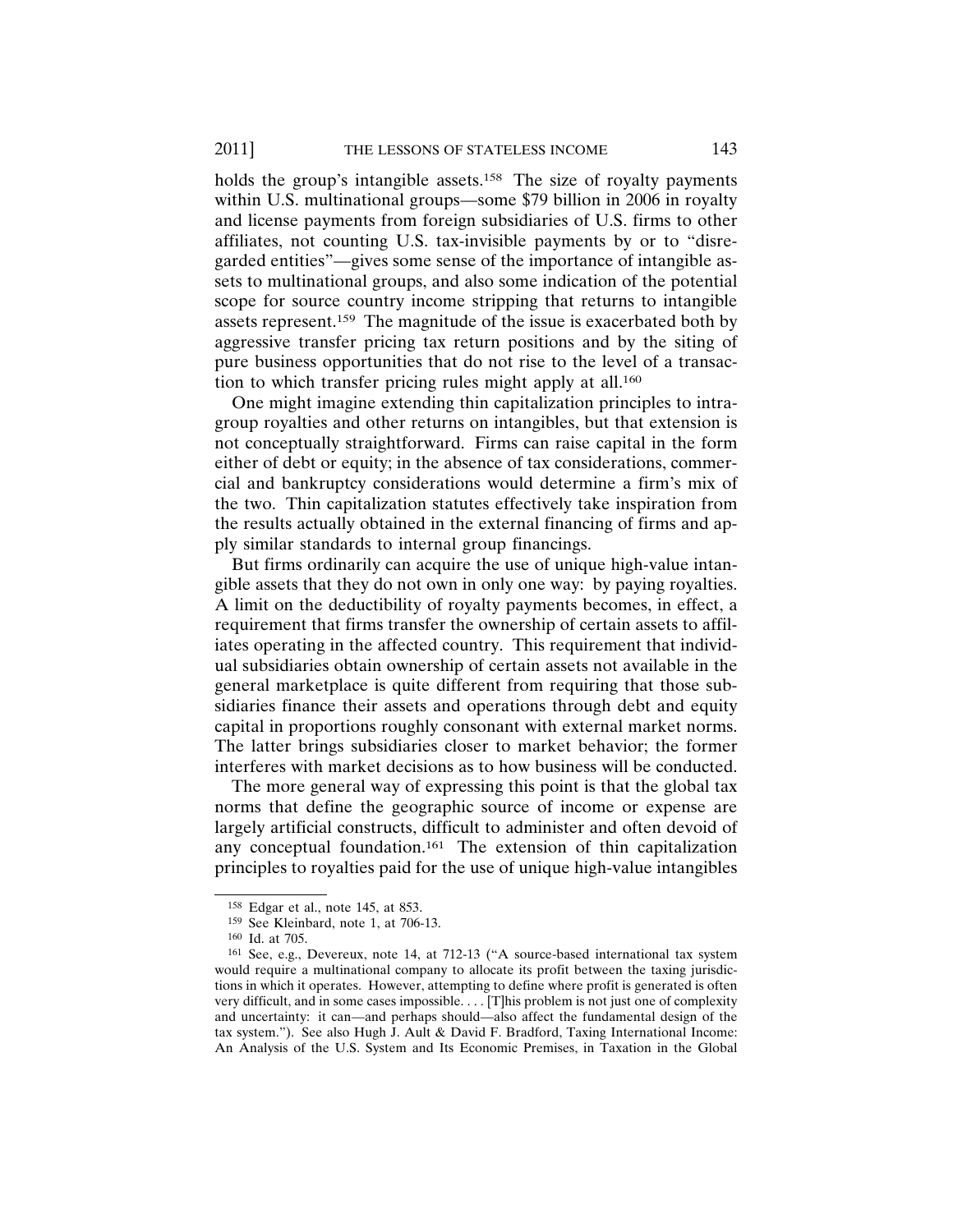holds the group's intangible assets.[158] The size of royalty payments within U.S. multinational groups—some $79 billion in 2006 in royalty and license payments from foreign subsidiaries of U.S. firms to other affiliates, not counting U.S. tax-invisible payments by or to "disregarded entities"—gives some sense of the importance of intangible assets to multinational groups, and also some indication of the potential scope for source country income stripping that returns to intangible assets represent.[159] The magnitude of the issue is exacerbated both by aggressive transfer pricing tax return positions and by the siting of pure business opportunities that do not rise to the level of a transaction to which transfer pricing rules might apply at all.[160]

One might imagine extending thin capitalization principles to intragroup royalties and other returns on intangibles, but that extension is not conceptually straightforward. Firms can raise capital in the form either of debt or equity; in the absence of tax considerations, commercial and bankruptcy considerations would determine a firm's mix of the two. Thin capitalization statutes effectively take inspiration from the results actually obtained in the external financing of firms and apply similar standards to internal group financings.

But firms ordinarily can acquire the use of unique high-value intangible assets that they do not own in only one way: by paying royalties. A limit on the deductibility of royalty payments becomes, in effect, a requirement that firms transfer the ownership of certain assets to affiliates operating in the affected country. This requirement that individual subsidiaries obtain ownership of certain assets not available in the general marketplace is quite different from requiring that those subsidiaries finance their assets and operations through debt and equity capital in proportions roughly consonant with external market norms. The latter brings subsidiaries closer to market behavior; the former interferes with market decisions as to how business will be conducted.

The more general way of expressing this point is that the global tax norms that define the geographic source of income or expense are largely artificial constructs, difficult to administer and often devoid of any conceptual foundation.[161] The extension of thin capitalization principles to royalties paid for the use of unique high-value intangibles

---

[158] Edgar et al., note 145, at 853.

[159] See Kleinbard, note 1, at 706-13.

[160] Id. at 705.

[161] See, e.g., Devereux, note 14, at 712-13 ("A source-based international tax system would require a multinational company to allocate its profit between the taxing jurisdictions in which it operates. However, attempting to define where profit is generated is often very difficult, and in some cases impossible. . . . [T]his problem is not just one of complexity and uncertainty: it can—and perhaps should—also affect the fundamental design of the tax system."). See also Hugh J. Ault & David F. Bradford, Taxing International Income: An Analysis of the U.S. System and Its Economic Premises, in Taxation in the Global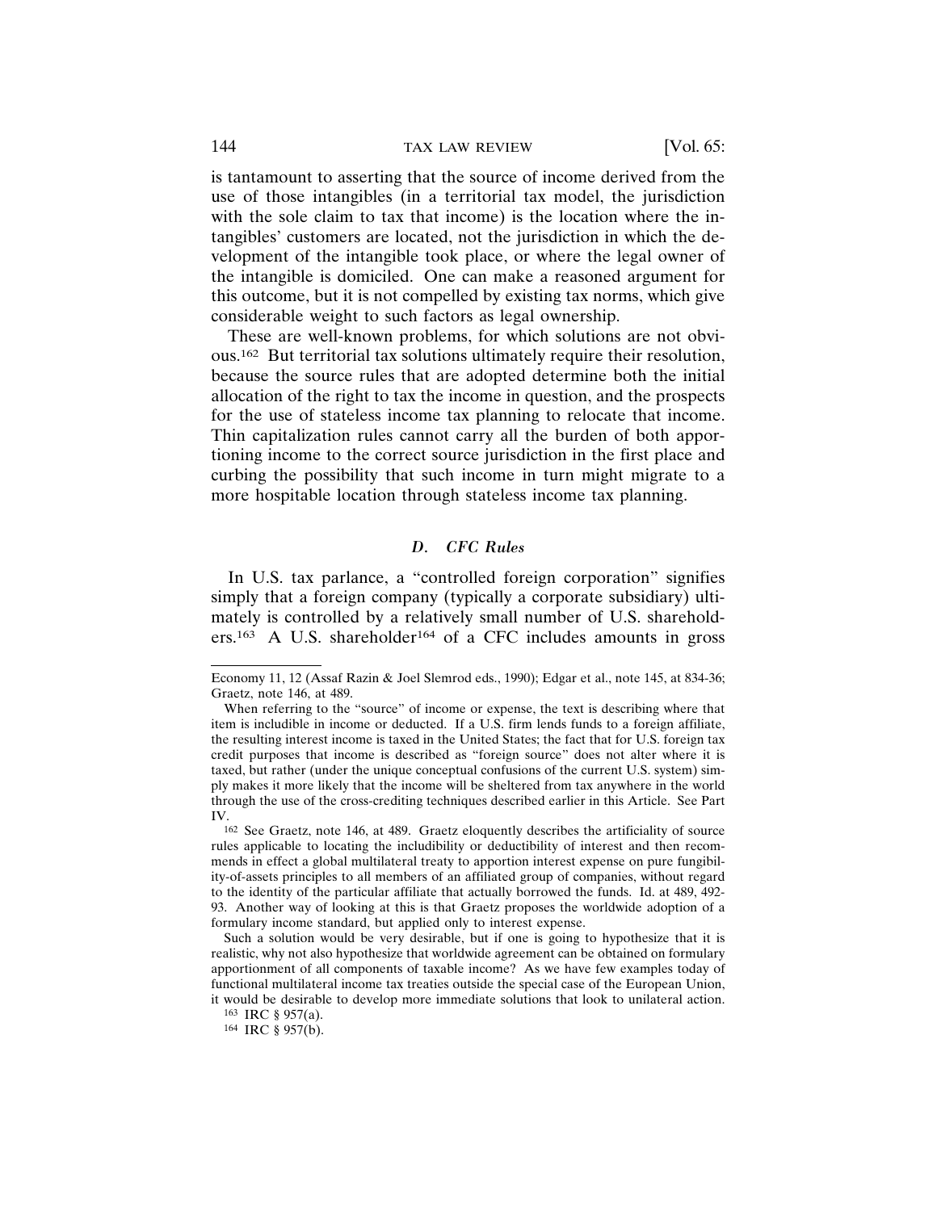is tantamount to asserting that the source of income derived from the use of those intangibles (in a territorial tax model, the jurisdiction with the sole claim to tax that income) is the location where the intangibles' customers are located, not the jurisdiction in which the development of the intangible took place, or where the legal owner of the intangible is domiciled. One can make a reasoned argument for this outcome, but it is not compelled by existing tax norms, which give considerable weight to such factors as legal ownership.

These are well-known problems, for which solutions are not obvious.[162] But territorial tax solutions ultimately require their resolution, because the source rules that are adopted determine both the initial allocation of the right to tax the income in question, and the prospects for the use of stateless income tax planning to relocate that income. Thin capitalization rules cannot carry all the burden of both apportioning income to the correct source jurisdiction in the first place and curbing the possibility that such income in turn might migrate to a more hospitable location through stateless income tax planning.

### *D. CFC Rules*

In U.S. tax parlance, a "controlled foreign corporation" signifies simply that a foreign company (typically a corporate subsidiary) ultimately is controlled by a relatively small number of U.S. shareholders.[163] A U.S. shareholder[164] of a CFC includes amounts in gross

---

Economy 11, 12 (Assaf Razin & Joel Slemrod eds., 1990); Edgar et al., note 145, at 834-36; Graetz, note 146, at 489.

When referring to the "source" of income or expense, the text is describing where that item is includible in income or deducted. If a U.S. firm lends funds to a foreign affiliate, the resulting interest income is taxed in the United States; the fact that for U.S. foreign tax credit purposes that income is described as "foreign source" does not alter where it is taxed, but rather (under the unique conceptual confusions of the current U.S. system) simply makes it more likely that the income will be sheltered from tax anywhere in the world through the use of the cross-crediting techniques described earlier in this Article. See Part IV.

[162] See Graetz, note 146, at 489. Graetz eloquently describes the artificiality of source rules applicable to locating the includibility or deductibility of interest and then recommends in effect a global multilateral treaty to apportion interest expense on pure fungibility-of-assets principles to all members of an affiliated group of companies, without regard to the identity of the particular affiliate that actually borrowed the funds. Id. at 489, 492-93. Another way of looking at this is that Graetz proposes the worldwide adoption of a formulary income standard, but applied only to interest expense.

Such a solution would be very desirable, but if one is going to hypothesize that it is realistic, why not also hypothesize that worldwide agreement can be obtained on formulary apportionment of all components of taxable income? As we have few examples today of functional multilateral income tax treaties outside the special case of the European Union, it would be desirable to develop more immediate solutions that look to unilateral action.

[163] IRC § 957(a).

[164] IRC § 957(b).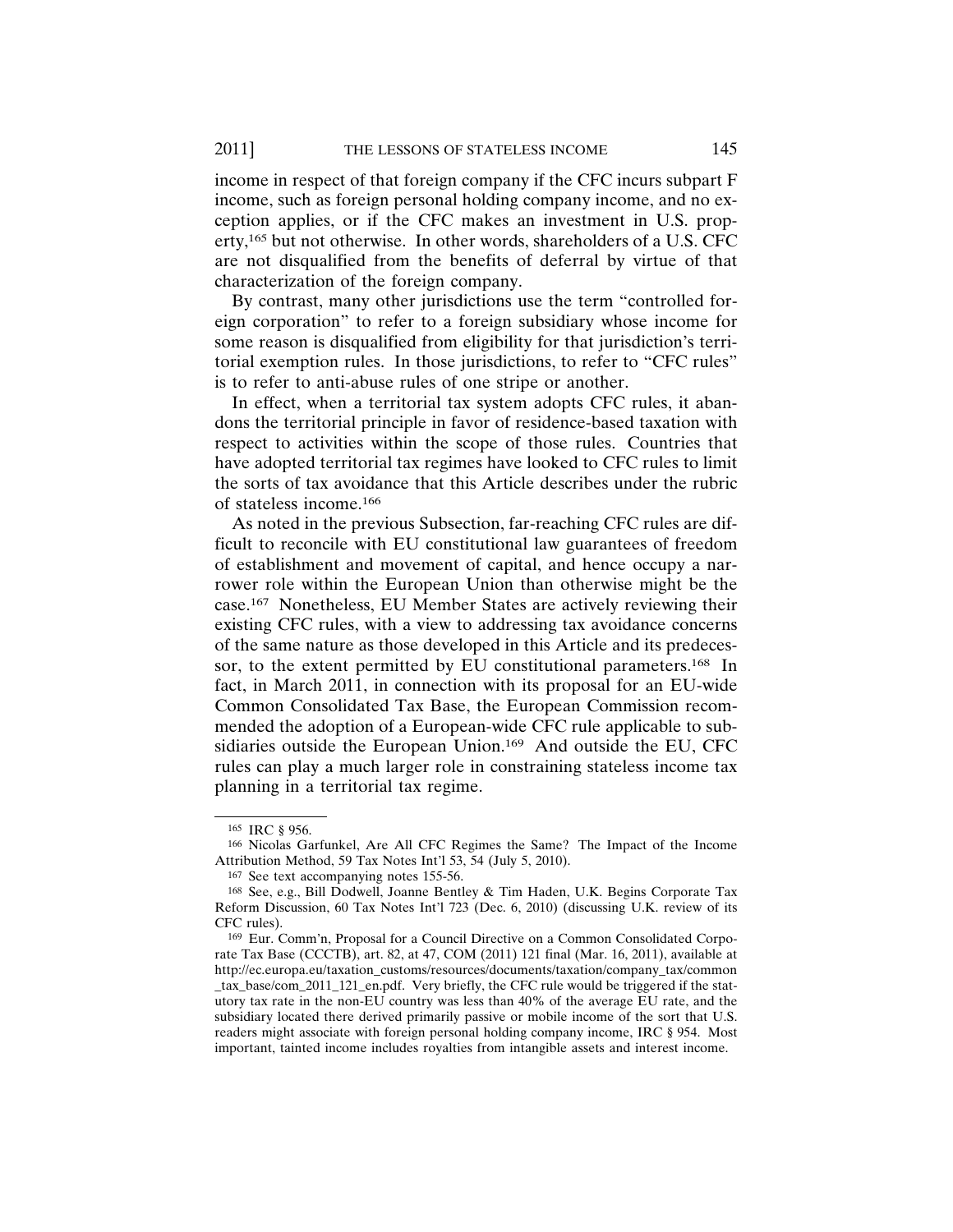income in respect of that foreign company if the CFC incurs subpart F income, such as foreign personal holding company income, and no exception applies, or if the CFC makes an investment in U.S. property,[165] but not otherwise. In other words, shareholders of a U.S. CFC are not disqualified from the benefits of deferral by virtue of that characterization of the foreign company.

By contrast, many other jurisdictions use the term "controlled foreign corporation" to refer to a foreign subsidiary whose income for some reason is disqualified from eligibility for that jurisdiction's territorial exemption rules. In those jurisdictions, to refer to "CFC rules" is to refer to anti-abuse rules of one stripe or another.

In effect, when a territorial tax system adopts CFC rules, it abandons the territorial principle in favor of residence-based taxation with respect to activities within the scope of those rules. Countries that have adopted territorial tax regimes have looked to CFC rules to limit the sorts of tax avoidance that this Article describes under the rubric of stateless income.[166]

As noted in the previous Subsection, far-reaching CFC rules are difficult to reconcile with EU constitutional law guarantees of freedom of establishment and movement of capital, and hence occupy a narrower role within the European Union than otherwise might be the case.[167] Nonetheless, EU Member States are actively reviewing their existing CFC rules, with a view to addressing tax avoidance concerns of the same nature as those developed in this Article and its predecessor, to the extent permitted by EU constitutional parameters.[168] In fact, in March 2011, in connection with its proposal for an EU-wide Common Consolidated Tax Base, the European Commission recommended the adoption of a European-wide CFC rule applicable to subsidiaries outside the European Union.[169] And outside the EU, CFC rules can play a much larger role in constraining stateless income tax planning in a territorial tax regime.

---

[165] IRC § 956.

[166] Nicolas Garfunkel, Are All CFC Regimes the Same? The Impact of the Income Attribution Method, 59 Tax Notes Int'l 53, 54 (July 5, 2010).

[167] See text accompanying notes 155-56.

[168] See, e.g., Bill Dodwell, Joanne Bentley & Tim Haden, U.K. Begins Corporate Tax Reform Discussion, 60 Tax Notes Int'l 723 (Dec. 6, 2010) (discussing U.K. review of its CFC rules).

[169] Eur. Comm'n, Proposal for a Council Directive on a Common Consolidated Corporate Tax Base (CCCTB), art. 82, at 47, COM (2011) 121 final (Mar. 16, 2011), available at http://ec.europa.eu/taxation_customs/resources/documents/taxation/company_tax/common_tax_base/com_2011_121_en.pdf. Very briefly, the CFC rule would be triggered if the statutory tax rate in the non-EU country was less than 40% of the average EU rate, and the subsidiary located there derived primarily passive or mobile income of the sort that U.S. readers might associate with foreign personal holding company income, IRC § 954. Most important, tainted income includes royalties from intangible assets and interest income.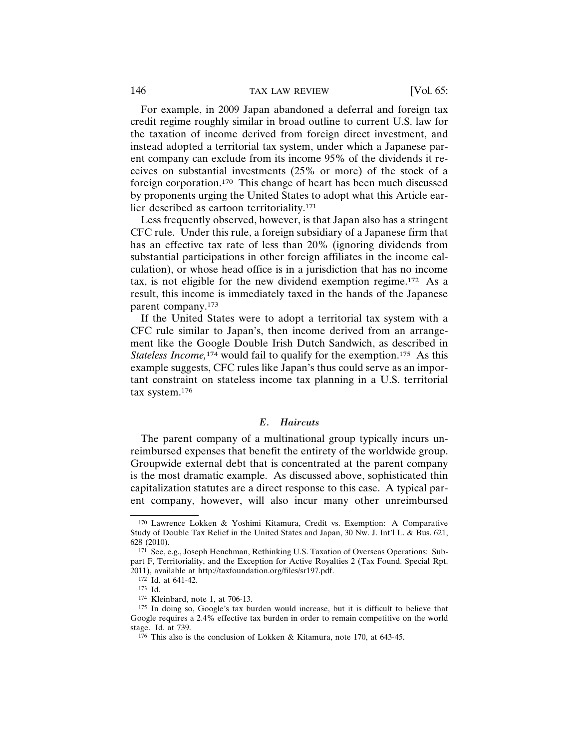For example, in 2009 Japan abandoned a deferral and foreign tax credit regime roughly similar in broad outline to current U.S. law for the taxation of income derived from foreign direct investment, and instead adopted a territorial tax system, under which a Japanese parent company can exclude from its income 95% of the dividends it receives on substantial investments (25% or more) of the stock of a foreign corporation.[170] This change of heart has been much discussed by proponents urging the United States to adopt what this Article earlier described as cartoon territoriality.[171]

Less frequently observed, however, is that Japan also has a stringent CFC rule. Under this rule, a foreign subsidiary of a Japanese firm that has an effective tax rate of less than 20% (ignoring dividends from substantial participations in other foreign affiliates in the income calculation), or whose head office is in a jurisdiction that has no income tax, is not eligible for the new dividend exemption regime.[172] As a result, this income is immediately taxed in the hands of the Japanese parent company.[173]

If the United States were to adopt a territorial tax system with a CFC rule similar to Japan's, then income derived from an arrangement like the Google Double Irish Dutch Sandwich, as described in *Stateless Income,*[174] would fail to qualify for the exemption.[175] As this example suggests, CFC rules like Japan's thus could serve as an important constraint on stateless income tax planning in a U.S. territorial tax system.[176]

### *E. Haircuts*

The parent company of a multinational group typically incurs unreimbursed expenses that benefit the entirety of the worldwide group. Groupwide external debt that is concentrated at the parent company is the most dramatic example. As discussed above, sophisticated thin capitalization statutes are a direct response to this case. A typical parent company, however, will also incur many other unreimbursed

---

[170] Lawrence Lokken & Yoshimi Kitamura, Credit vs. Exemption: A Comparative Study of Double Tax Relief in the United States and Japan, 30 Nw. J. Int'l L. & Bus. 621, 628 (2010).

[171] See, e.g., Joseph Henchman, Rethinking U.S. Taxation of Overseas Operations: Subpart F, Territoriality, and the Exception for Active Royalties 2 (Tax Found. Special Rpt. 2011), available at http://taxfoundation.org/files/sr197.pdf.

[172] Id. at 641-42.

[173] Id.

[174] Kleinbard, note 1, at 706-13.

[175] In doing so, Google's tax burden would increase, but it is difficult to believe that Google requires a 2.4% effective tax burden in order to remain competitive on the world stage. Id. at 739.

[176] This also is the conclusion of Lokken & Kitamura, note 170, at 643-45.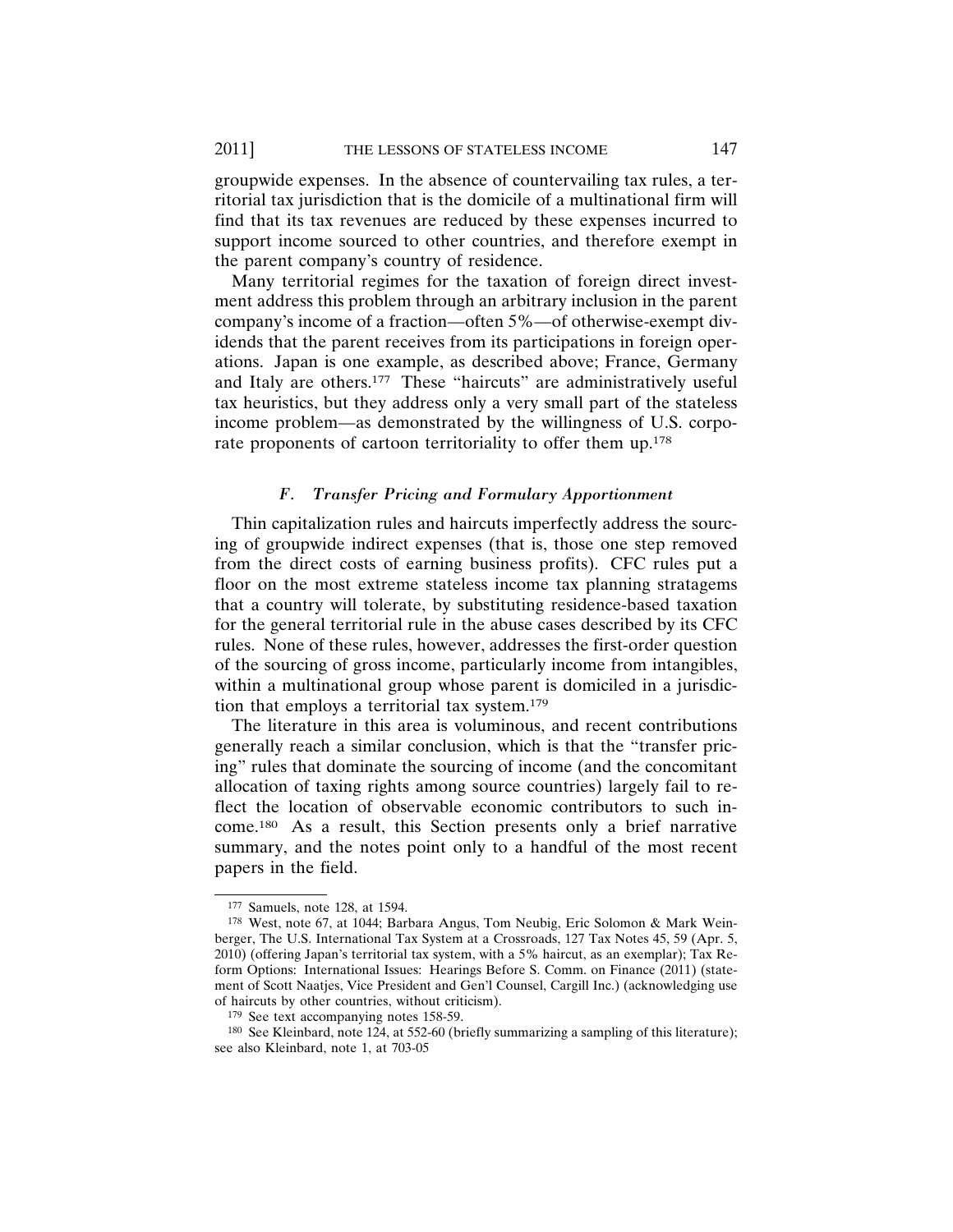groupwide expenses. In the absence of countervailing tax rules, a territorial tax jurisdiction that is the domicile of a multinational firm will find that its tax revenues are reduced by these expenses incurred to support income sourced to other countries, and therefore exempt in the parent company's country of residence.

Many territorial regimes for the taxation of foreign direct investment address this problem through an arbitrary inclusion in the parent company's income of a fraction—often 5%—of otherwise-exempt dividends that the parent receives from its participations in foreign operations. Japan is one example, as described above; France, Germany and Italy are others.[177] These "haircuts" are administratively useful tax heuristics, but they address only a very small part of the stateless income problem—as demonstrated by the willingness of U.S. corporate proponents of cartoon territoriality to offer them up.[178]

### *F. Transfer Pricing and Formulary Apportionment*

Thin capitalization rules and haircuts imperfectly address the sourcing of groupwide indirect expenses (that is, those one step removed from the direct costs of earning business profits). CFC rules put a floor on the most extreme stateless income tax planning stratagems that a country will tolerate, by substituting residence-based taxation for the general territorial rule in the abuse cases described by its CFC rules. None of these rules, however, addresses the first-order question of the sourcing of gross income, particularly income from intangibles, within a multinational group whose parent is domiciled in a jurisdiction that employs a territorial tax system.[179]

The literature in this area is voluminous, and recent contributions generally reach a similar conclusion, which is that the "transfer pricing" rules that dominate the sourcing of income (and the concomitant allocation of taxing rights among source countries) largely fail to reflect the location of observable economic contributors to such income.[180] As a result, this Section presents only a brief narrative summary, and the notes point only to a handful of the most recent papers in the field.

---

[177] Samuels, note 128, at 1594.

[178] West, note 67, at 1044; Barbara Angus, Tom Neubig, Eric Solomon & Mark Weinberger, The U.S. International Tax System at a Crossroads, 127 Tax Notes 45, 59 (Apr. 5, 2010) (offering Japan's territorial tax system, with a 5% haircut, as an exemplar); Tax Reform Options: International Issues: Hearings Before S. Comm. on Finance (2011) (statement of Scott Naatjes, Vice President and Gen'l Counsel, Cargill Inc.) (acknowledging use of haircuts by other countries, without criticism).

[179] See text accompanying notes 158-59.

[180] See Kleinbard, note 124, at 552-60 (briefly summarizing a sampling of this literature); see also Kleinbard, note 1, at 703-05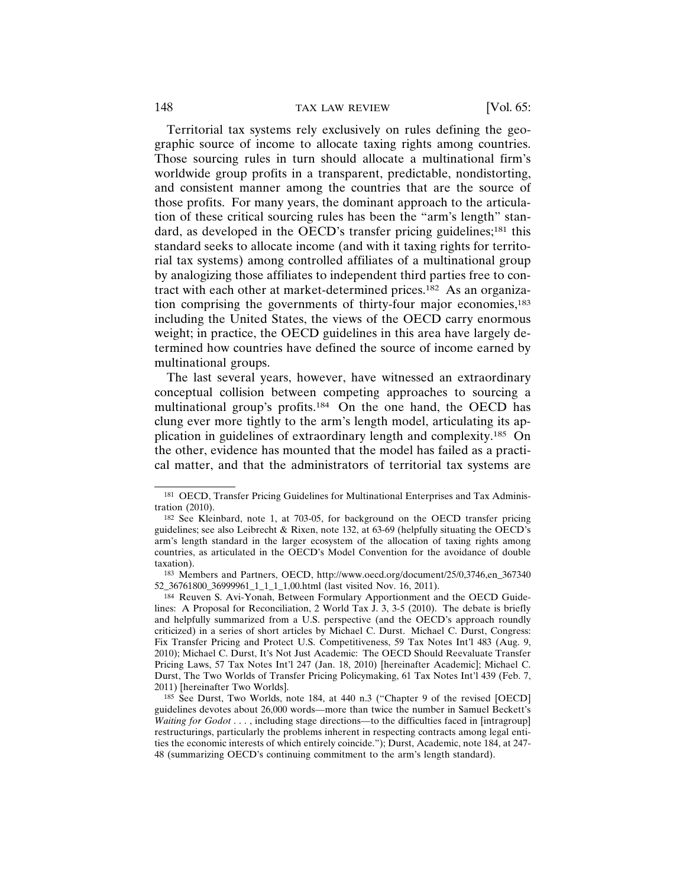Territorial tax systems rely exclusively on rules defining the geographic source of income to allocate taxing rights among countries. Those sourcing rules in turn should allocate a multinational firm's worldwide group profits in a transparent, predictable, nondistorting, and consistent manner among the countries that are the source of those profits. For many years, the dominant approach to the articulation of these critical sourcing rules has been the "arm's length" standard, as developed in the OECD's transfer pricing guidelines;[181] this standard seeks to allocate income (and with it taxing rights for territorial tax systems) among controlled affiliates of a multinational group by analogizing those affiliates to independent third parties free to contract with each other at market-determined prices.[182] As an organization comprising the governments of thirty-four major economies,[183] including the United States, the views of the OECD carry enormous weight; in practice, the OECD guidelines in this area have largely determined how countries have defined the source of income earned by multinational groups.

The last several years, however, have witnessed an extraordinary conceptual collision between competing approaches to sourcing a multinational group's profits.[184] On the one hand, the OECD has clung ever more tightly to the arm's length model, articulating its application in guidelines of extraordinary length and complexity.[185] On the other, evidence has mounted that the model has failed as a practical matter, and that the administrators of territorial tax systems are

---

[181] OECD, Transfer Pricing Guidelines for Multinational Enterprises and Tax Administration (2010).

[182] See Kleinbard, note 1, at 703-05, for background on the OECD transfer pricing guidelines; see also Leibrecht & Rixen, note 132, at 63-69 (helpfully situating the OECD's arm's length standard in the larger ecosystem of the allocation of taxing rights among countries, as articulated in the OECD's Model Convention for the avoidance of double taxation).

[183] Members and Partners, OECD, http://www.oecd.org/document/25/0,3746,en_36734052_36761800_36999961_1_1_1_1,00.html (last visited Nov. 16, 2011).

[184] Reuven S. Avi-Yonah, Between Formulary Apportionment and the OECD Guidelines: A Proposal for Reconciliation, 2 World Tax J. 3, 3-5 (2010). The debate is briefly and helpfully summarized from a U.S. perspective (and the OECD's approach roundly criticized) in a series of short articles by Michael C. Durst. Michael C. Durst, Congress: Fix Transfer Pricing and Protect U.S. Competitiveness, 59 Tax Notes Int'l 483 (Aug. 9, 2010); Michael C. Durst, It's Not Just Academic: The OECD Should Reevaluate Transfer Pricing Laws, 57 Tax Notes Int'l 247 (Jan. 18, 2010) [hereinafter Academic]; Michael C. Durst, The Two Worlds of Transfer Pricing Policymaking, 61 Tax Notes Int'l 439 (Feb. 7, 2011) [hereinafter Two Worlds].

[185] See Durst, Two Worlds, note 184, at 440 n.3 ("Chapter 9 of the revised [OECD] guidelines devotes about 26,000 words—more than twice the number in Samuel Beckett's *Waiting for Godot* . . . , including stage directions—to the difficulties faced in [intragroup] restructurings, particularly the problems inherent in respecting contracts among legal entities the economic interests of which entirely coincide."); Durst, Academic, note 184, at 247-48 (summarizing OECD's continuing commitment to the arm's length standard).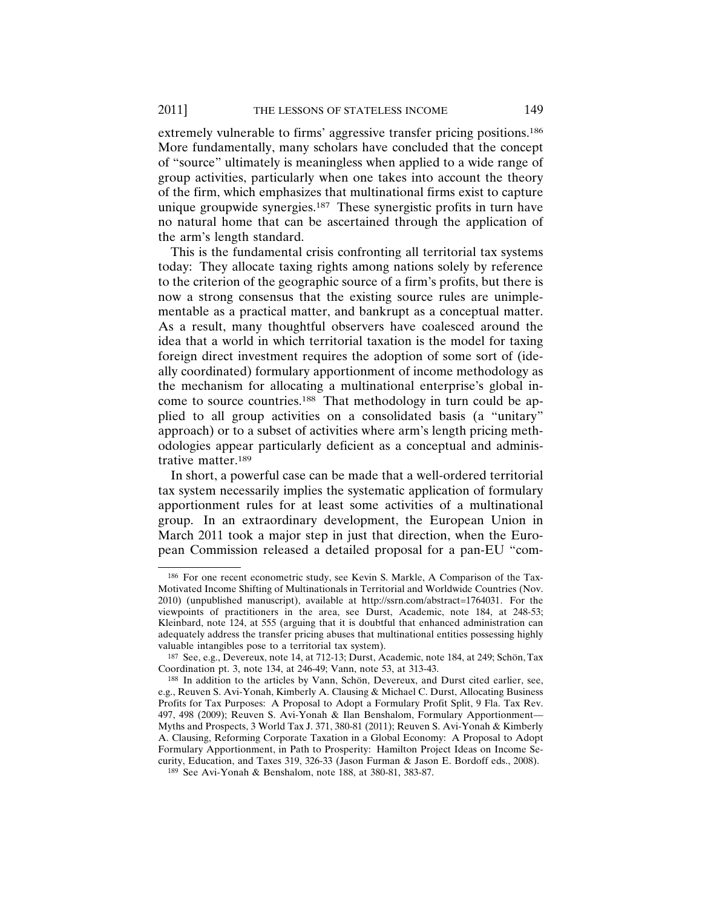extremely vulnerable to firms' aggressive transfer pricing positions.[186] More fundamentally, many scholars have concluded that the concept of "source" ultimately is meaningless when applied to a wide range of group activities, particularly when one takes into account the theory of the firm, which emphasizes that multinational firms exist to capture unique groupwide synergies.[187] These synergistic profits in turn have no natural home that can be ascertained through the application of the arm's length standard.

This is the fundamental crisis confronting all territorial tax systems today: They allocate taxing rights among nations solely by reference to the criterion of the geographic source of a firm's profits, but there is now a strong consensus that the existing source rules are unimplementable as a practical matter, and bankrupt as a conceptual matter. As a result, many thoughtful observers have coalesced around the idea that a world in which territorial taxation is the model for taxing foreign direct investment requires the adoption of some sort of (ideally coordinated) formulary apportionment of income methodology as the mechanism for allocating a multinational enterprise's global income to source countries.[188] That methodology in turn could be applied to all group activities on a consolidated basis (a "unitary" approach) or to a subset of activities where arm's length pricing methodologies appear particularly deficient as a conceptual and administrative matter.[189]

In short, a powerful case can be made that a well-ordered territorial tax system necessarily implies the systematic application of formulary apportionment rules for at least some activities of a multinational group. In an extraordinary development, the European Union in March 2011 took a major step in just that direction, when the European Commission released a detailed proposal for a pan-EU "com-

---

[186] For one recent econometric study, see Kevin S. Markle, A Comparison of the Tax-Motivated Income Shifting of Multinationals in Territorial and Worldwide Countries (Nov. 2010) (unpublished manuscript), available at http://ssrn.com/abstract=1764031. For the viewpoints of practitioners in the area, see Durst, Academic, note 184, at 248-53; Kleinbard, note 124, at 555 (arguing that it is doubtful that enhanced administration can adequately address the transfer pricing abuses that multinational entities possessing highly valuable intangibles pose to a territorial tax system).

[187] See, e.g., Devereux, note 14, at 712-13; Durst, Academic, note 184, at 249; Schön, Tax Coordination pt. 3, note 134, at 246-49; Vann, note 53, at 313-43.

[188] In addition to the articles by Vann, Schön, Devereux, and Durst cited earlier, see, e.g., Reuven S. Avi-Yonah, Kimberly A. Clausing & Michael C. Durst, Allocating Business Profits for Tax Purposes: A Proposal to Adopt a Formulary Profit Split, 9 Fla. Tax Rev. 497, 498 (2009); Reuven S. Avi-Yonah & Ilan Benshalom, Formulary Apportionment—Myths and Prospects, 3 World Tax J. 371, 380-81 (2011); Reuven S. Avi-Yonah & Kimberly A. Clausing, Reforming Corporate Taxation in a Global Economy: A Proposal to Adopt Formulary Apportionment, in Path to Prosperity: Hamilton Project Ideas on Income Security, Education, and Taxes 319, 326-33 (Jason Furman & Jason E. Bordoff eds., 2008).

[189] See Avi-Yonah & Benshalom, note 188, at 380-81, 383-87.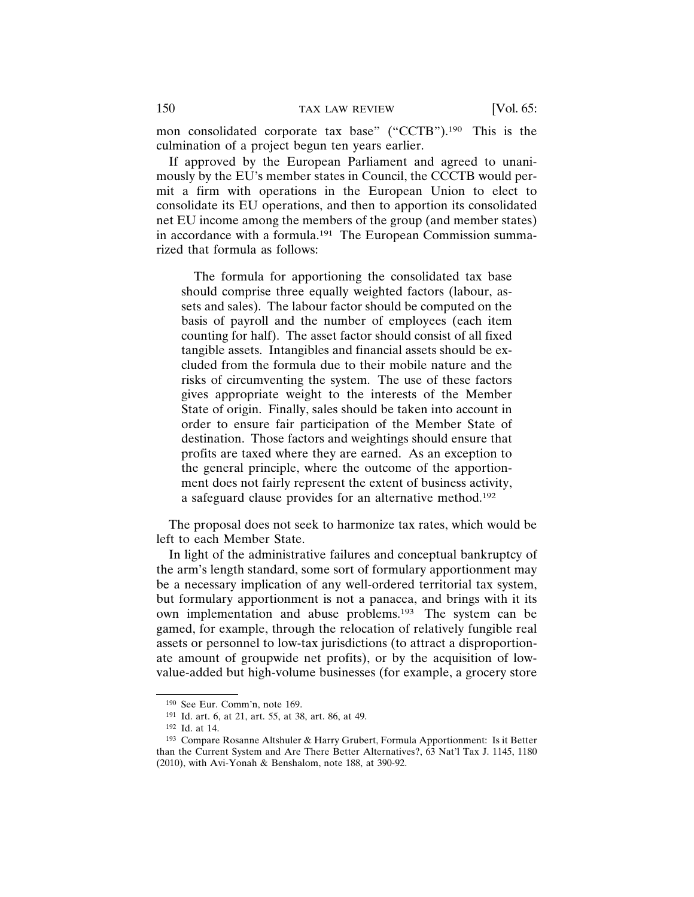mon consolidated corporate tax base" ("CCTB").[190] This is the culmination of a project begun ten years earlier.

If approved by the European Parliament and agreed to unanimously by the EU's member states in Council, the CCCTB would permit a firm with operations in the European Union to elect to consolidate its EU operations, and then to apportion its consolidated net EU income among the members of the group (and member states) in accordance with a formula.[191] The European Commission summarized that formula as follows:

> The formula for apportioning the consolidated tax base should comprise three equally weighted factors (labour, assets and sales). The labour factor should be computed on the basis of payroll and the number of employees (each item counting for half). The asset factor should consist of all fixed tangible assets. Intangibles and financial assets should be excluded from the formula due to their mobile nature and the risks of circumventing the system. The use of these factors gives appropriate weight to the interests of the Member State of origin. Finally, sales should be taken into account in order to ensure fair participation of the Member State of destination. Those factors and weightings should ensure that profits are taxed where they are earned. As an exception to the general principle, where the outcome of the apportionment does not fairly represent the extent of business activity, a safeguard clause provides for an alternative method.[192]

The proposal does not seek to harmonize tax rates, which would be left to each Member State.

In light of the administrative failures and conceptual bankruptcy of the arm's length standard, some sort of formulary apportionment may be a necessary implication of any well-ordered territorial tax system, but formulary apportionment is not a panacea, and brings with it its own implementation and abuse problems.[193] The system can be gamed, for example, through the relocation of relatively fungible real assets or personnel to low-tax jurisdictions (to attract a disproportionate amount of groupwide net profits), or by the acquisition of low-value-added but high-volume businesses (for example, a grocery store

---

[190] See Eur. Comm'n, note 169.

[191] Id. art. 6, at 21, art. 55, at 38, art. 86, at 49.

[192] Id. at 14.

[193] Compare Rosanne Altshuler & Harry Grubert, Formula Apportionment: Is it Better than the Current System and Are There Better Alternatives?, 63 Nat'l Tax J. 1145, 1180 (2010), with Avi-Yonah & Benshalom, note 188, at 390-92.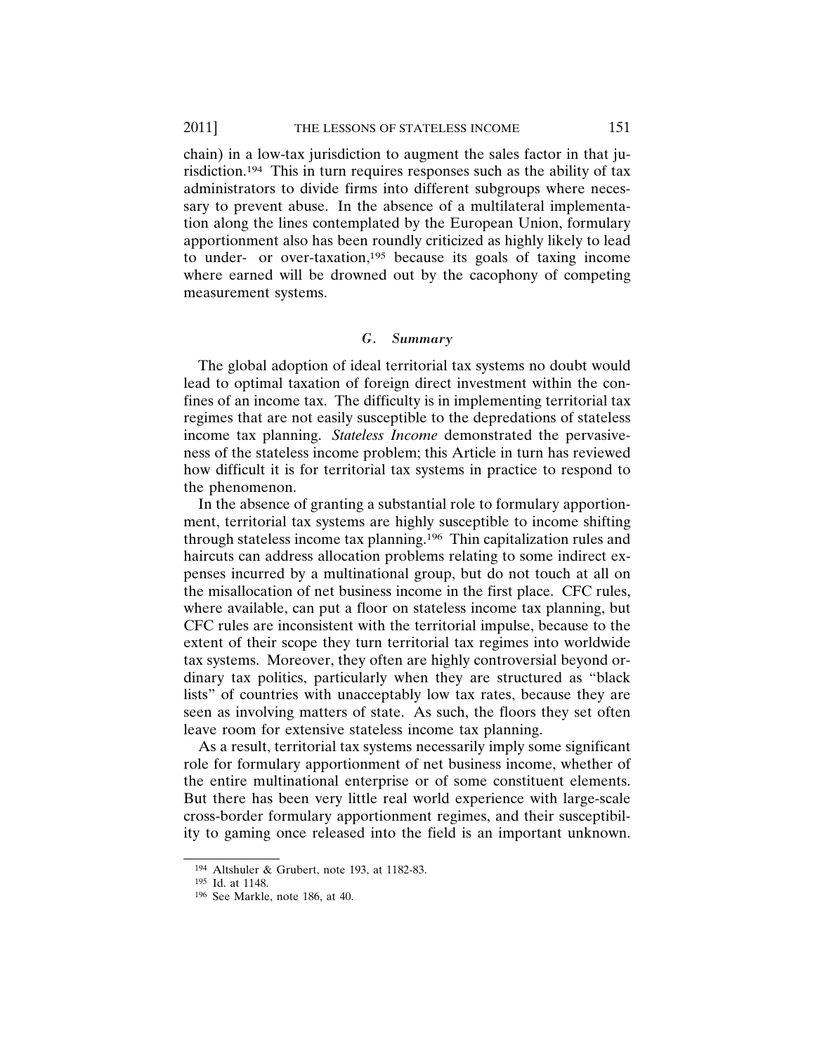chain) in a low-tax jurisdiction to augment the sales factor in that jurisdiction.[194] This in turn requires responses such as the ability of tax administrators to divide firms into different subgroups where necessary to prevent abuse. In the absence of a multilateral implementation along the lines contemplated by the European Union, formulary apportionment also has been roundly criticized as highly likely to lead to under- or over-taxation,[195] because its goals of taxing income where earned will be drowned out by the cacophony of competing measurement systems.

### *G. Summary*

The global adoption of ideal territorial tax systems no doubt would lead to optimal taxation of foreign direct investment within the confines of an income tax. The difficulty is in implementing territorial tax regimes that are not easily susceptible to the depredations of stateless income tax planning. *Stateless Income* demonstrated the pervasiveness of the stateless income problem; this Article in turn has reviewed how difficult it is for territorial tax systems in practice to respond to the phenomenon.

In the absence of granting a substantial role to formulary apportionment, territorial tax systems are highly susceptible to income shifting through stateless income tax planning.[196] Thin capitalization rules and haircuts can address allocation problems relating to some indirect expenses incurred by a multinational group, but do not touch at all on the misallocation of net business income in the first place. CFC rules, where available, can put a floor on stateless income tax planning, but CFC rules are inconsistent with the territorial impulse, because to the extent of their scope they turn territorial tax regimes into worldwide tax systems. Moreover, they often are highly controversial beyond ordinary tax politics, particularly when they are structured as "black lists" of countries with unacceptably low tax rates, because they are seen as involving matters of state. As such, the floors they set often leave room for extensive stateless income tax planning.

As a result, territorial tax systems necessarily imply some significant role for formulary apportionment of net business income, whether of the entire multinational enterprise or of some constituent elements. But there has been very little real world experience with large-scale cross-border formulary apportionment regimes, and their susceptibility to gaming once released into the field is an important unknown.

---

[194] Altshuler & Grubert, note 193, at 1182-83.

[195] Id. at 1148.

[196] See Markle, note 186, at 40.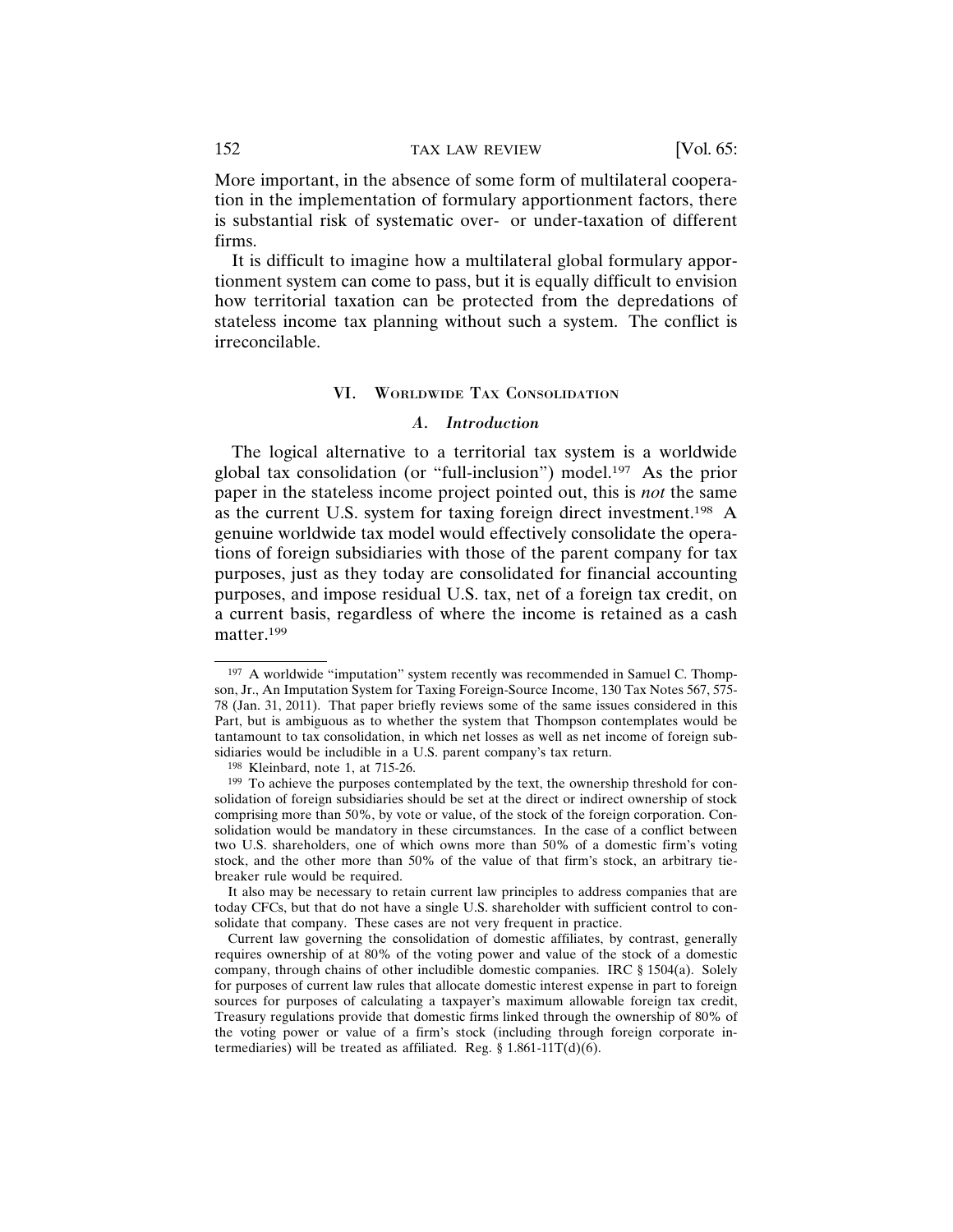More important, in the absence of some form of multilateral cooperation in the implementation of formulary apportionment factors, there is substantial risk of systematic over- or under-taxation of different firms.

It is difficult to imagine how a multilateral global formulary apportionment system can come to pass, but it is equally difficult to envision how territorial taxation can be protected from the depredations of stateless income tax planning without such a system. The conflict is irreconcilable.

## VI. Worldwide Tax Consolidation

### *A. Introduction*

The logical alternative to a territorial tax system is a worldwide global tax consolidation (or "full-inclusion") model.[197] As the prior paper in the stateless income project pointed out, this is *not* the same as the current U.S. system for taxing foreign direct investment.[198] A genuine worldwide tax model would effectively consolidate the operations of foreign subsidiaries with those of the parent company for tax purposes, just as they today are consolidated for financial accounting purposes, and impose residual U.S. tax, net of a foreign tax credit, on a current basis, regardless of where the income is retained as a cash matter.[199]

---

[197] A worldwide "imputation" system recently was recommended in Samuel C. Thompson, Jr., An Imputation System for Taxing Foreign-Source Income, 130 Tax Notes 567, 575-78 (Jan. 31, 2011). That paper briefly reviews some of the same issues considered in this Part, but is ambiguous as to whether the system that Thompson contemplates would be tantamount to tax consolidation, in which net losses as well as net income of foreign subsidiaries would be includible in a U.S. parent company's tax return.

[198] Kleinbard, note 1, at 715-26.

[199] To achieve the purposes contemplated by the text, the ownership threshold for consolidation of foreign subsidiaries should be set at the direct or indirect ownership of stock comprising more than 50%, by vote or value, of the stock of the foreign corporation. Consolidation would be mandatory in these circumstances. In the case of a conflict between two U.S. shareholders, one of which owns more than 50% of a domestic firm's voting stock, and the other more than 50% of the value of that firm's stock, an arbitrary tie-breaker rule would be required.

It also may be necessary to retain current law principles to address companies that are today CFCs, but that do not have a single U.S. shareholder with sufficient control to consolidate that company. These cases are not very frequent in practice.

Current law governing the consolidation of domestic affiliates, by contrast, generally requires ownership of at 80% of the voting power and value of the stock of a domestic company, through chains of other includible domestic companies. IRC § 1504(a). Solely for purposes of current law rules that allocate domestic interest expense in part to foreign sources for purposes of calculating a taxpayer's maximum allowable foreign tax credit, Treasury regulations provide that domestic firms linked through the ownership of 80% of the voting power or value of a firm's stock (including through foreign corporate intermediaries) will be treated as affiliated. Reg. § 1.861-11T(d)(6).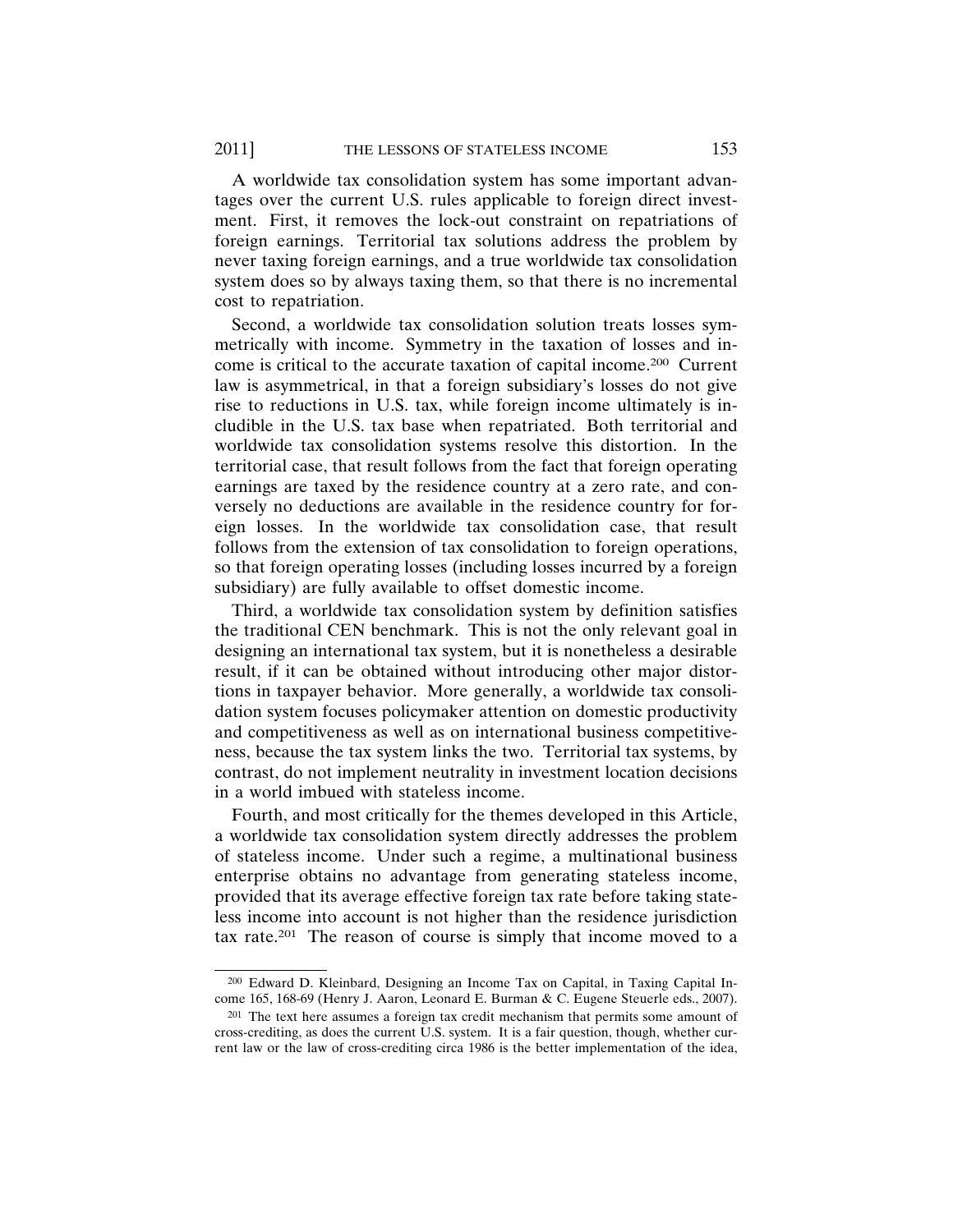A worldwide tax consolidation system has some important advantages over the current U.S. rules applicable to foreign direct investment. First, it removes the lock-out constraint on repatriations of foreign earnings. Territorial tax solutions address the problem by never taxing foreign earnings, and a true worldwide tax consolidation system does so by always taxing them, so that there is no incremental cost to repatriation.

Second, a worldwide tax consolidation solution treats losses symmetrically with income. Symmetry in the taxation of losses and income is critical to the accurate taxation of capital income.[200] Current law is asymmetrical, in that a foreign subsidiary's losses do not give rise to reductions in U.S. tax, while foreign income ultimately is includible in the U.S. tax base when repatriated. Both territorial and worldwide tax consolidation systems resolve this distortion. In the territorial case, that result follows from the fact that foreign operating earnings are taxed by the residence country at a zero rate, and conversely no deductions are available in the residence country for foreign losses. In the worldwide tax consolidation case, that result follows from the extension of tax consolidation to foreign operations, so that foreign operating losses (including losses incurred by a foreign subsidiary) are fully available to offset domestic income.

Third, a worldwide tax consolidation system by definition satisfies the traditional CEN benchmark. This is not the only relevant goal in designing an international tax system, but it is nonetheless a desirable result, if it can be obtained without introducing other major distortions in taxpayer behavior. More generally, a worldwide tax consolidation system focuses policymaker attention on domestic productivity and competitiveness as well as on international business competitiveness, because the tax system links the two. Territorial tax systems, by contrast, do not implement neutrality in investment location decisions in a world imbued with stateless income.

Fourth, and most critically for the themes developed in this Article, a worldwide tax consolidation system directly addresses the problem of stateless income. Under such a regime, a multinational business enterprise obtains no advantage from generating stateless income, provided that its average effective foreign tax rate before taking stateless income into account is not higher than the residence jurisdiction tax rate.[201] The reason of course is simply that income moved to a

---

[200] Edward D. Kleinbard, Designing an Income Tax on Capital, in Taxing Capital Income 165, 168-69 (Henry J. Aaron, Leonard E. Burman & C. Eugene Steuerle eds., 2007).

[201] The text here assumes a foreign tax credit mechanism that permits some amount of cross-crediting, as does the current U.S. system. It is a fair question, though, whether current law or the law of cross-crediting circa 1986 is the better implementation of the idea,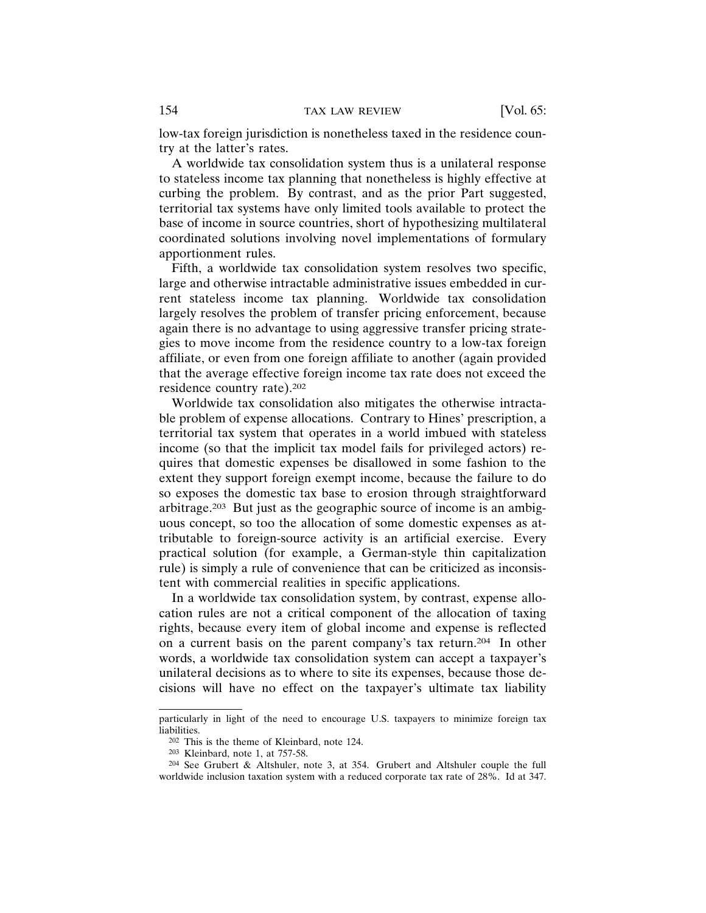low-tax foreign jurisdiction is nonetheless taxed in the residence country at the latter's rates.

A worldwide tax consolidation system thus is a unilateral response to stateless income tax planning that nonetheless is highly effective at curbing the problem. By contrast, and as the prior Part suggested, territorial tax systems have only limited tools available to protect the base of income in source countries, short of hypothesizing multilateral coordinated solutions involving novel implementations of formulary apportionment rules.

Fifth, a worldwide tax consolidation system resolves two specific, large and otherwise intractable administrative issues embedded in current stateless income tax planning. Worldwide tax consolidation largely resolves the problem of transfer pricing enforcement, because again there is no advantage to using aggressive transfer pricing strategies to move income from the residence country to a low-tax foreign affiliate, or even from one foreign affiliate to another (again provided that the average effective foreign income tax rate does not exceed the residence country rate).[202]

Worldwide tax consolidation also mitigates the otherwise intractable problem of expense allocations. Contrary to Hines' prescription, a territorial tax system that operates in a world imbued with stateless income (so that the implicit tax model fails for privileged actors) requires that domestic expenses be disallowed in some fashion to the extent they support foreign exempt income, because the failure to do so exposes the domestic tax base to erosion through straightforward arbitrage.[203] But just as the geographic source of income is an ambiguous concept, so too the allocation of some domestic expenses as attributable to foreign-source activity is an artificial exercise. Every practical solution (for example, a German-style thin capitalization rule) is simply a rule of convenience that can be criticized as inconsistent with commercial realities in specific applications.

In a worldwide tax consolidation system, by contrast, expense allocation rules are not a critical component of the allocation of taxing rights, because every item of global income and expense is reflected on a current basis on the parent company's tax return.[204] In other words, a worldwide tax consolidation system can accept a taxpayer's unilateral decisions as to where to site its expenses, because those decisions will have no effect on the taxpayer's ultimate tax liability

---

particularly in light of the need to encourage U.S. taxpayers to minimize foreign tax liabilities.

[202] This is the theme of Kleinbard, note 124.

[203] Kleinbard, note 1, at 757-58.

[204] See Grubert & Altshuler, note 3, at 354. Grubert and Altshuler couple the full worldwide inclusion taxation system with a reduced corporate tax rate of 28%. Id at 347.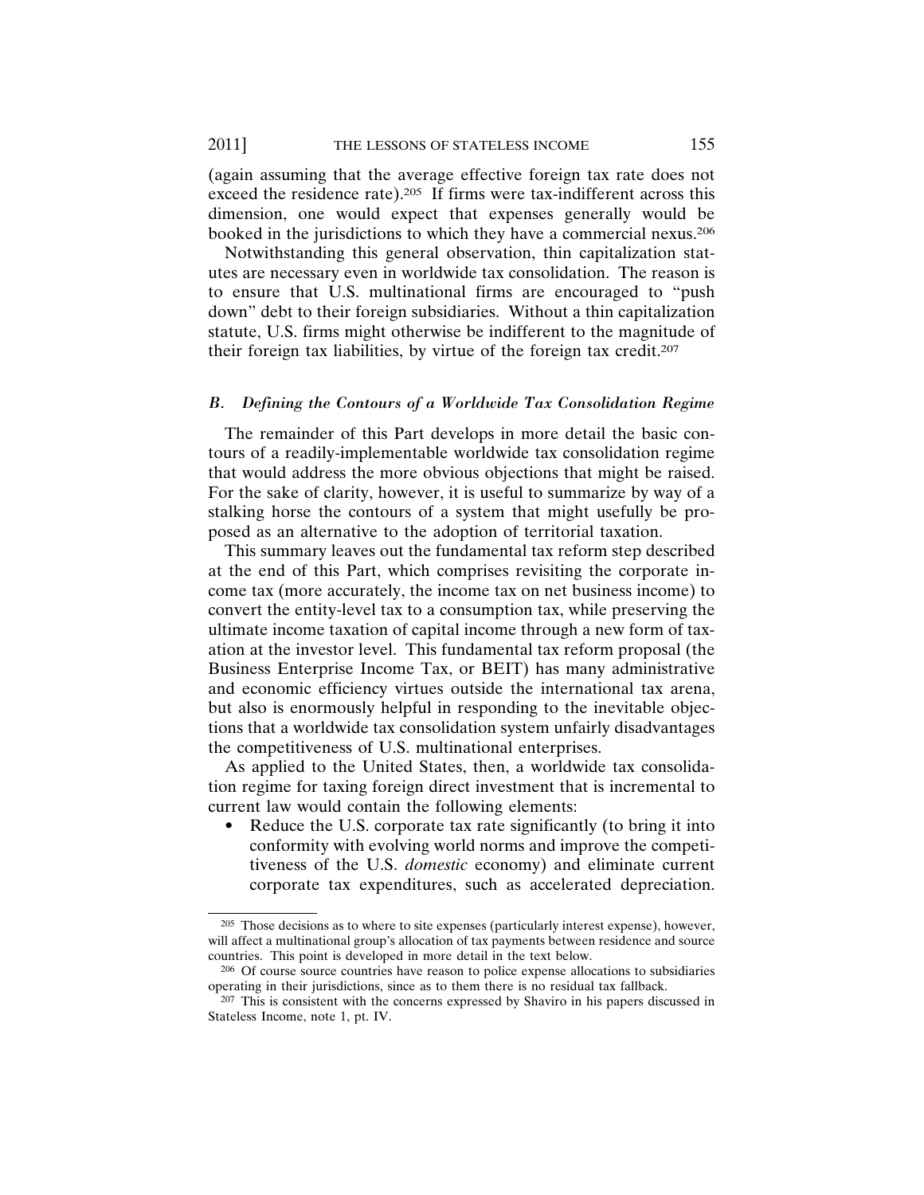(again assuming that the average effective foreign tax rate does not exceed the residence rate).[205] If firms were tax-indifferent across this dimension, one would expect that expenses generally would be booked in the jurisdictions to which they have a commercial nexus.[206]

Notwithstanding this general observation, thin capitalization statutes are necessary even in worldwide tax consolidation. The reason is to ensure that U.S. multinational firms are encouraged to "push down" debt to their foreign subsidiaries. Without a thin capitalization statute, U.S. firms might otherwise be indifferent to the magnitude of their foreign tax liabilities, by virtue of the foreign tax credit.[207]

### *B. Defining the Contours of a Worldwide Tax Consolidation Regime*

The remainder of this Part develops in more detail the basic contours of a readily-implementable worldwide tax consolidation regime that would address the more obvious objections that might be raised. For the sake of clarity, however, it is useful to summarize by way of a stalking horse the contours of a system that might usefully be proposed as an alternative to the adoption of territorial taxation.

This summary leaves out the fundamental tax reform step described at the end of this Part, which comprises revisiting the corporate income tax (more accurately, the income tax on net business income) to convert the entity-level tax to a consumption tax, while preserving the ultimate income taxation of capital income through a new form of taxation at the investor level. This fundamental tax reform proposal (the Business Enterprise Income Tax, or BEIT) has many administrative and economic efficiency virtues outside the international tax arena, but also is enormously helpful in responding to the inevitable objections that a worldwide tax consolidation system unfairly disadvantages the competitiveness of U.S. multinational enterprises.

As applied to the United States, then, a worldwide tax consolidation regime for taxing foreign direct investment that is incremental to current law would contain the following elements:

- Reduce the U.S. corporate tax rate significantly (to bring it into conformity with evolving world norms and improve the competitiveness of the U.S. *domestic* economy) and eliminate current corporate tax expenditures, such as accelerated depreciation.

---

[205] Those decisions as to where to site expenses (particularly interest expense), however, will affect a multinational group's allocation of tax payments between residence and source countries. This point is developed in more detail in the text below.

[206] Of course source countries have reason to police expense allocations to subsidiaries operating in their jurisdictions, since as to them there is no residual tax fallback.

[207] This is consistent with the concerns expressed by Shaviro in his papers discussed in Stateless Income, note 1, pt. IV.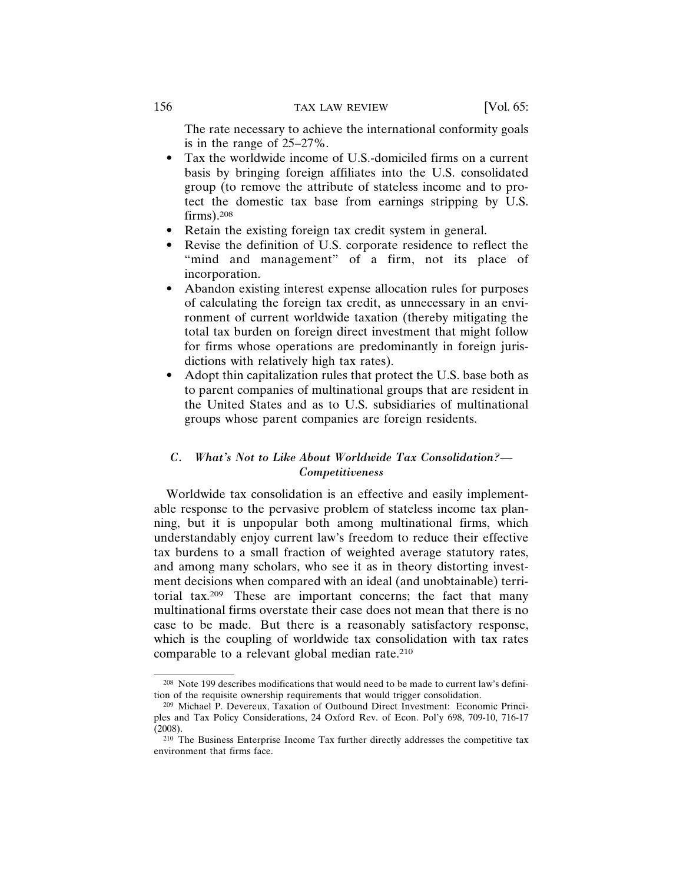The rate necessary to achieve the international conformity goals is in the range of 25–27%.

- Tax the worldwide income of U.S.-domiciled firms on a current basis by bringing foreign affiliates into the U.S. consolidated group (to remove the attribute of stateless income and to protect the domestic tax base from earnings stripping by U.S. firms).[208]
- Retain the existing foreign tax credit system in general.
- Revise the definition of U.S. corporate residence to reflect the "mind and management" of a firm, not its place of incorporation.
- Abandon existing interest expense allocation rules for purposes of calculating the foreign tax credit, as unnecessary in an environment of current worldwide taxation (thereby mitigating the total tax burden on foreign direct investment that might follow for firms whose operations are predominantly in foreign jurisdictions with relatively high tax rates).
- Adopt thin capitalization rules that protect the U.S. base both as to parent companies of multinational groups that are resident in the United States and as to U.S. subsidiaries of multinational groups whose parent companies are foreign residents.

### *C. What's Not to Like About Worldwide Tax Consolidation?—Competitiveness*

Worldwide tax consolidation is an effective and easily implementable response to the pervasive problem of stateless income tax planning, but it is unpopular both among multinational firms, which understandably enjoy current law's freedom to reduce their effective tax burdens to a small fraction of weighted average statutory rates, and among many scholars, who see it as in theory distorting investment decisions when compared with an ideal (and unobtainable) territorial tax.[209] These are important concerns; the fact that many multinational firms overstate their case does not mean that there is no case to be made. But there is a reasonably satisfactory response, which is the coupling of worldwide tax consolidation with tax rates comparable to a relevant global median rate.[210]

---

[208] Note 199 describes modifications that would need to be made to current law's definition of the requisite ownership requirements that would trigger consolidation.

[209] Michael P. Devereux, Taxation of Outbound Direct Investment: Economic Principles and Tax Policy Considerations, 24 Oxford Rev. of Econ. Pol'y 698, 709-10, 716-17 (2008).

[210] The Business Enterprise Income Tax further directly addresses the competitive tax environment that firms face.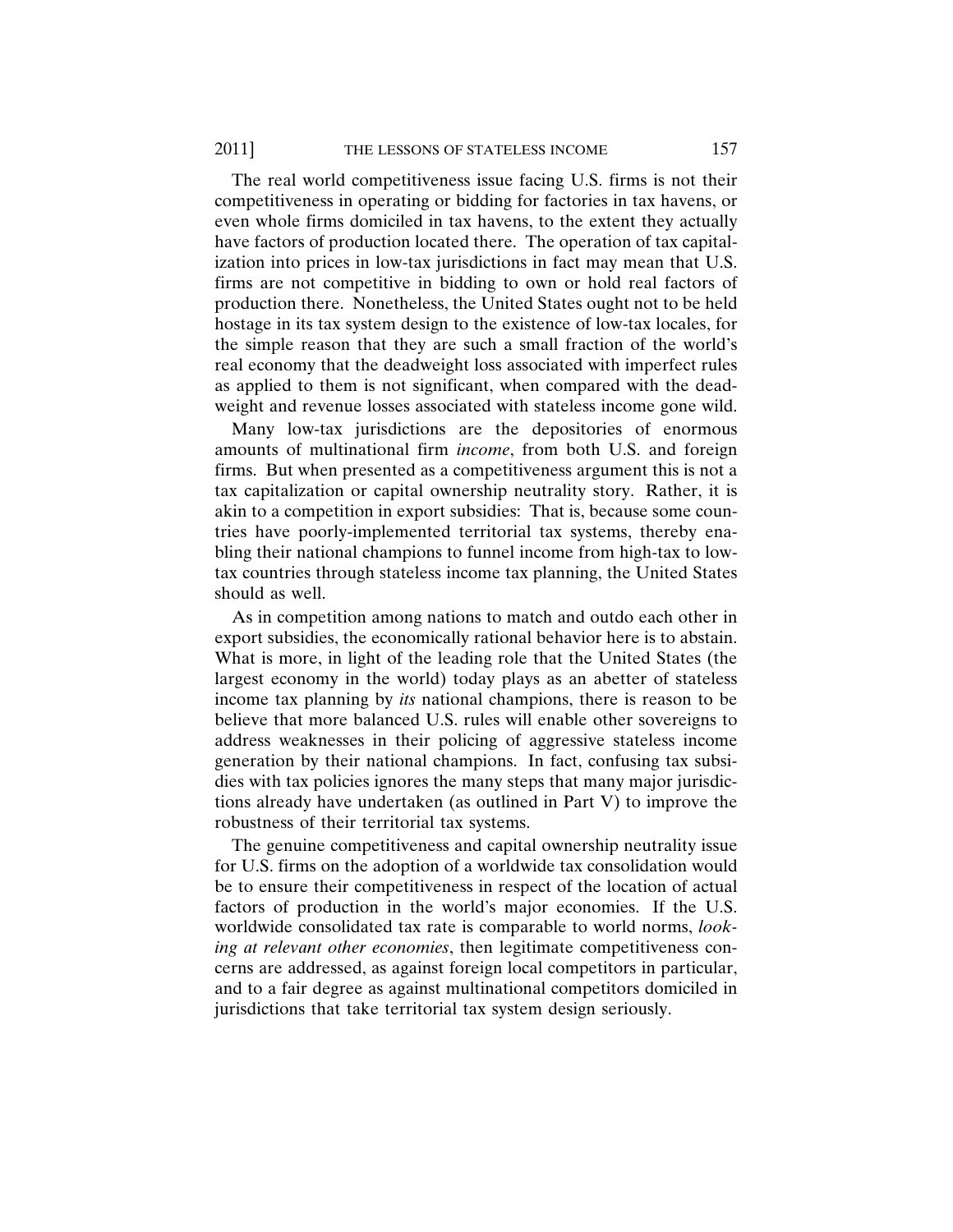The real world competitiveness issue facing U.S. firms is not their competitiveness in operating or bidding for factories in tax havens, or even whole firms domiciled in tax havens, to the extent they actually have factors of production located there. The operation of tax capitalization into prices in low-tax jurisdictions in fact may mean that U.S. firms are not competitive in bidding to own or hold real factors of production there. Nonetheless, the United States ought not to be held hostage in its tax system design to the existence of low-tax locales, for the simple reason that they are such a small fraction of the world's real economy that the deadweight loss associated with imperfect rules as applied to them is not significant, when compared with the deadweight and revenue losses associated with stateless income gone wild.

Many low-tax jurisdictions are the depositories of enormous amounts of multinational firm *income*, from both U.S. and foreign firms. But when presented as a competitiveness argument this is not a tax capitalization or capital ownership neutrality story. Rather, it is akin to a competition in export subsidies: That is, because some countries have poorly-implemented territorial tax systems, thereby enabling their national champions to funnel income from high-tax to low-tax countries through stateless income tax planning, the United States should as well.

As in competition among nations to match and outdo each other in export subsidies, the economically rational behavior here is to abstain. What is more, in light of the leading role that the United States (the largest economy in the world) today plays as an abetter of stateless income tax planning by *its* national champions, there is reason to be believe that more balanced U.S. rules will enable other sovereigns to address weaknesses in their policing of aggressive stateless income generation by their national champions. In fact, confusing tax subsidies with tax policies ignores the many steps that many major jurisdictions already have undertaken (as outlined in Part V) to improve the robustness of their territorial tax systems.

The genuine competitiveness and capital ownership neutrality issue for U.S. firms on the adoption of a worldwide tax consolidation would be to ensure their competitiveness in respect of the location of actual factors of production in the world's major economies. If the U.S. worldwide consolidated tax rate is comparable to world norms, *looking at relevant other economies*, then legitimate competitiveness concerns are addressed, as against foreign local competitors in particular, and to a fair degree as against multinational competitors domiciled in jurisdictions that take territorial tax system design seriously.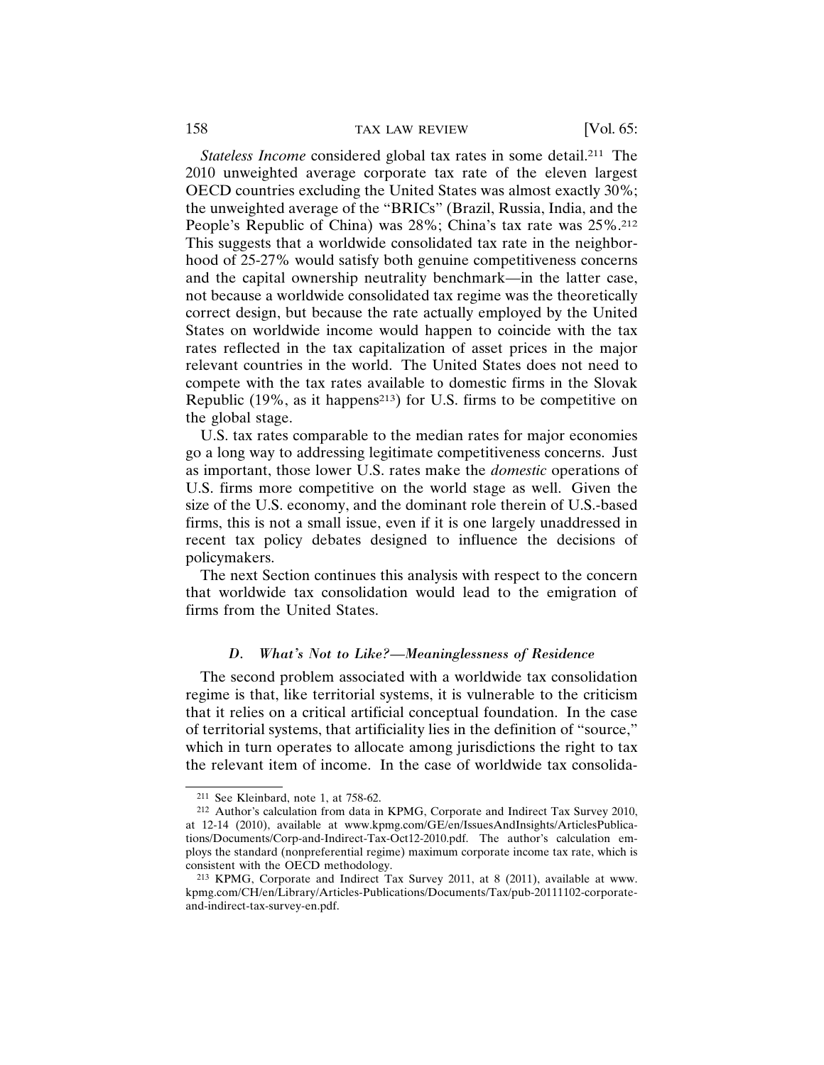*Stateless Income* considered global tax rates in some detail.[211] The 2010 unweighted average corporate tax rate of the eleven largest OECD countries excluding the United States was almost exactly 30%; the unweighted average of the "BRICs" (Brazil, Russia, India, and the People's Republic of China) was 28%; China's tax rate was 25%.[212] This suggests that a worldwide consolidated tax rate in the neighborhood of 25-27% would satisfy both genuine competitiveness concerns and the capital ownership neutrality benchmark—in the latter case, not because a worldwide consolidated tax regime was the theoretically correct design, but because the rate actually employed by the United States on worldwide income would happen to coincide with the tax rates reflected in the tax capitalization of asset prices in the major relevant countries in the world. The United States does not need to compete with the tax rates available to domestic firms in the Slovak Republic (19%, as it happens[213]) for U.S. firms to be competitive on the global stage.

U.S. tax rates comparable to the median rates for major economies go a long way to addressing legitimate competitiveness concerns. Just as important, those lower U.S. rates make the *domestic* operations of U.S. firms more competitive on the world stage as well. Given the size of the U.S. economy, and the dominant role therein of U.S.-based firms, this is not a small issue, even if it is one largely unaddressed in recent tax policy debates designed to influence the decisions of policymakers.

The next Section continues this analysis with respect to the concern that worldwide tax consolidation would lead to the emigration of firms from the United States.

### *D. What's Not to Like?—Meaninglessness of Residence*

The second problem associated with a worldwide tax consolidation regime is that, like territorial systems, it is vulnerable to the criticism that it relies on a critical artificial conceptual foundation. In the case of territorial systems, that artificiality lies in the definition of "source," which in turn operates to allocate among jurisdictions the right to tax the relevant item of income. In the case of worldwide tax consolida-

---

[211] See Kleinbard, note 1, at 758-62.

[212] Author's calculation from data in KPMG, Corporate and Indirect Tax Survey 2010, at 12-14 (2010), available at www.kpmg.com/GE/en/IssuesAndInsights/ArticlesPublications/Documents/Corp-and-Indirect-Tax-Oct12-2010.pdf. The author's calculation employs the standard (nonpreferential regime) maximum corporate income tax rate, which is consistent with the OECD methodology.

[213] KPMG, Corporate and Indirect Tax Survey 2011, at 8 (2011), available at www.kpmg.com/CH/en/Library/Articles-Publications/Documents/Tax/pub-20111102-corporate-and-indirect-tax-survey-en.pdf.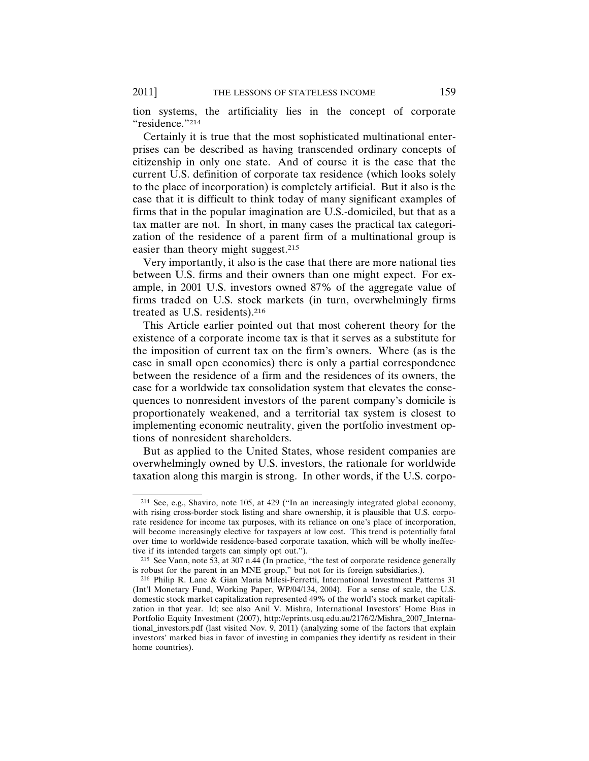tion systems, the artificiality lies in the concept of corporate "residence."[214]

Certainly it is true that the most sophisticated multinational enterprises can be described as having transcended ordinary concepts of citizenship in only one state. And of course it is the case that the current U.S. definition of corporate tax residence (which looks solely to the place of incorporation) is completely artificial. But it also is the case that it is difficult to think today of many significant examples of firms that in the popular imagination are U.S.-domiciled, but that as a tax matter are not. In short, in many cases the practical tax categorization of the residence of a parent firm of a multinational group is easier than theory might suggest.[215]

Very importantly, it also is the case that there are more national ties between U.S. firms and their owners than one might expect. For example, in 2001 U.S. investors owned 87% of the aggregate value of firms traded on U.S. stock markets (in turn, overwhelmingly firms treated as U.S. residents).[216]

This Article earlier pointed out that most coherent theory for the existence of a corporate income tax is that it serves as a substitute for the imposition of current tax on the firm's owners. Where (as is the case in small open economies) there is only a partial correspondence between the residence of a firm and the residences of its owners, the case for a worldwide tax consolidation system that elevates the consequences to nonresident investors of the parent company's domicile is proportionately weakened, and a territorial tax system is closest to implementing economic neutrality, given the portfolio investment options of nonresident shareholders.

But as applied to the United States, whose resident companies are overwhelmingly owned by U.S. investors, the rationale for worldwide taxation along this margin is strong. In other words, if the U.S. corpo-

---

[214] See, e.g., Shaviro, note 105, at 429 ("In an increasingly integrated global economy, with rising cross-border stock listing and share ownership, it is plausible that U.S. corporate residence for income tax purposes, with its reliance on one's place of incorporation, will become increasingly elective for taxpayers at low cost. This trend is potentially fatal over time to worldwide residence-based corporate taxation, which will be wholly ineffective if its intended targets can simply opt out.").

[215] See Vann, note 53, at 307 n.44 (In practice, "the test of corporate residence generally is robust for the parent in an MNE group," but not for its foreign subsidiaries.).

[216] Philip R. Lane & Gian Maria Milesi-Ferretti, International Investment Patterns 31 (Int'l Monetary Fund, Working Paper, WP/04/134, 2004). For a sense of scale, the U.S. domestic stock market capitalization represented 49% of the world's stock market capitalization in that year. Id; see also Anil V. Mishra, International Investors' Home Bias in Portfolio Equity Investment (2007), http://eprints.usq.edu.au/2176/2/Mishra_2007_International_investors.pdf (last visited Nov. 9, 2011) (analyzing some of the factors that explain investors' marked bias in favor of investing in companies they identify as resident in their home countries).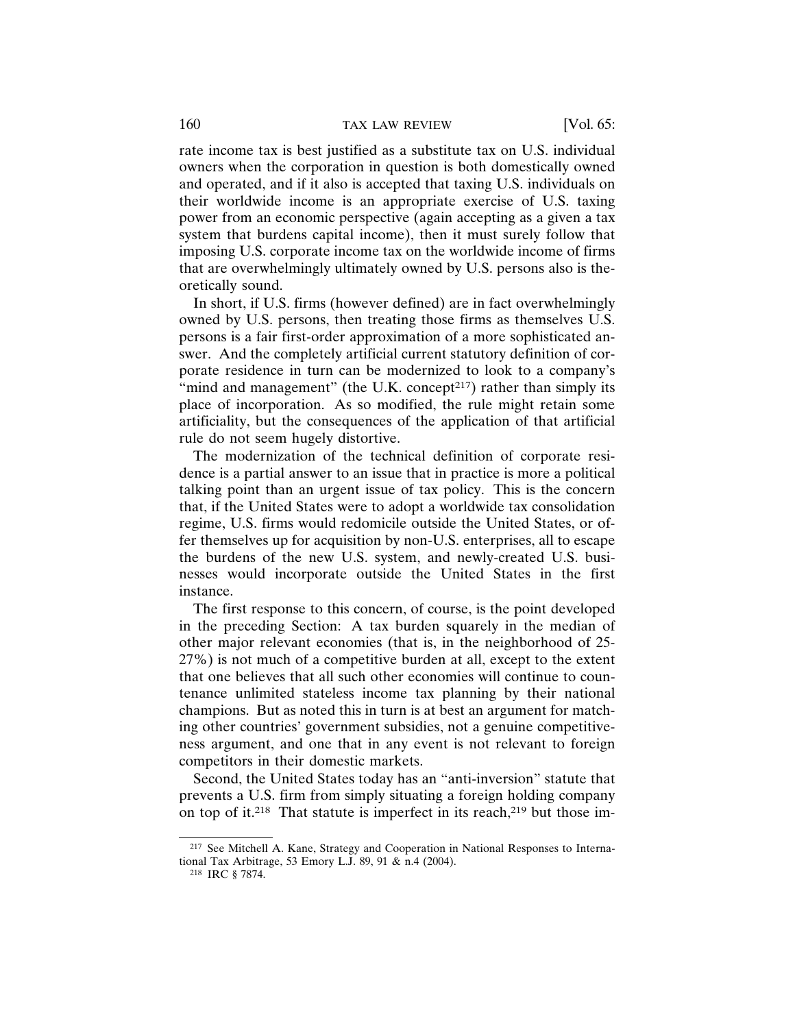rate income tax is best justified as a substitute tax on U.S. individual owners when the corporation in question is both domestically owned and operated, and if it also is accepted that taxing U.S. individuals on their worldwide income is an appropriate exercise of U.S. taxing power from an economic perspective (again accepting as a given a tax system that burdens capital income), then it must surely follow that imposing U.S. corporate income tax on the worldwide income of firms that are overwhelmingly ultimately owned by U.S. persons also is theoretically sound.

In short, if U.S. firms (however defined) are in fact overwhelmingly owned by U.S. persons, then treating those firms as themselves U.S. persons is a fair first-order approximation of a more sophisticated answer. And the completely artificial current statutory definition of corporate residence in turn can be modernized to look to a company's "mind and management" (the U.K. concept[217]) rather than simply its place of incorporation. As so modified, the rule might retain some artificiality, but the consequences of the application of that artificial rule do not seem hugely distortive.

The modernization of the technical definition of corporate residence is a partial answer to an issue that in practice is more a political talking point than an urgent issue of tax policy. This is the concern that, if the United States were to adopt a worldwide tax consolidation regime, U.S. firms would redomicile outside the United States, or offer themselves up for acquisition by non-U.S. enterprises, all to escape the burdens of the new U.S. system, and newly-created U.S. businesses would incorporate outside the United States in the first instance.

The first response to this concern, of course, is the point developed in the preceding Section: A tax burden squarely in the median of other major relevant economies (that is, in the neighborhood of 25-27%) is not much of a competitive burden at all, except to the extent that one believes that all such other economies will continue to countenance unlimited stateless income tax planning by their national champions. But as noted this in turn is at best an argument for matching other countries' government subsidies, not a genuine competitiveness argument, and one that in any event is not relevant to foreign competitors in their domestic markets.

Second, the United States today has an "anti-inversion" statute that prevents a U.S. firm from simply situating a foreign holding company on top of it.[218] That statute is imperfect in its reach,[219] but those im-

---

[217] See Mitchell A. Kane, Strategy and Cooperation in National Responses to International Tax Arbitrage, 53 Emory L.J. 89, 91 & n.4 (2004).

[218] IRC § 7874.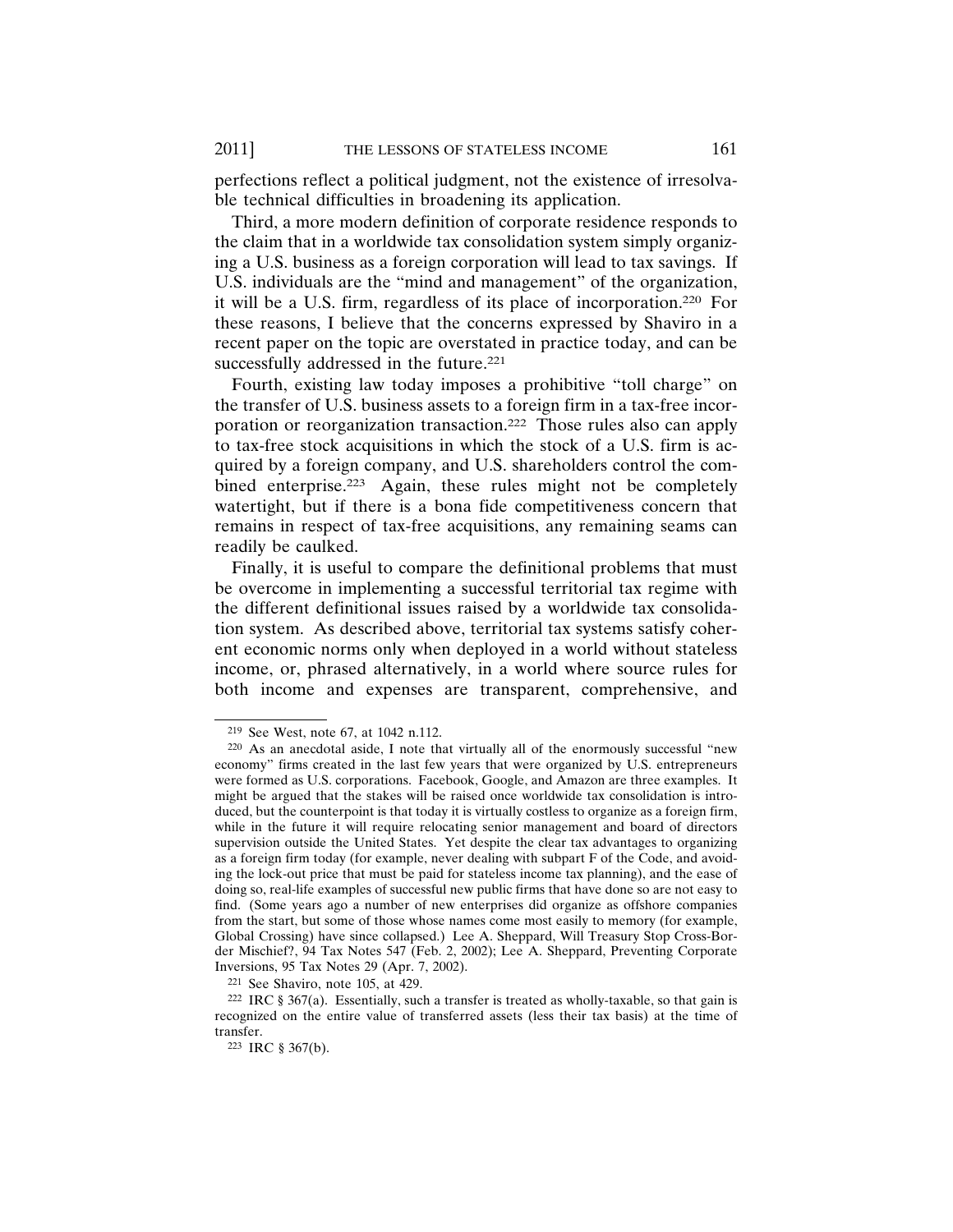perfections reflect a political judgment, not the existence of irresolvable technical difficulties in broadening its application.

Third, a more modern definition of corporate residence responds to the claim that in a worldwide tax consolidation system simply organizing a U.S. business as a foreign corporation will lead to tax savings. If U.S. individuals are the "mind and management" of the organization, it will be a U.S. firm, regardless of its place of incorporation.[220] For these reasons, I believe that the concerns expressed by Shaviro in a recent paper on the topic are overstated in practice today, and can be successfully addressed in the future.[221]

Fourth, existing law today imposes a prohibitive "toll charge" on the transfer of U.S. business assets to a foreign firm in a tax-free incorporation or reorganization transaction.[222] Those rules also can apply to tax-free stock acquisitions in which the stock of a U.S. firm is acquired by a foreign company, and U.S. shareholders control the combined enterprise.[223] Again, these rules might not be completely watertight, but if there is a bona fide competitiveness concern that remains in respect of tax-free acquisitions, any remaining seams can readily be caulked.

Finally, it is useful to compare the definitional problems that must be overcome in implementing a successful territorial tax regime with the different definitional issues raised by a worldwide tax consolidation system. As described above, territorial tax systems satisfy coherent economic norms only when deployed in a world without stateless income, or, phrased alternatively, in a world where source rules for both income and expenses are transparent, comprehensive, and

---

[219] See West, note 67, at 1042 n.112.

[220] As an anecdotal aside, I note that virtually all of the enormously successful "new economy" firms created in the last few years that were organized by U.S. entrepreneurs were formed as U.S. corporations. Facebook, Google, and Amazon are three examples. It might be argued that the stakes will be raised once worldwide tax consolidation is introduced, but the counterpoint is that today it is virtually costless to organize as a foreign firm, while in the future it will require relocating senior management and board of directors supervision outside the United States. Yet despite the clear tax advantages to organizing as a foreign firm today (for example, never dealing with subpart F of the Code, and avoiding the lock-out price that must be paid for stateless income tax planning), and the ease of doing so, real-life examples of successful new public firms that have done so are not easy to find. (Some years ago a number of new enterprises did organize as offshore companies from the start, but some of those whose names come most easily to memory (for example, Global Crossing) have since collapsed.) Lee A. Sheppard, Will Treasury Stop Cross-Border Mischief?, 94 Tax Notes 547 (Feb. 2, 2002); Lee A. Sheppard, Preventing Corporate Inversions, 95 Tax Notes 29 (Apr. 7, 2002).

[221] See Shaviro, note 105, at 429.

[222] IRC § 367(a). Essentially, such a transfer is treated as wholly-taxable, so that gain is recognized on the entire value of transferred assets (less their tax basis) at the time of transfer.

[223] IRC § 367(b).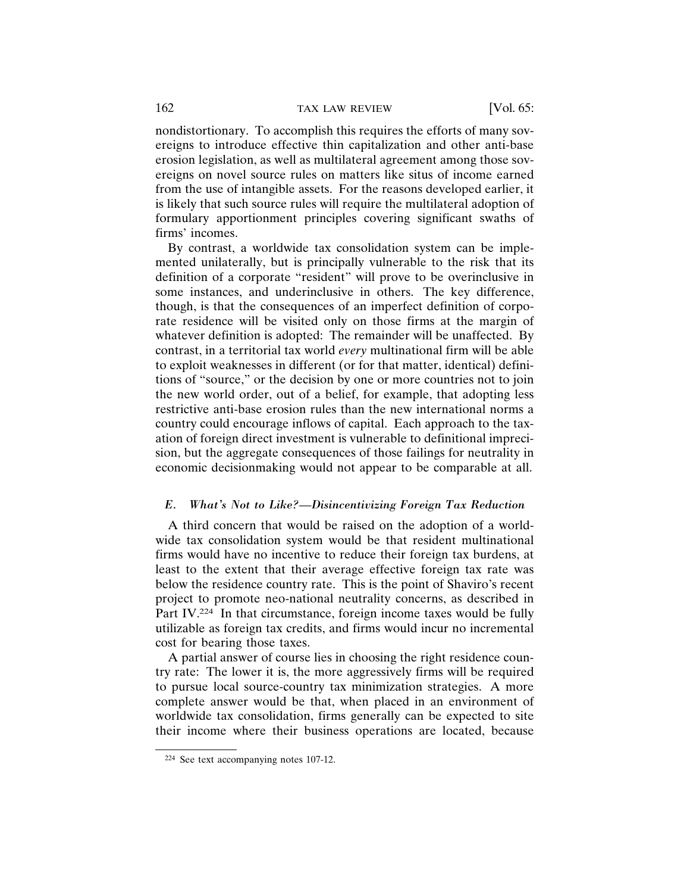nondistortionary. To accomplish this requires the efforts of many sovereigns to introduce effective thin capitalization and other anti-base erosion legislation, as well as multilateral agreement among those sovereigns on novel source rules on matters like situs of income earned from the use of intangible assets. For the reasons developed earlier, it is likely that such source rules will require the multilateral adoption of formulary apportionment principles covering significant swaths of firms' incomes.

By contrast, a worldwide tax consolidation system can be implemented unilaterally, but is principally vulnerable to the risk that its definition of a corporate "resident" will prove to be overinclusive in some instances, and underinclusive in others. The key difference, though, is that the consequences of an imperfect definition of corporate residence will be visited only on those firms at the margin of whatever definition is adopted: The remainder will be unaffected. By contrast, in a territorial tax world *every* multinational firm will be able to exploit weaknesses in different (or for that matter, identical) definitions of "source," or the decision by one or more countries not to join the new world order, out of a belief, for example, that adopting less restrictive anti-base erosion rules than the new international norms a country could encourage inflows of capital. Each approach to the taxation of foreign direct investment is vulnerable to definitional imprecision, but the aggregate consequences of those failings for neutrality in economic decisionmaking would not appear to be comparable at all.

### *E. What's Not to Like?—Disincentivizing Foreign Tax Reduction*

A third concern that would be raised on the adoption of a worldwide tax consolidation system would be that resident multinational firms would have no incentive to reduce their foreign tax burdens, at least to the extent that their average effective foreign tax rate was below the residence country rate. This is the point of Shaviro's recent project to promote neo-national neutrality concerns, as described in Part IV.[224] In that circumstance, foreign income taxes would be fully utilizable as foreign tax credits, and firms would incur no incremental cost for bearing those taxes.

A partial answer of course lies in choosing the right residence country rate: The lower it is, the more aggressively firms will be required to pursue local source-country tax minimization strategies. A more complete answer would be that, when placed in an environment of worldwide tax consolidation, firms generally can be expected to site their income where their business operations are located, because

[224] See text accompanying notes 107-12.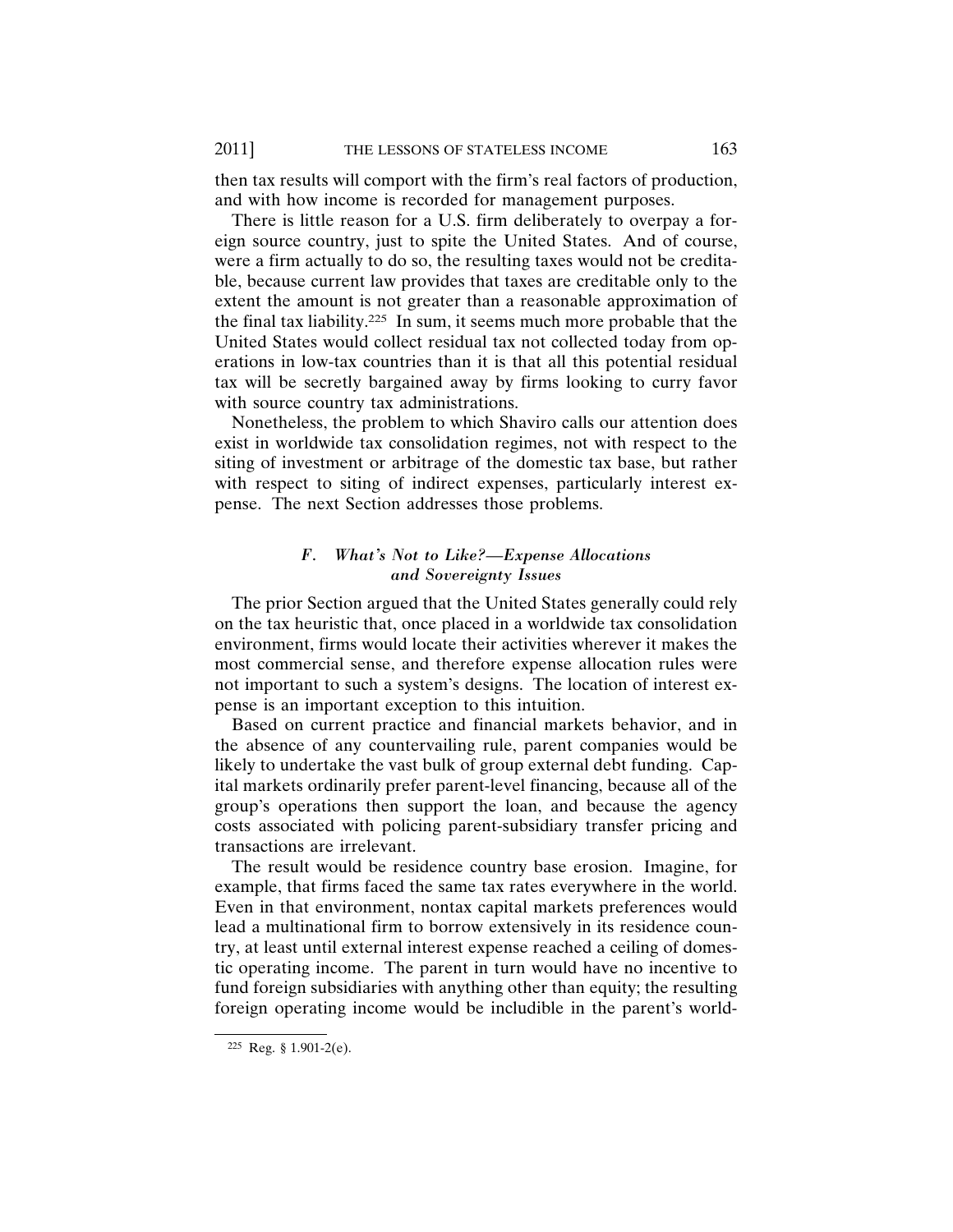then tax results will comport with the firm's real factors of production, and with how income is recorded for management purposes.

There is little reason for a U.S. firm deliberately to overpay a foreign source country, just to spite the United States. And of course, were a firm actually to do so, the resulting taxes would not be creditable, because current law provides that taxes are creditable only to the extent the amount is not greater than a reasonable approximation of the final tax liability.[225] In sum, it seems much more probable that the United States would collect residual tax not collected today from operations in low-tax countries than it is that all this potential residual tax will be secretly bargained away by firms looking to curry favor with source country tax administrations.

Nonetheless, the problem to which Shaviro calls our attention does exist in worldwide tax consolidation regimes, not with respect to the siting of investment or arbitrage of the domestic tax base, but rather with respect to siting of indirect expenses, particularly interest expense. The next Section addresses those problems.

### *F. What's Not to Like?—Expense Allocations and Sovereignty Issues*

The prior Section argued that the United States generally could rely on the tax heuristic that, once placed in a worldwide tax consolidation environment, firms would locate their activities wherever it makes the most commercial sense, and therefore expense allocation rules were not important to such a system's designs. The location of interest expense is an important exception to this intuition.

Based on current practice and financial markets behavior, and in the absence of any countervailing rule, parent companies would be likely to undertake the vast bulk of group external debt funding. Capital markets ordinarily prefer parent-level financing, because all of the group's operations then support the loan, and because the agency costs associated with policing parent-subsidiary transfer pricing and transactions are irrelevant.

The result would be residence country base erosion. Imagine, for example, that firms faced the same tax rates everywhere in the world. Even in that environment, nontax capital markets preferences would lead a multinational firm to borrow extensively in its residence country, at least until external interest expense reached a ceiling of domestic operating income. The parent in turn would have no incentive to fund foreign subsidiaries with anything other than equity; the resulting foreign operating income would be includible in the parent's world-

[225] Reg. § 1.901-2(e).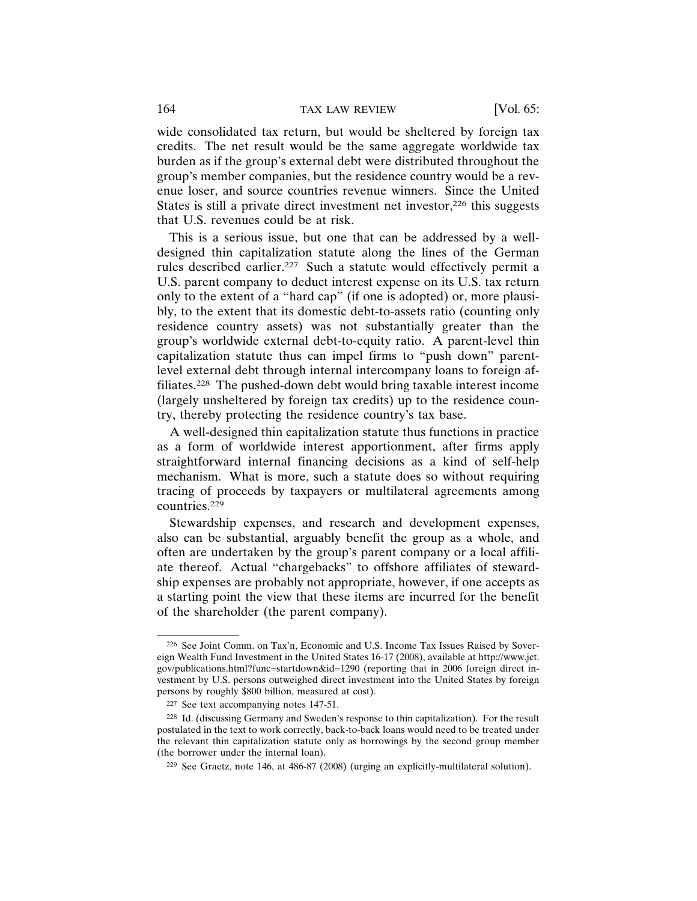wide consolidated tax return, but would be sheltered by foreign tax credits. The net result would be the same aggregate worldwide tax burden as if the group's external debt were distributed throughout the group's member companies, but the residence country would be a revenue loser, and source countries revenue winners. Since the United States is still a private direct investment net investor,[226] this suggests that U.S. revenues could be at risk.

This is a serious issue, but one that can be addressed by a well-designed thin capitalization statute along the lines of the German rules described earlier.[227] Such a statute would effectively permit a U.S. parent company to deduct interest expense on its U.S. tax return only to the extent of a "hard cap" (if one is adopted) or, more plausibly, to the extent that its domestic debt-to-assets ratio (counting only residence country assets) was not substantially greater than the group's worldwide external debt-to-equity ratio. A parent-level thin capitalization statute thus can impel firms to "push down" parent-level external debt through internal intercompany loans to foreign affiliates.[228] The pushed-down debt would bring taxable interest income (largely unsheltered by foreign tax credits) up to the residence country, thereby protecting the residence country's tax base.

A well-designed thin capitalization statute thus functions in practice as a form of worldwide interest apportionment, after firms apply straightforward internal financing decisions as a kind of self-help mechanism. What is more, such a statute does so without requiring tracing of proceeds by taxpayers or multilateral agreements among countries.[229]

Stewardship expenses, and research and development expenses, also can be substantial, arguably benefit the group as a whole, and often are undertaken by the group's parent company or a local affiliate thereof. Actual "chargebacks" to offshore affiliates of stewardship expenses are probably not appropriate, however, if one accepts as a starting point the view that these items are incurred for the benefit of the shareholder (the parent company).

---

[226] See Joint Comm. on Tax'n, Economic and U.S. Income Tax Issues Raised by Sovereign Wealth Fund Investment in the United States 16-17 (2008), available at http://www.jct.gov/publications.html?func=startdown&id=1290 (reporting that in 2006 foreign direct investment by U.S. persons outweighed direct investment into the United States by foreign persons by roughly $800 billion, measured at cost).

[227] See text accompanying notes 147-51.

[228] Id. (discussing Germany and Sweden's response to thin capitalization). For the result postulated in the text to work correctly, back-to-back loans would need to be treated under the relevant thin capitalization statute only as borrowings by the second group member (the borrower under the internal loan).

[229] See Graetz, note 146, at 486-87 (2008) (urging an explicitly-multilateral solution).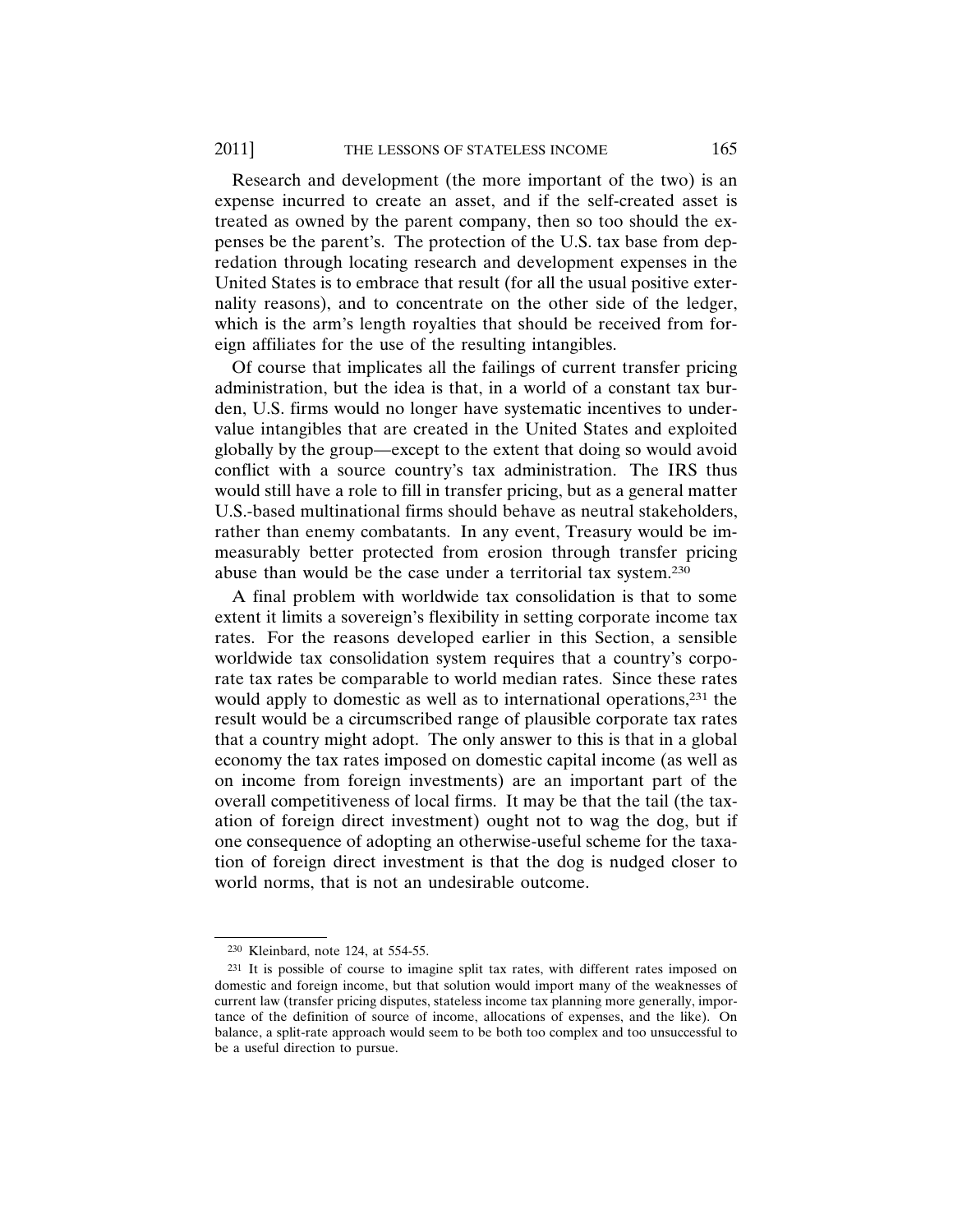Research and development (the more important of the two) is an expense incurred to create an asset, and if the self-created asset is treated as owned by the parent company, then so too should the expenses be the parent's. The protection of the U.S. tax base from depredation through locating research and development expenses in the United States is to embrace that result (for all the usual positive externality reasons), and to concentrate on the other side of the ledger, which is the arm's length royalties that should be received from foreign affiliates for the use of the resulting intangibles.

Of course that implicates all the failings of current transfer pricing administration, but the idea is that, in a world of a constant tax burden, U.S. firms would no longer have systematic incentives to undervalue intangibles that are created in the United States and exploited globally by the group—except to the extent that doing so would avoid conflict with a source country's tax administration. The IRS thus would still have a role to fill in transfer pricing, but as a general matter U.S.-based multinational firms should behave as neutral stakeholders, rather than enemy combatants. In any event, Treasury would be immeasurably better protected from erosion through transfer pricing abuse than would be the case under a territorial tax system.[230]

A final problem with worldwide tax consolidation is that to some extent it limits a sovereign's flexibility in setting corporate income tax rates. For the reasons developed earlier in this Section, a sensible worldwide tax consolidation system requires that a country's corporate tax rates be comparable to world median rates. Since these rates would apply to domestic as well as to international operations,[231] the result would be a circumscribed range of plausible corporate tax rates that a country might adopt. The only answer to this is that in a global economy the tax rates imposed on domestic capital income (as well as on income from foreign investments) are an important part of the overall competitiveness of local firms. It may be that the tail (the taxation of foreign direct investment) ought not to wag the dog, but if one consequence of adopting an otherwise-useful scheme for the taxation of foreign direct investment is that the dog is nudged closer to world norms, that is not an undesirable outcome.

---

[230] Kleinbard, note 124, at 554-55.

[231] It is possible of course to imagine split tax rates, with different rates imposed on domestic and foreign income, but that solution would import many of the weaknesses of current law (transfer pricing disputes, stateless income tax planning more generally, importance of the definition of source of income, allocations of expenses, and the like). On balance, a split-rate approach would seem to be both too complex and too unsuccessful to be a useful direction to pursue.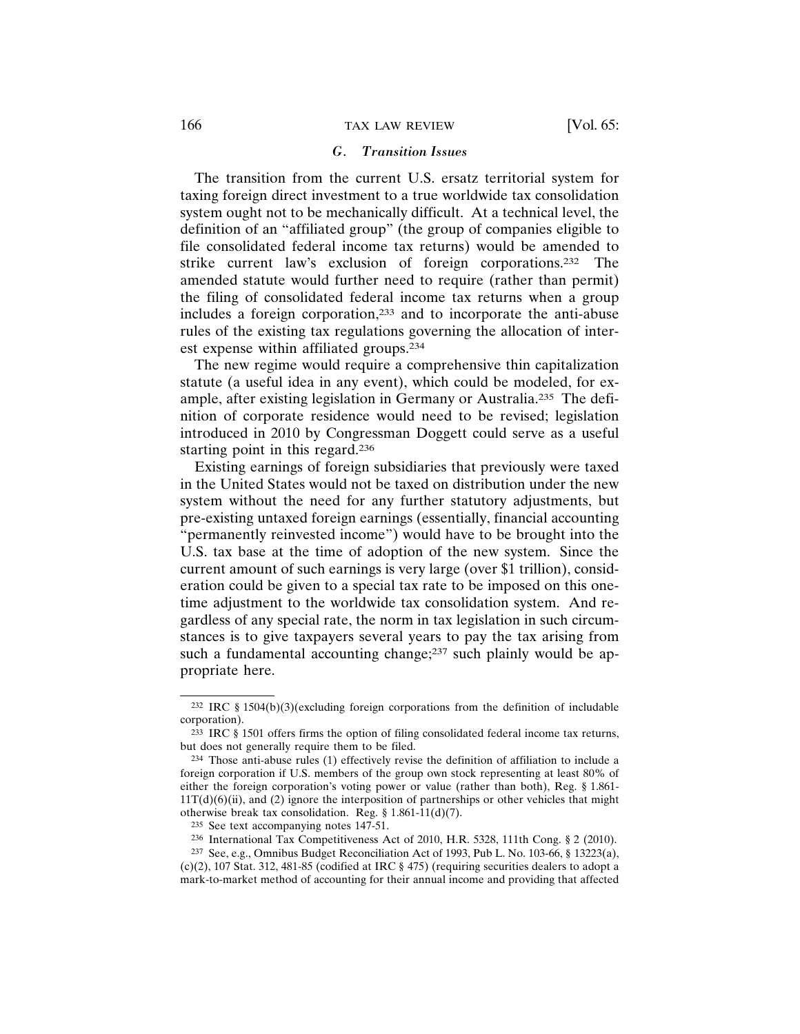### *G. Transition Issues*

The transition from the current U.S. ersatz territorial system for taxing foreign direct investment to a true worldwide tax consolidation system ought not to be mechanically difficult. At a technical level, the definition of an "affiliated group" (the group of companies eligible to file consolidated federal income tax returns) would be amended to strike current law's exclusion of foreign corporations.[232] The amended statute would further need to require (rather than permit) the filing of consolidated federal income tax returns when a group includes a foreign corporation,[233] and to incorporate the anti-abuse rules of the existing tax regulations governing the allocation of interest expense within affiliated groups.[234]

The new regime would require a comprehensive thin capitalization statute (a useful idea in any event), which could be modeled, for example, after existing legislation in Germany or Australia.[235] The definition of corporate residence would need to be revised; legislation introduced in 2010 by Congressman Doggett could serve as a useful starting point in this regard.[236]

Existing earnings of foreign subsidiaries that previously were taxed in the United States would not be taxed on distribution under the new system without the need for any further statutory adjustments, but pre-existing untaxed foreign earnings (essentially, financial accounting "permanently reinvested income") would have to be brought into the U.S. tax base at the time of adoption of the new system. Since the current amount of such earnings is very large (over $1 trillion), consideration could be given to a special tax rate to be imposed on this one-time adjustment to the worldwide tax consolidation system. And regardless of any special rate, the norm in tax legislation in such circumstances is to give taxpayers several years to pay the tax arising from such a fundamental accounting change;[237] such plainly would be appropriate here.

---

[232] IRC § 1504(b)(3)(excluding foreign corporations from the definition of includable corporation).

[233] IRC § 1501 offers firms the option of filing consolidated federal income tax returns, but does not generally require them to be filed.

[234] Those anti-abuse rules (1) effectively revise the definition of affiliation to include a foreign corporation if U.S. members of the group own stock representing at least 80% of either the foreign corporation's voting power or value (rather than both), Reg. § 1.861-11T(d)(6)(ii), and (2) ignore the interposition of partnerships or other vehicles that might otherwise break tax consolidation. Reg. § 1.861-11(d)(7).

[235] See text accompanying notes 147-51.

[236] International Tax Competitiveness Act of 2010, H.R. 5328, 111th Cong. § 2 (2010).

[237] See, e.g., Omnibus Budget Reconciliation Act of 1993, Pub L. No. 103-66, § 13223(a), (c)(2), 107 Stat. 312, 481-85 (codified at IRC § 475) (requiring securities dealers to adopt a mark-to-market method of accounting for their annual income and providing that affected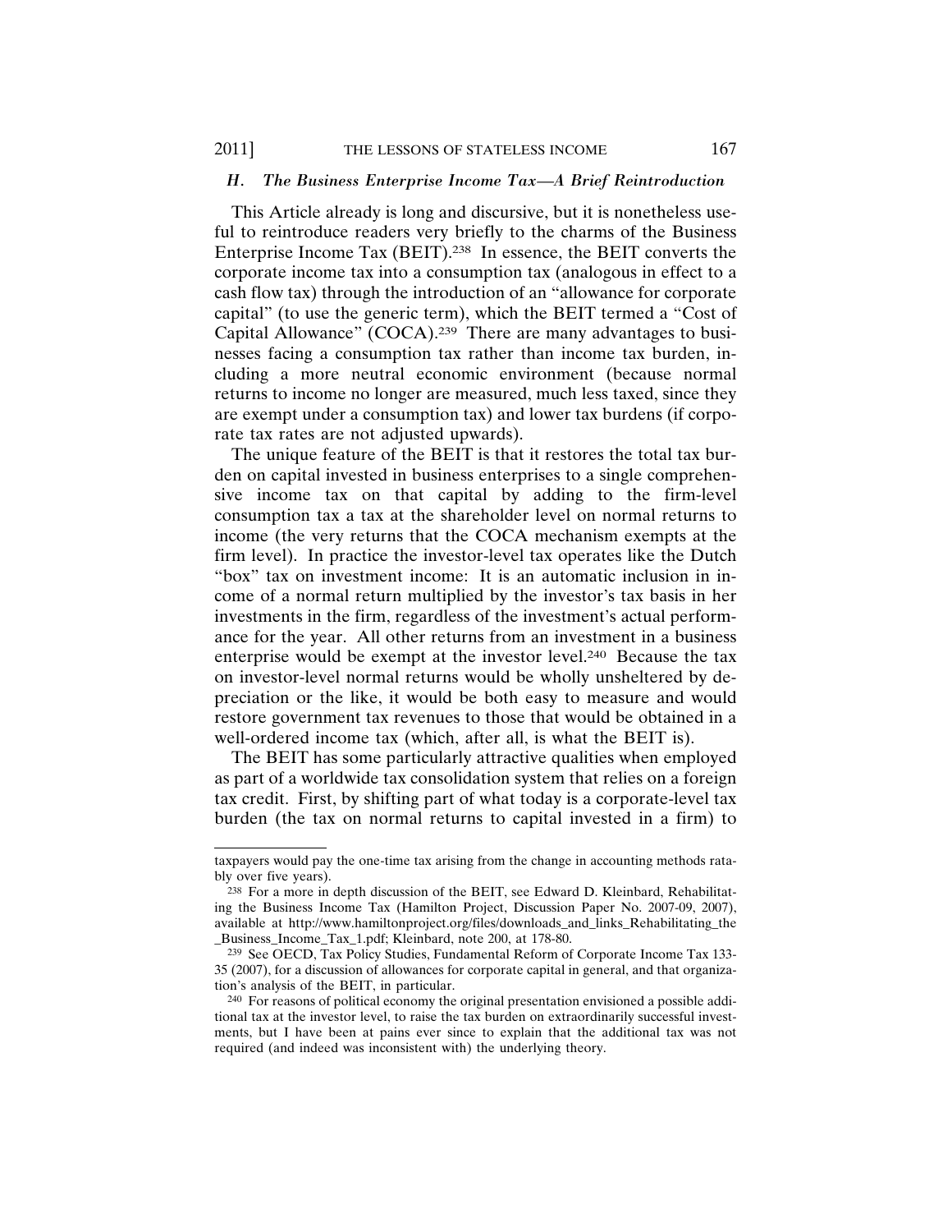### *H. The Business Enterprise Income Tax—A Brief Reintroduction*

This Article already is long and discursive, but it is nonetheless useful to reintroduce readers very briefly to the charms of the Business Enterprise Income Tax (BEIT).[238] In essence, the BEIT converts the corporate income tax into a consumption tax (analogous in effect to a cash flow tax) through the introduction of an "allowance for corporate capital" (to use the generic term), which the BEIT termed a "Cost of Capital Allowance" (COCA).[239] There are many advantages to businesses facing a consumption tax rather than income tax burden, including a more neutral economic environment (because normal returns to income no longer are measured, much less taxed, since they are exempt under a consumption tax) and lower tax burdens (if corporate tax rates are not adjusted upwards).

The unique feature of the BEIT is that it restores the total tax burden on capital invested in business enterprises to a single comprehensive income tax on that capital by adding to the firm-level consumption tax a tax at the shareholder level on normal returns to income (the very returns that the COCA mechanism exempts at the firm level). In practice the investor-level tax operates like the Dutch "box" tax on investment income: It is an automatic inclusion in income of a normal return multiplied by the investor's tax basis in her investments in the firm, regardless of the investment's actual performance for the year. All other returns from an investment in a business enterprise would be exempt at the investor level.[240] Because the tax on investor-level normal returns would be wholly unsheltered by depreciation or the like, it would be both easy to measure and would restore government tax revenues to those that would be obtained in a well-ordered income tax (which, after all, is what the BEIT is).

The BEIT has some particularly attractive qualities when employed as part of a worldwide tax consolidation system that relies on a foreign tax credit. First, by shifting part of what today is a corporate-level tax burden (the tax on normal returns to capital invested in a firm) to

---

taxpayers would pay the one-time tax arising from the change in accounting methods ratably over five years).

[238] For a more in depth discussion of the BEIT, see Edward D. Kleinbard, Rehabilitating the Business Income Tax (Hamilton Project, Discussion Paper No. 2007-09, 2007), available at http://www.hamiltonproject.org/files/downloads_and_links_Rehabilitating_the_Business_Income_Tax_1.pdf; Kleinbard, note 200, at 178-80.

[239] See OECD, Tax Policy Studies, Fundamental Reform of Corporate Income Tax 133-35 (2007), for a discussion of allowances for corporate capital in general, and that organization's analysis of the BEIT, in particular.

[240] For reasons of political economy the original presentation envisioned a possible additional tax at the investor level, to raise the tax burden on extraordinarily successful investments, but I have been at pains ever since to explain that the additional tax was not required (and indeed was inconsistent with) the underlying theory.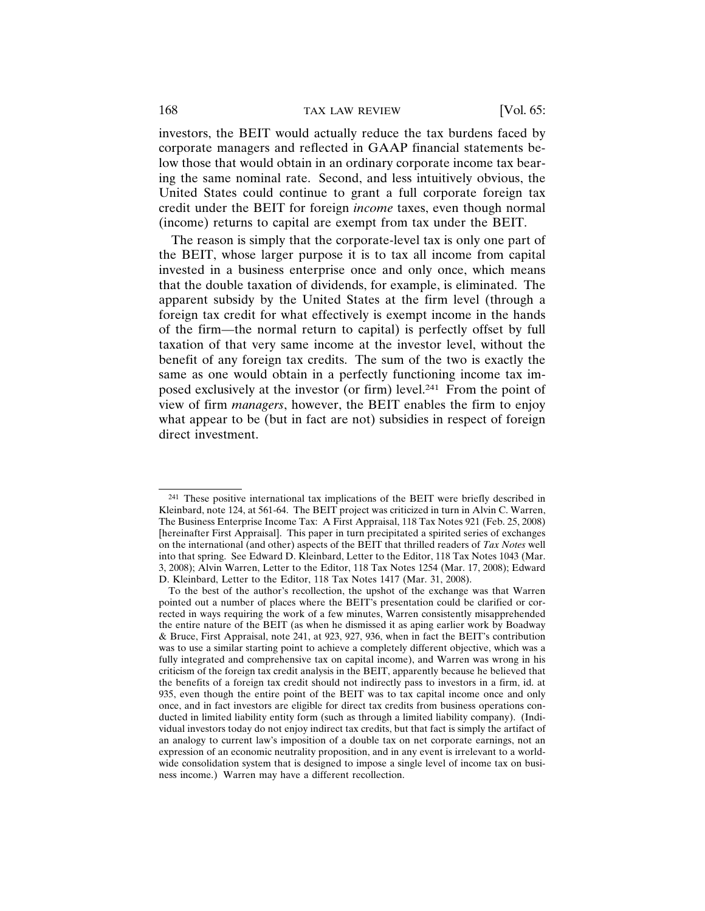investors, the BEIT would actually reduce the tax burdens faced by corporate managers and reflected in GAAP financial statements below those that would obtain in an ordinary corporate income tax bearing the same nominal rate. Second, and less intuitively obvious, the United States could continue to grant a full corporate foreign tax credit under the BEIT for foreign *income* taxes, even though normal (income) returns to capital are exempt from tax under the BEIT.

The reason is simply that the corporate-level tax is only one part of the BEIT, whose larger purpose it is to tax all income from capital invested in a business enterprise once and only once, which means that the double taxation of dividends, for example, is eliminated. The apparent subsidy by the United States at the firm level (through a foreign tax credit for what effectively is exempt income in the hands of the firm—the normal return to capital) is perfectly offset by full taxation of that very same income at the investor level, without the benefit of any foreign tax credits. The sum of the two is exactly the same as one would obtain in a perfectly functioning income tax imposed exclusively at the investor (or firm) level.[241] From the point of view of firm *managers*, however, the BEIT enables the firm to enjoy what appear to be (but in fact are not) subsidies in respect of foreign direct investment.

---

[241] These positive international tax implications of the BEIT were briefly described in Kleinbard, note 124, at 561-64. The BEIT project was criticized in turn in Alvin C. Warren, The Business Enterprise Income Tax: A First Appraisal, 118 Tax Notes 921 (Feb. 25, 2008) [hereinafter First Appraisal]. This paper in turn precipitated a spirited series of exchanges on the international (and other) aspects of the BEIT that thrilled readers of *Tax Notes* well into that spring. See Edward D. Kleinbard, Letter to the Editor, 118 Tax Notes 1043 (Mar. 3, 2008); Alvin Warren, Letter to the Editor, 118 Tax Notes 1254 (Mar. 17, 2008); Edward D. Kleinbard, Letter to the Editor, 118 Tax Notes 1417 (Mar. 31, 2008).

To the best of the author's recollection, the upshot of the exchange was that Warren pointed out a number of places where the BEIT's presentation could be clarified or corrected in ways requiring the work of a few minutes, Warren consistently misapprehended the entire nature of the BEIT (as when he dismissed it as aping earlier work by Boadway & Bruce, First Appraisal, note 241, at 923, 927, 936, when in fact the BEIT's contribution was to use a similar starting point to achieve a completely different objective, which was a fully integrated and comprehensive tax on capital income), and Warren was wrong in his criticism of the foreign tax credit analysis in the BEIT, apparently because he believed that the benefits of a foreign tax credit should not indirectly pass to investors in a firm, id. at 935, even though the entire point of the BEIT was to tax capital income once and only once, and in fact investors are eligible for direct tax credits from business operations conducted in limited liability entity form (such as through a limited liability company). (Individual investors today do not enjoy indirect tax credits, but that fact is simply the artifact of an analogy to current law's imposition of a double tax on net corporate earnings, not an expression of an economic neutrality proposition, and in any event is irrelevant to a worldwide consolidation system that is designed to impose a single level of income tax on business income.) Warren may have a different recollection.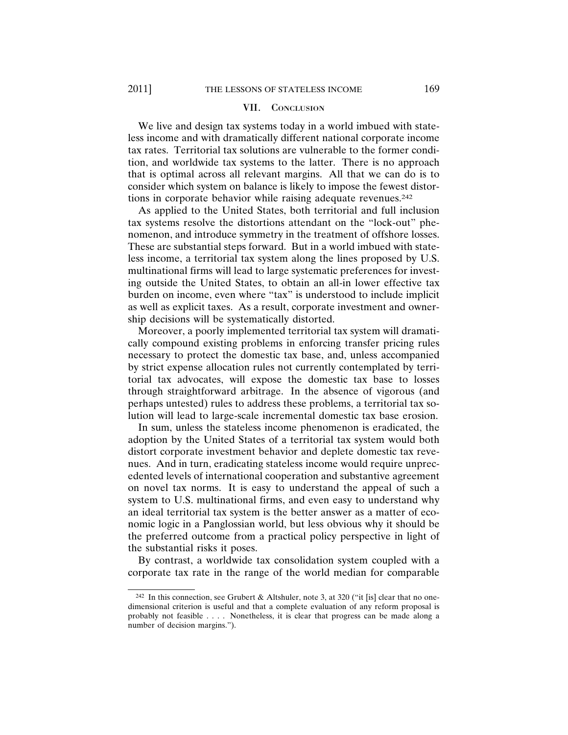## VII. Conclusion

We live and design tax systems today in a world imbued with stateless income and with dramatically different national corporate income tax rates. Territorial tax solutions are vulnerable to the former condition, and worldwide tax systems to the latter. There is no approach that is optimal across all relevant margins. All that we can do is to consider which system on balance is likely to impose the fewest distortions in corporate behavior while raising adequate revenues.[242]

As applied to the United States, both territorial and full inclusion tax systems resolve the distortions attendant on the "lock-out" phenomenon, and introduce symmetry in the treatment of offshore losses. These are substantial steps forward. But in a world imbued with stateless income, a territorial tax system along the lines proposed by U.S. multinational firms will lead to large systematic preferences for investing outside the United States, to obtain an all-in lower effective tax burden on income, even where "tax" is understood to include implicit as well as explicit taxes. As a result, corporate investment and ownership decisions will be systematically distorted.

Moreover, a poorly implemented territorial tax system will dramatically compound existing problems in enforcing transfer pricing rules necessary to protect the domestic tax base, and, unless accompanied by strict expense allocation rules not currently contemplated by territorial tax advocates, will expose the domestic tax base to losses through straightforward arbitrage. In the absence of vigorous (and perhaps untested) rules to address these problems, a territorial tax solution will lead to large-scale incremental domestic tax base erosion.

In sum, unless the stateless income phenomenon is eradicated, the adoption by the United States of a territorial tax system would both distort corporate investment behavior and deplete domestic tax revenues. And in turn, eradicating stateless income would require unprecedented levels of international cooperation and substantive agreement on novel tax norms. It is easy to understand the appeal of such a system to U.S. multinational firms, and even easy to understand why an ideal territorial tax system is the better answer as a matter of economic logic in a Panglossian world, but less obvious why it should be the preferred outcome from a practical policy perspective in light of the substantial risks it poses.

By contrast, a worldwide tax consolidation system coupled with a corporate tax rate in the range of the world median for comparable

---

[242] In this connection, see Grubert & Altshuler, note 3, at 320 ("it [is] clear that no one-dimensional criterion is useful and that a complete evaluation of any reform proposal is probably not feasible . . . . Nonetheless, it is clear that progress can be made along a number of decision margins.").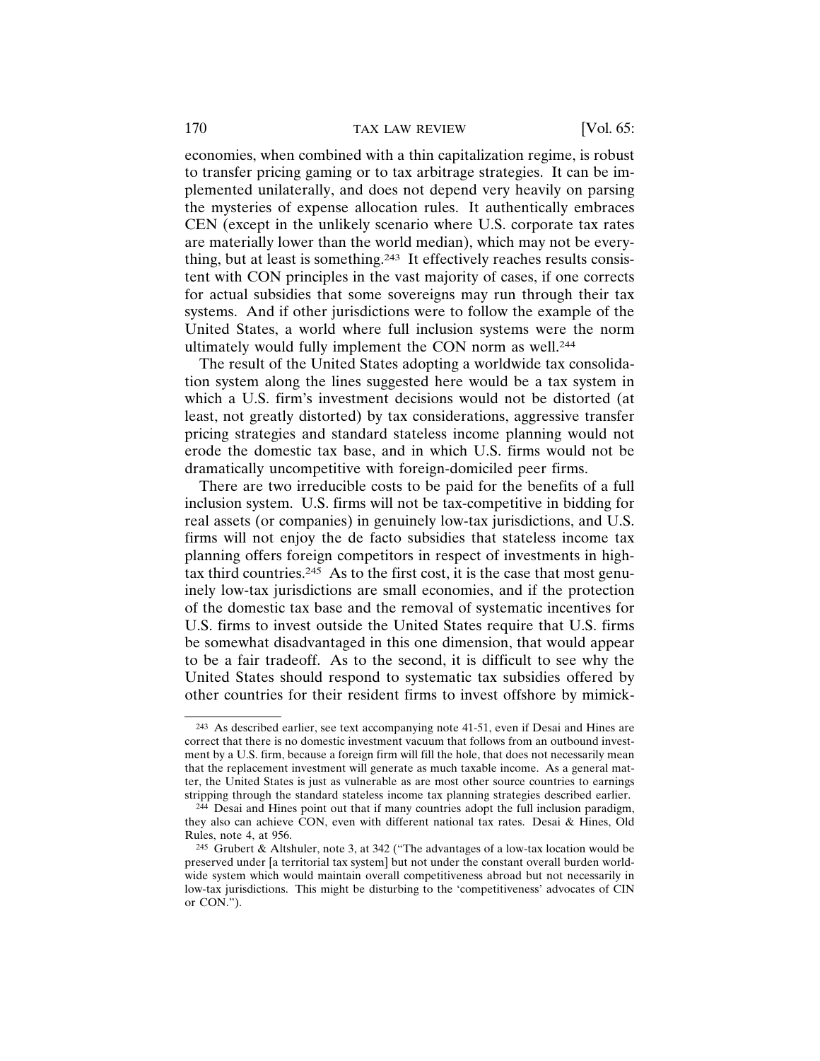economies, when combined with a thin capitalization regime, is robust to transfer pricing gaming or to tax arbitrage strategies. It can be implemented unilaterally, and does not depend very heavily on parsing the mysteries of expense allocation rules. It authentically embraces CEN (except in the unlikely scenario where U.S. corporate tax rates are materially lower than the world median), which may not be everything, but at least is something.[243] It effectively reaches results consistent with CON principles in the vast majority of cases, if one corrects for actual subsidies that some sovereigns may run through their tax systems. And if other jurisdictions were to follow the example of the United States, a world where full inclusion systems were the norm ultimately would fully implement the CON norm as well.[244]

The result of the United States adopting a worldwide tax consolidation system along the lines suggested here would be a tax system in which a U.S. firm's investment decisions would not be distorted (at least, not greatly distorted) by tax considerations, aggressive transfer pricing strategies and standard stateless income planning would not erode the domestic tax base, and in which U.S. firms would not be dramatically uncompetitive with foreign-domiciled peer firms.

There are two irreducible costs to be paid for the benefits of a full inclusion system. U.S. firms will not be tax-competitive in bidding for real assets (or companies) in genuinely low-tax jurisdictions, and U.S. firms will not enjoy the de facto subsidies that stateless income tax planning offers foreign competitors in respect of investments in high-tax third countries.[245] As to the first cost, it is the case that most genuinely low-tax jurisdictions are small economies, and if the protection of the domestic tax base and the removal of systematic incentives for U.S. firms to invest outside the United States require that U.S. firms be somewhat disadvantaged in this one dimension, that would appear to be a fair tradeoff. As to the second, it is difficult to see why the United States should respond to systematic tax subsidies offered by other countries for their resident firms to invest offshore by mimick-

---

[243] As described earlier, see text accompanying note 41-51, even if Desai and Hines are correct that there is no domestic investment vacuum that follows from an outbound investment by a U.S. firm, because a foreign firm will fill the hole, that does not necessarily mean that the replacement investment will generate as much taxable income. As a general matter, the United States is just as vulnerable as are most other source countries to earnings stripping through the standard stateless income tax planning strategies described earlier.

[244] Desai and Hines point out that if many countries adopt the full inclusion paradigm, they also can achieve CON, even with different national tax rates. Desai & Hines, Old Rules, note 4, at 956.

[245] Grubert & Altshuler, note 3, at 342 ("The advantages of a low-tax location would be preserved under [a territorial tax system] but not under the constant overall burden worldwide system which would maintain overall competitiveness abroad but not necessarily in low-tax jurisdictions. This might be disturbing to the 'competitiveness' advocates of CIN or CON.").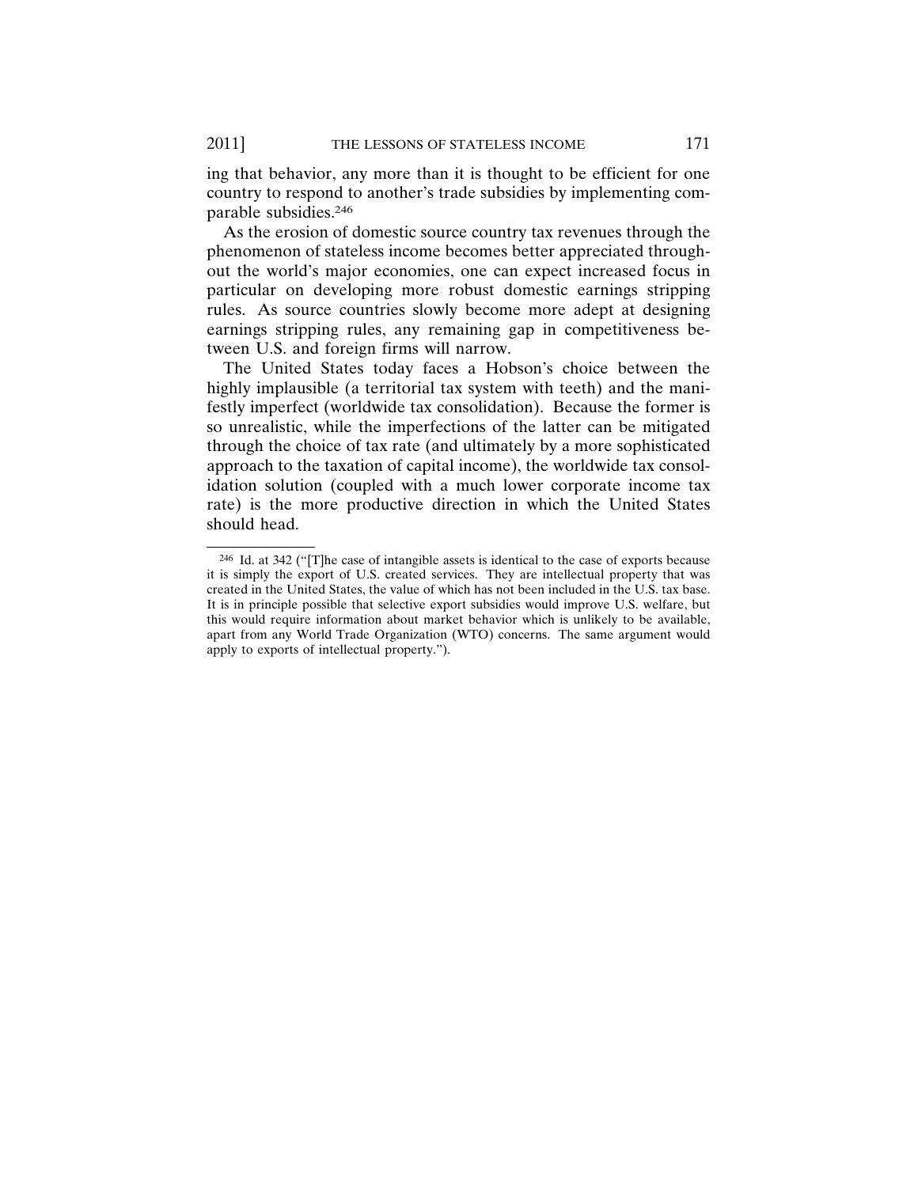ing that behavior, any more than it is thought to be efficient for one country to respond to another's trade subsidies by implementing comparable subsidies.[246]

As the erosion of domestic source country tax revenues through the phenomenon of stateless income becomes better appreciated throughout the world's major economies, one can expect increased focus in particular on developing more robust domestic earnings stripping rules. As source countries slowly become more adept at designing earnings stripping rules, any remaining gap in competitiveness between U.S. and foreign firms will narrow.

The United States today faces a Hobson's choice between the highly implausible (a territorial tax system with teeth) and the manifestly imperfect (worldwide tax consolidation). Because the former is so unrealistic, while the imperfections of the latter can be mitigated through the choice of tax rate (and ultimately by a more sophisticated approach to the taxation of capital income), the worldwide tax consolidation solution (coupled with a much lower corporate income tax rate) is the more productive direction in which the United States should head.

---

[246] Id. at 342 ("[T]he case of intangible assets is identical to the case of exports because it is simply the export of U.S. created services. They are intellectual property that was created in the United States, the value of which has not been included in the U.S. tax base. It is in principle possible that selective export subsidies would improve U.S. welfare, but this would require information about market behavior which is unlikely to be available, apart from any World Trade Organization (WTO) concerns. The same argument would apply to exports of intellectual property.").